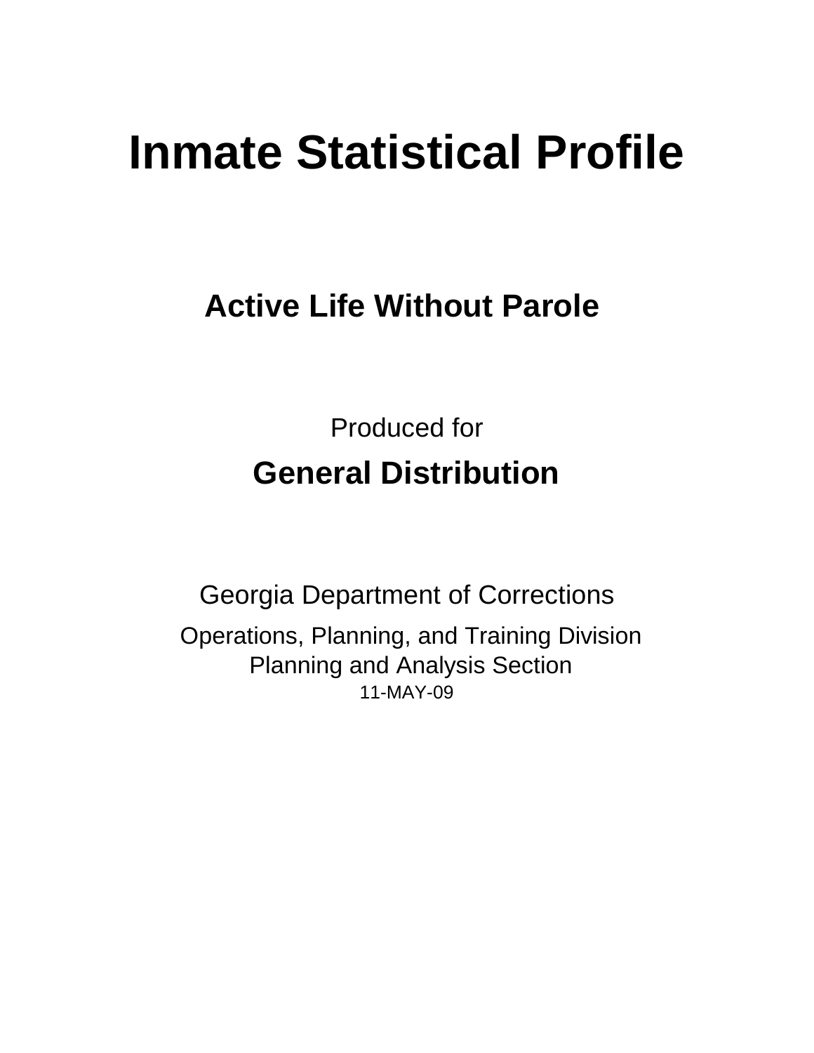# Inmate Statistical Profile

## Active Life Without Parole

Produced for

## General Distribution

Georgia Department of Corrections

Operations, Planning, and Training Division
Planning and Analysis Section
11-MAY-09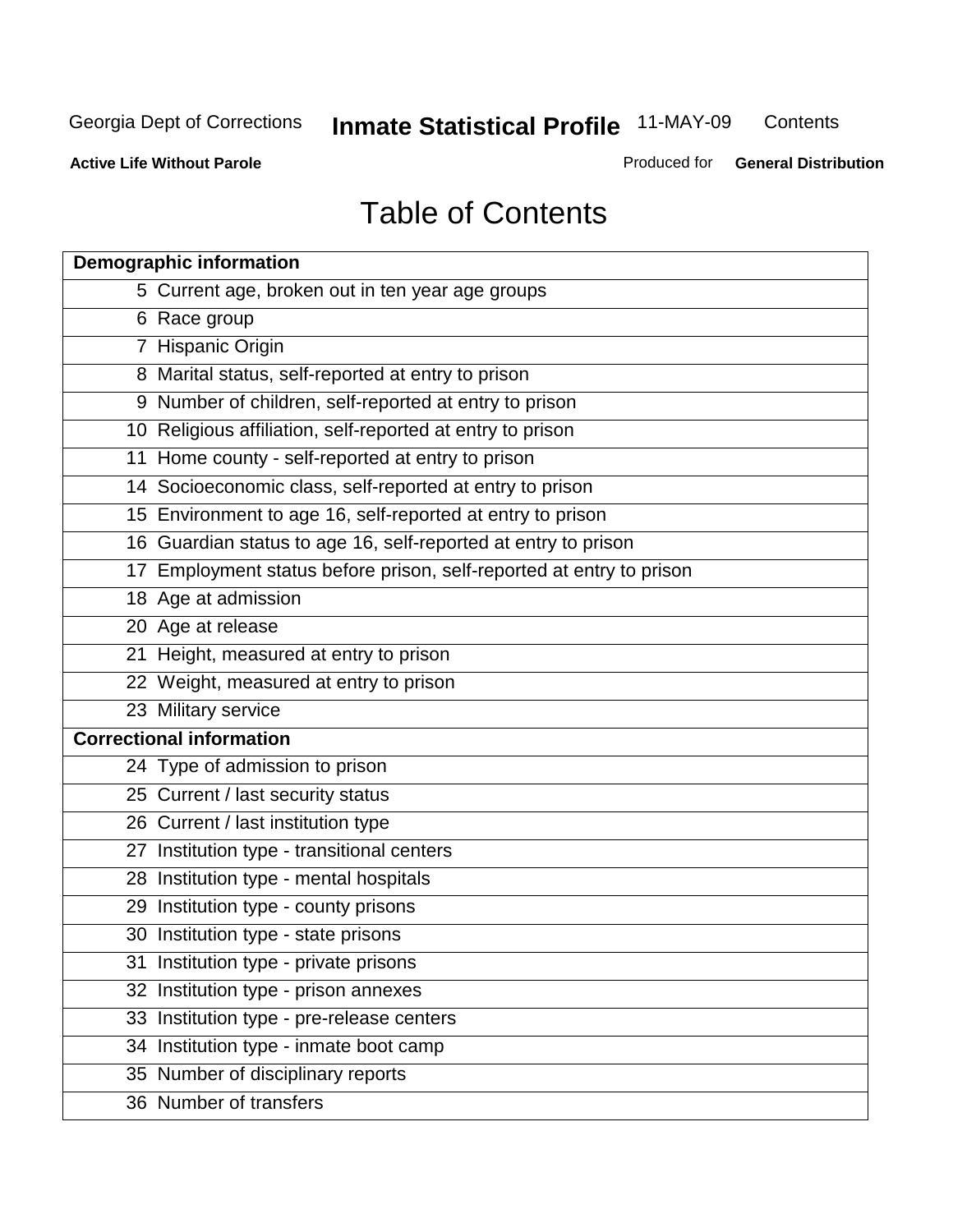# Table of Contents

| Demographic information | |
|---|---|
| 5 | Current age, broken out in ten year age groups |
| 6 | Race group |
| 7 | Hispanic Origin |
| 8 | Marital status, self-reported at entry to prison |
| 9 | Number of children, self-reported at entry to prison |
| 10 | Religious affiliation, self-reported at entry to prison |
| 11 | Home county - self-reported at entry to prison |
| 14 | Socioeconomic class, self-reported at entry to prison |
| 15 | Environment to age 16, self-reported at entry to prison |
| 16 | Guardian status to age 16, self-reported at entry to prison |
| 17 | Employment status before prison, self-reported at entry to prison |
| 18 | Age at admission |
| 20 | Age at release |
| 21 | Height, measured at entry to prison |
| 22 | Weight, measured at entry to prison |
| 23 | Military service |
| **Correctional information** | |
| 24 | Type of admission to prison |
| 25 | Current / last security status |
| 26 | Current / last institution type |
| 27 | Institution type - transitional centers |
| 28 | Institution type - mental hospitals |
| 29 | Institution type - county prisons |
| 30 | Institution type - state prisons |
| 31 | Institution type - private prisons |
| 32 | Institution type - prison annexes |
| 33 | Institution type - pre-release centers |
| 34 | Institution type - inmate boot camp |
| 35 | Number of disciplinary reports |
| 36 | Number of transfers |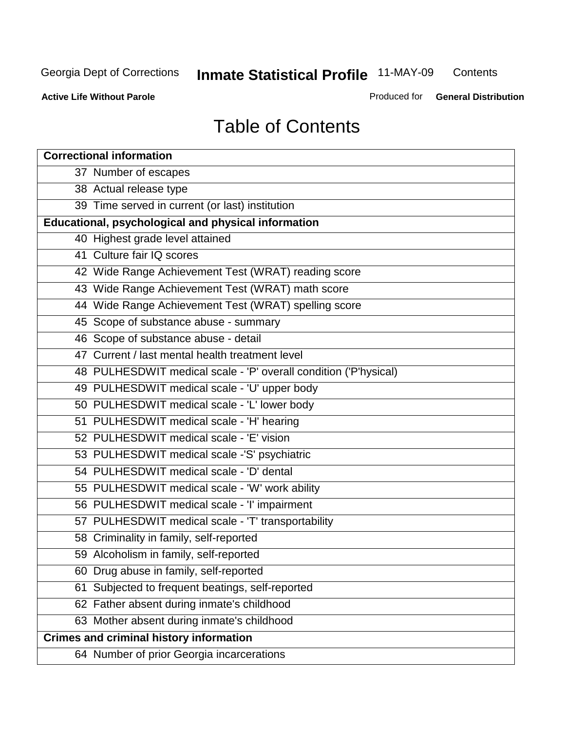# Table of Contents

| Correctional information |
|---|
| 37 Number of escapes |
| 38 Actual release type |
| 39 Time served in current (or last) institution |
| **Educational, psychological and physical information** |
| 40 Highest grade level attained |
| 41 Culture fair IQ scores |
| 42 Wide Range Achievement Test (WRAT) reading score |
| 43 Wide Range Achievement Test (WRAT) math score |
| 44 Wide Range Achievement Test (WRAT) spelling score |
| 45 Scope of substance abuse - summary |
| 46 Scope of substance abuse - detail |
| 47 Current / last mental health treatment level |
| 48 PULHESDWIT medical scale - 'P' overall condition ('P'hysical) |
| 49 PULHESDWIT medical scale - 'U' upper body |
| 50 PULHESDWIT medical scale - 'L' lower body |
| 51 PULHESDWIT medical scale - 'H' hearing |
| 52 PULHESDWIT medical scale - 'E' vision |
| 53 PULHESDWIT medical scale -'S' psychiatric |
| 54 PULHESDWIT medical scale - 'D' dental |
| 55 PULHESDWIT medical scale - 'W' work ability |
| 56 PULHESDWIT medical scale - 'I' impairment |
| 57 PULHESDWIT medical scale - 'T' transportability |
| 58 Criminality in family, self-reported |
| 59 Alcoholism in family, self-reported |
| 60 Drug abuse in family, self-reported |
| 61 Subjected to frequent beatings, self-reported |
| 62 Father absent during inmate's childhood |
| 63 Mother absent during inmate's childhood |
| **Crimes and criminal history information** |
| 64 Number of prior Georgia incarcerations |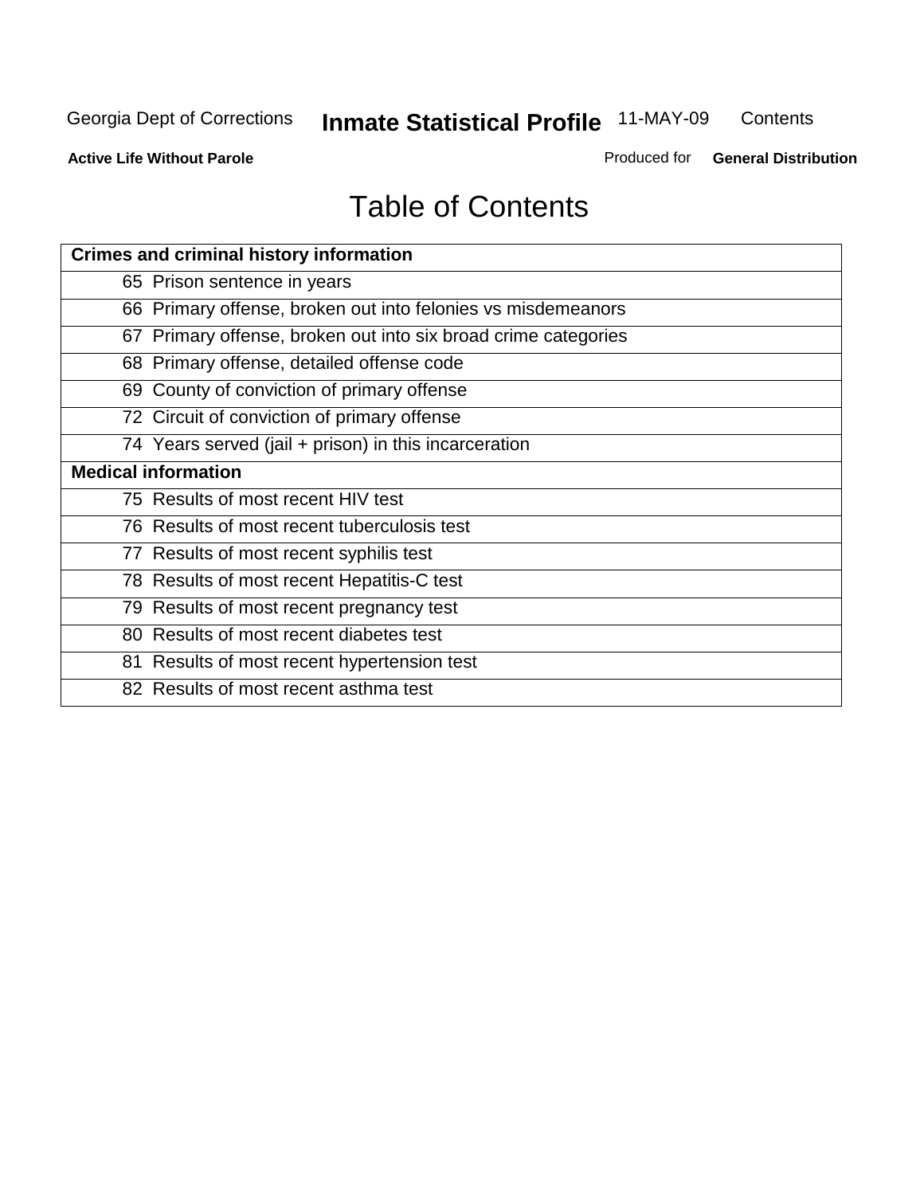# Table of Contents

| Crimes and criminal history information |
| --- |
| 65 Prison sentence in years |
| 66 Primary offense, broken out into felonies vs misdemeanors |
| 67 Primary offense, broken out into six broad crime categories |
| 68 Primary offense, detailed offense code |
| 69 County of conviction of primary offense |
| 72 Circuit of conviction of primary offense |
| 74 Years served (jail + prison) in this incarceration |
| **Medical information** |
| 75 Results of most recent HIV test |
| 76 Results of most recent tuberculosis test |
| 77 Results of most recent syphilis test |
| 78 Results of most recent Hepatitis-C test |
| 79 Results of most recent pregnancy test |
| 80 Results of most recent diabetes test |
| 81 Results of most recent hypertension test |
| 82 Results of most recent asthma test |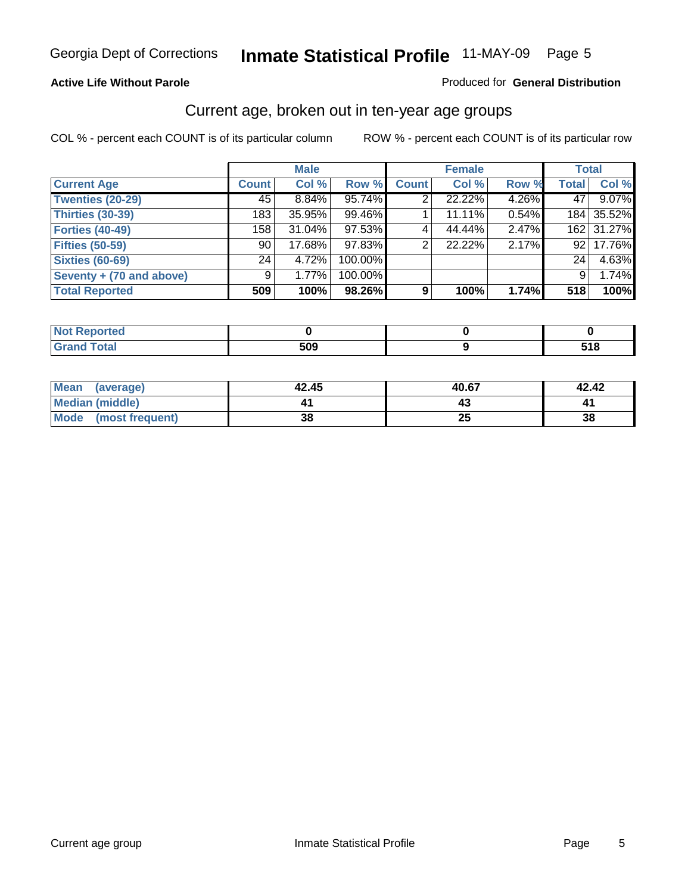Georgia Dept of Corrections **Inmate Statistical Profile** 11-MAY-09

**Active Life Without Parole**

Produced for **General Distribution**

## Current age, broken out in ten-year age groups

COL % - percent each COUNT is of its particular column

ROW % - percent each COUNT is of its particular row

| | Male | | | Female | | | Total | |
|---|---|---|---|---|---|---|---|---|
| **Current Age** | **Count** | **Col %** | **Row %** | **Count** | **Col %** | **Row %** | **Total** | **Col %** |
| **Twenties (20-29)** | 45 | 8.84% | 95.74% | 2 | 22.22% | 4.26% | 47 | 9.07% |
| **Thirties (30-39)** | 183 | 35.95% | 99.46% | 1 | 11.11% | 0.54% | 184 | 35.52% |
| **Forties (40-49)** | 158 | 31.04% | 97.53% | 4 | 44.44% | 2.47% | 162 | 31.27% |
| **Fifties (50-59)** | 90 | 17.68% | 97.83% | 2 | 22.22% | 2.17% | 92 | 17.76% |
| **Sixties (60-69)** | 24 | 4.72% | 100.00% | | | | 24 | 4.63% |
| **Seventy + (70 and above)** | 9 | 1.77% | 100.00% | | | | 9 | 1.74% |
| **Total Reported** | **509** | **100%** | **98.26%** | **9** | **100%** | **1.74%** | **518** | **100%** |

| | Male | Female | Total |
|---|---|---|---|
| **Not Reported** | **0** | **0** | **0** |
| **Grand Total** | **509** | **9** | **518** |

| | Male | Female | Total |
|---|---|---|---|
| **Mean (average)** | **42.45** | **40.67** | **42.42** |
| **Median (middle)** | **41** | **43** | **41** |
| **Mode (most frequent)** | **38** | **25** | **38** |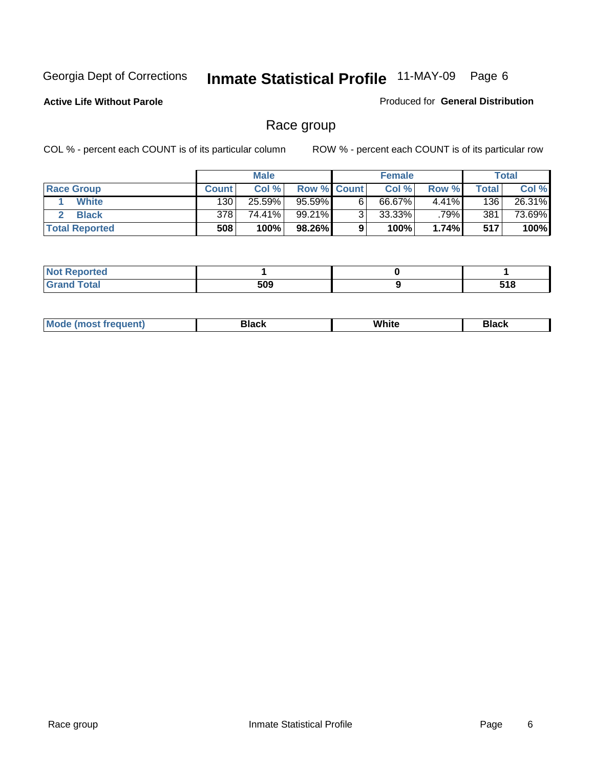Georgia Dept of Corrections **Inmate Statistical Profile** 11-MAY-09

**Active Life Without Parole**

Produced for **General Distribution**

## Race group

COL % - percent each COUNT is of its particular column ROW % - percent each COUNT is of its particular row

| | Male | | | Female | | | Total | |
|---|---|---|---|---|---|---|---|---|
| Race Group | Count | Col % | Row % | Count | Col % | Row % | Total | Col % |
| 1 White | 130 | 25.59% | 95.59% | 6 | 66.67% | 4.41% | 136 | 26.31% |
| 2 Black | 378 | 74.41% | 99.21% | 3 | 33.33% | .79% | 381 | 73.69% |
| **Total Reported** | **508** | **100%** | **98.26%** | **9** | **100%** | **1.74%** | **517** | **100%** |

| | Male | Female | Total |
|---|---|---|---|
| Not Reported | 1 | 0 | 1 |
| Grand Total | 509 | 9 | 518 |

| | Male | Female | Total |
|---|---|---|---|
| Mode (most frequent) | Black | White | Black |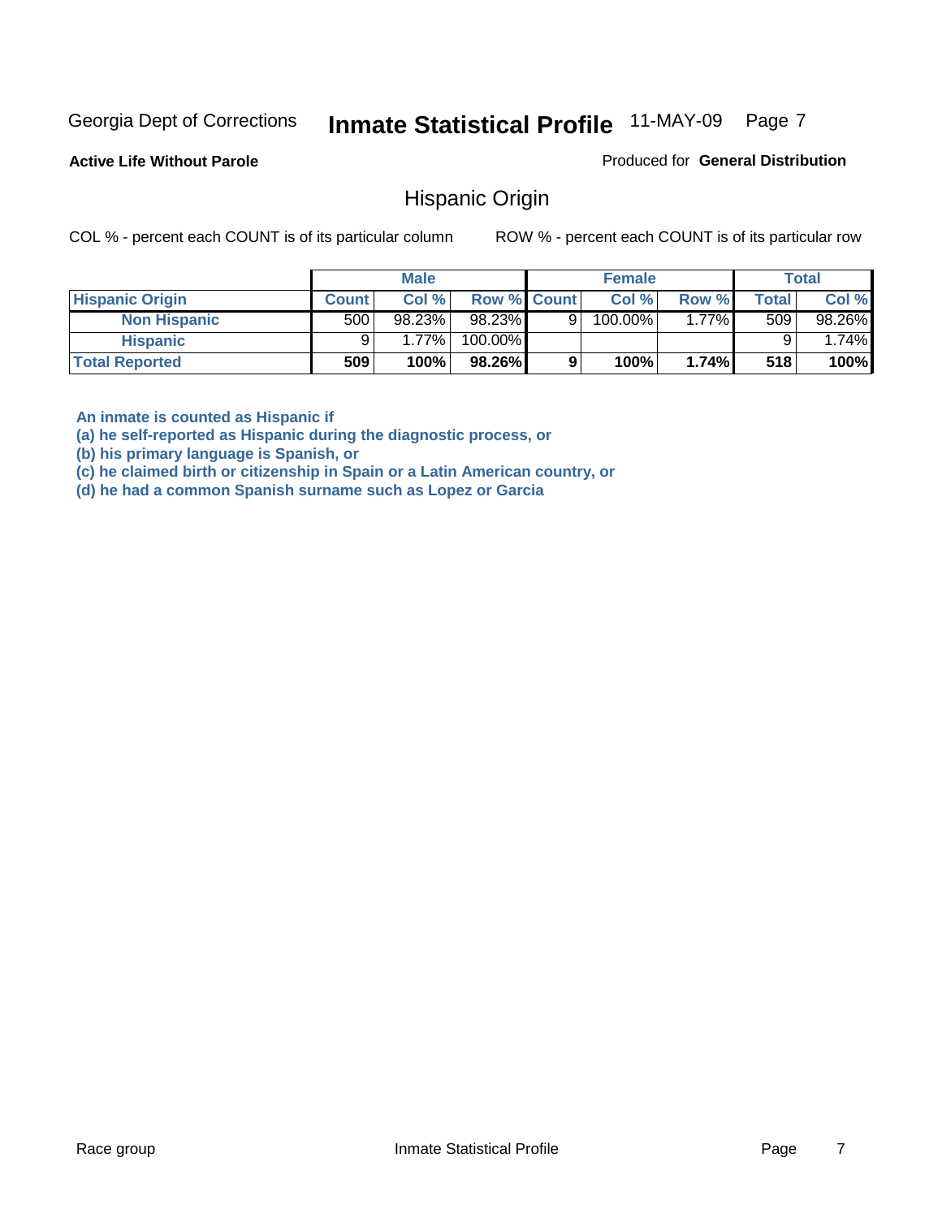Georgia Dept of Corrections **Inmate Statistical Profile** 11-MAY-09

**Active Life Without Parole**

Produced for **General Distribution**

## Hispanic Origin

COL % - percent each COUNT is of its particular column ROW % - percent each COUNT is of its particular row

| | Male | | | Female | | | Total | |
|---|---|---|---|---|---|---|---|---|
| **Hispanic Origin** | **Count** | **Col %** | **Row %** | **Count** | **Col %** | **Row %** | **Total** | **Col %** |
| **Non Hispanic** | 500 | 98.23% | 98.23% | 9 | 100.00% | 1.77% | 509 | 98.26% |
| **Hispanic** | 9 | 1.77% | 100.00% | | | | 9 | 1.74% |
| **Total Reported** | **509** | **100%** | **98.26%** | **9** | **100%** | **1.74%** | **518** | **100%** |

**An inmate is counted as Hispanic if**
**(a) he self-reported as Hispanic during the diagnostic process, or**
**(b) his primary language is Spanish, or**
**(c) he claimed birth or citizenship in Spain or a Latin American country, or**
**(d) he had a common Spanish surname such as Lopez or Garcia**

Race group Inmate Statistical Profile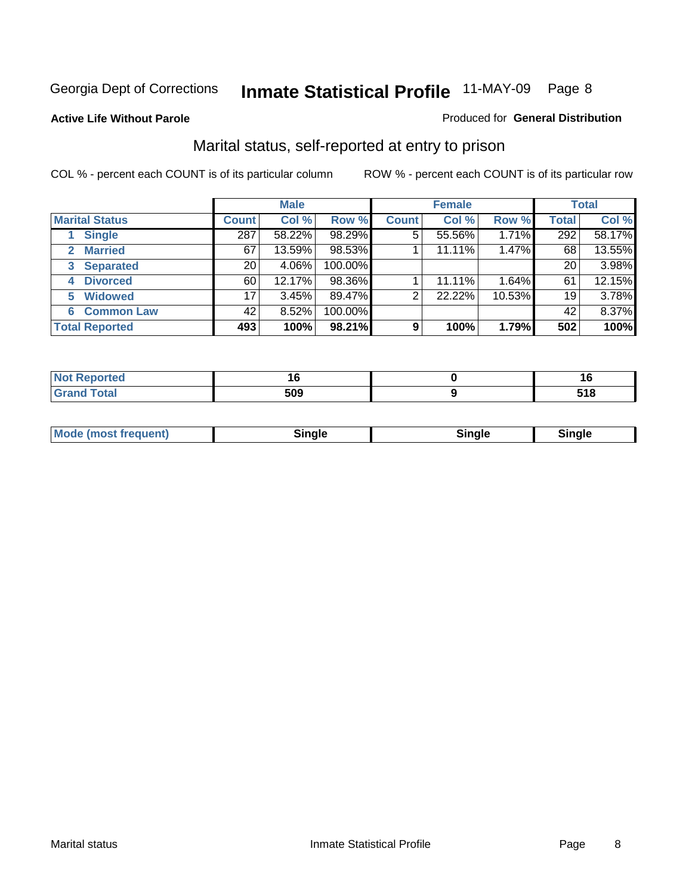Georgia Dept of Corrections **Inmate Statistical Profile** 11-MAY-09 Page 8

**Active Life Without Parole**

Produced for **General Distribution**

## Marital status, self-reported at entry to prison

COL % - percent each COUNT is of its particular column

ROW % - percent each COUNT is of its particular row

| | Male | | | Female | | | Total | |
|---|---|---|---|---|---|---|---|---|
| **Marital Status** | **Count** | **Col %** | **Row %** | **Count** | **Col %** | **Row %** | **Total** | **Col %** |
| 1 **Single** | 287 | 58.22% | 98.29% | 5 | 55.56% | 1.71% | 292 | 58.17% |
| 2 **Married** | 67 | 13.59% | 98.53% | 1 | 11.11% | 1.47% | 68 | 13.55% |
| 3 **Separated** | 20 | 4.06% | 100.00% | | | | 20 | 3.98% |
| 4 **Divorced** | 60 | 12.17% | 98.36% | 1 | 11.11% | 1.64% | 61 | 12.15% |
| 5 **Widowed** | 17 | 3.45% | 89.47% | 2 | 22.22% | 10.53% | 19 | 3.78% |
| 6 **Common Law** | 42 | 8.52% | 100.00% | | | | 42 | 8.37% |
| **Total Reported** | **493** | **100%** | **98.21%** | **9** | **100%** | **1.79%** | **502** | **100%** |

| | Male | Female | Total |
|---|---|---|---|
| **Not Reported** | **16** | **0** | **16** |
| **Grand Total** | **509** | **9** | **518** |

| | Male | Female | Total |
|---|---|---|---|
| **Mode (most frequent)** | **Single** | **Single** | **Single** |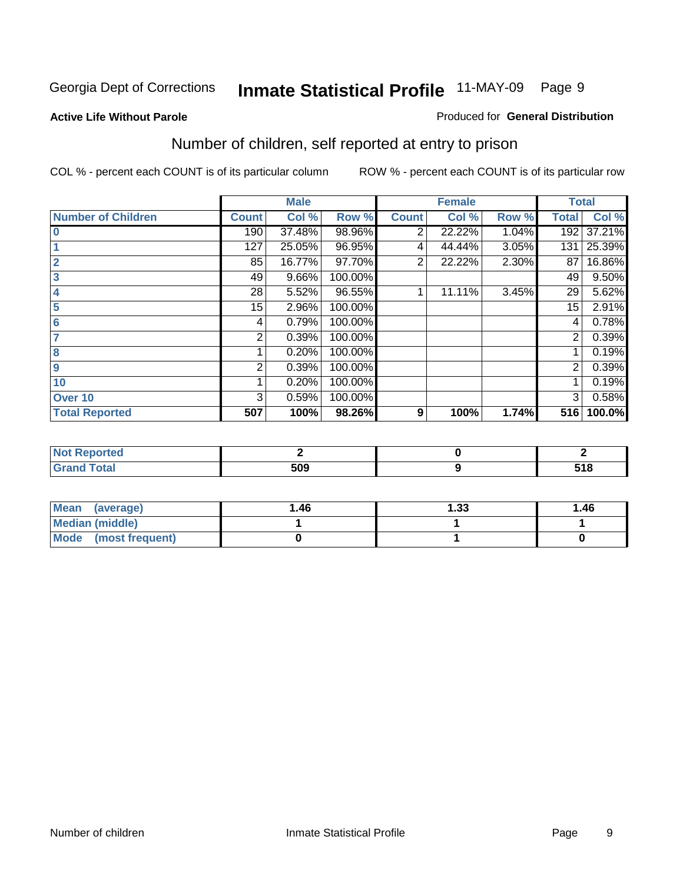Georgia Dept of Corrections **Inmate Statistical Profile** 11-MAY-09

**Active Life Without Parole**

Produced for **General Distribution**

## Number of children, self reported at entry to prison

COL % - percent each COUNT is of its particular column

ROW % - percent each COUNT is of its particular row

| | Male | | | Female | | | Total | |
|---|---|---|---|---|---|---|---|---|
| **Number of Children** | **Count** | **Col %** | **Row %** | **Count** | **Col %** | **Row %** | **Total** | **Col %** |
| **0** | 190 | 37.48% | 98.96% | 2 | 22.22% | 1.04% | 192 | 37.21% |
| **1** | 127 | 25.05% | 96.95% | 4 | 44.44% | 3.05% | 131 | 25.39% |
| **2** | 85 | 16.77% | 97.70% | 2 | 22.22% | 2.30% | 87 | 16.86% |
| **3** | 49 | 9.66% | 100.00% | | | | 49 | 9.50% |
| **4** | 28 | 5.52% | 96.55% | 1 | 11.11% | 3.45% | 29 | 5.62% |
| **5** | 15 | 2.96% | 100.00% | | | | 15 | 2.91% |
| **6** | 4 | 0.79% | 100.00% | | | | 4 | 0.78% |
| **7** | 2 | 0.39% | 100.00% | | | | 2 | 0.39% |
| **8** | 1 | 0.20% | 100.00% | | | | 1 | 0.19% |
| **9** | 2 | 0.39% | 100.00% | | | | 2 | 0.39% |
| **10** | 1 | 0.20% | 100.00% | | | | 1 | 0.19% |
| **Over 10** | 3 | 0.59% | 100.00% | | | | 3 | 0.58% |
| **Total Reported** | **507** | **100%** | **98.26%** | **9** | **100%** | **1.74%** | **516** | **100.0%** |

| | Male | Female | Total |
|---|---|---|---|
| **Not Reported** | **2** | **0** | **2** |
| **Grand Total** | **509** | **9** | **518** |

| | Male | Female | Total |
|---|---|---|---|
| **Mean (average)** | **1.46** | **1.33** | **1.46** |
| **Median (middle)** | **1** | **1** | **1** |
| **Mode (most frequent)** | **0** | **1** | **0** |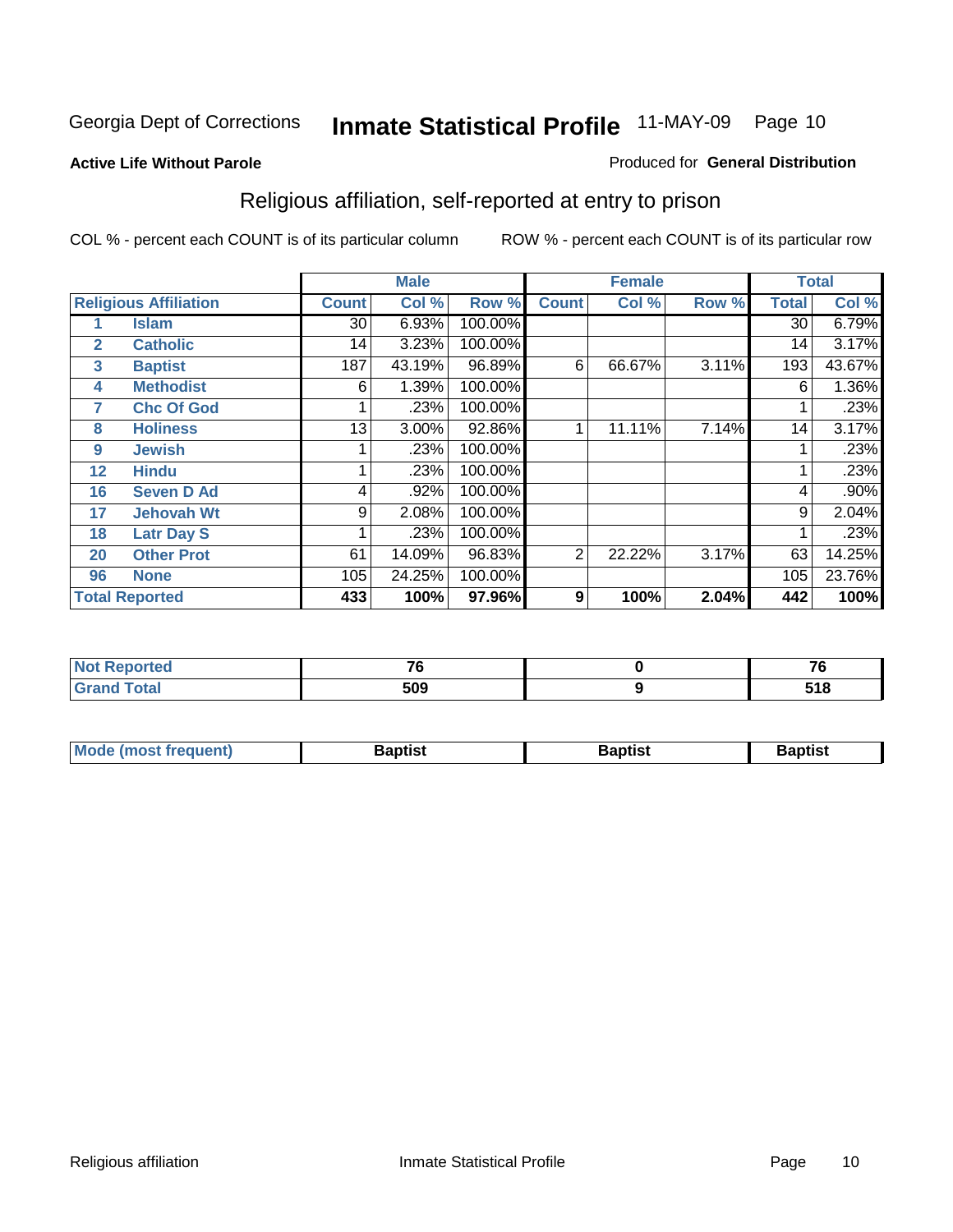Georgia Dept of Corrections **Inmate Statistical Profile** 11-MAY-09

**Active Life Without Parole**

Produced for **General Distribution**

## Religious affiliation, self-reported at entry to prison

COL % - percent each COUNT is of its particular column     ROW % - percent each COUNT is of its particular row

| | | Male | | | Female | | | Total | |
|---|---|---|---|---|---|---|---|---|---|
| **Religious Affiliation** | | **Count** | **Col %** | **Row %** | **Count** | **Col %** | **Row %** | **Total** | **Col %** |
| 1 | Islam | 30 | 6.93% | 100.00% | | | | 30 | 6.79% |
| 2 | Catholic | 14 | 3.23% | 100.00% | | | | 14 | 3.17% |
| 3 | Baptist | 187 | 43.19% | 96.89% | 6 | 66.67% | 3.11% | 193 | 43.67% |
| 4 | Methodist | 6 | 1.39% | 100.00% | | | | 6 | 1.36% |
| 7 | Chc Of God | 1 | .23% | 100.00% | | | | 1 | .23% |
| 8 | Holiness | 13 | 3.00% | 92.86% | 1 | 11.11% | 7.14% | 14 | 3.17% |
| 9 | Jewish | 1 | .23% | 100.00% | | | | 1 | .23% |
| 12 | Hindu | 1 | .23% | 100.00% | | | | 1 | .23% |
| 16 | Seven D Ad | 4 | .92% | 100.00% | | | | 4 | .90% |
| 17 | Jehovah Wt | 9 | 2.08% | 100.00% | | | | 9 | 2.04% |
| 18 | Latr Day S | 1 | .23% | 100.00% | | | | 1 | .23% |
| 20 | Other Prot | 61 | 14.09% | 96.83% | 2 | 22.22% | 3.17% | 63 | 14.25% |
| 96 | None | 105 | 24.25% | 100.00% | | | | 105 | 23.76% |
| **Total Reported** | | **433** | **100%** | **97.96%** | **9** | **100%** | **2.04%** | **442** | **100%** |

| | Male | Female | Total |
|---|---|---|---|
| Not Reported | 76 | 0 | 76 |
| Grand Total | 509 | 9 | 518 |

| | Male | Female | Total |
|---|---|---|---|
| Mode (most frequent) | Baptist | Baptist | Baptist |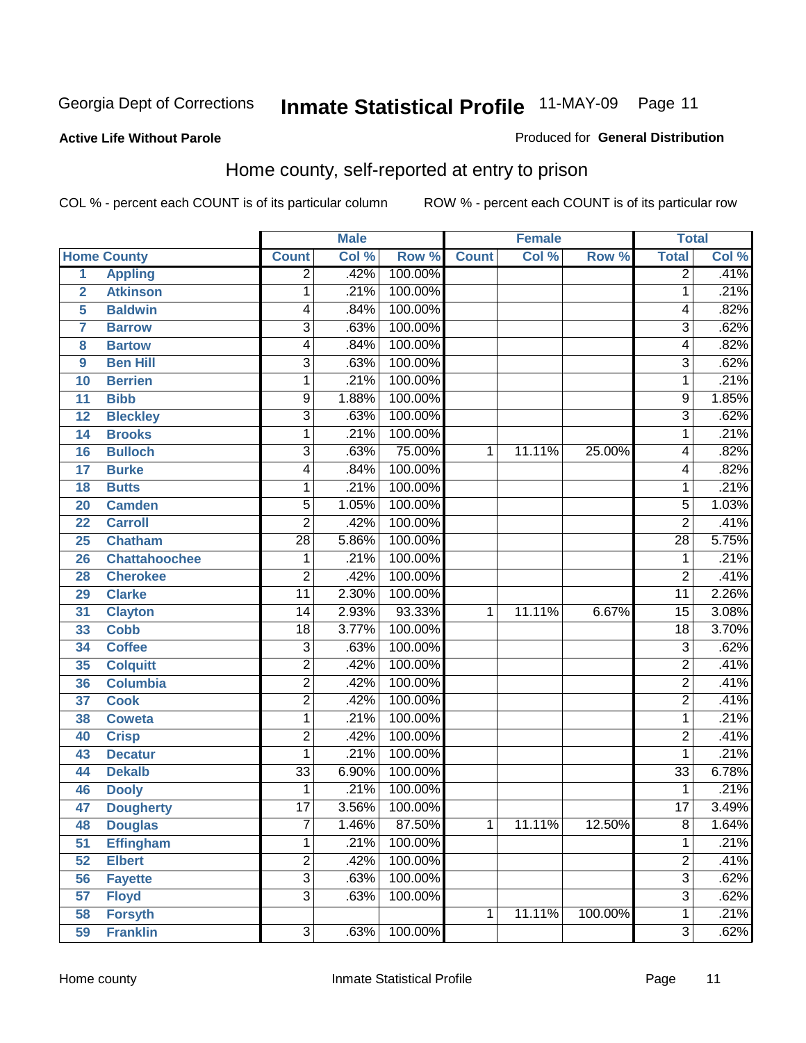Georgia Dept of Corrections **Inmate Statistical Profile** 11-MAY-09

**Active Life Without Parole**

Produced for **General Distribution**

## Home county, self-reported at entry to prison

COL % - percent each COUNT is of its particular column ROW % - percent each COUNT is of its particular row

| Home County | | Male | | | Female | | | Total | |
|---|---|---|---|---|---|---|---|---|---|
| | | Count | Col % | Row % | Count | Col % | Row % | Total | Col % |
| 1 | Appling | 2 | .42% | 100.00% | | | | 2 | .41% |
| 2 | Atkinson | 1 | .21% | 100.00% | | | | 1 | .21% |
| 5 | Baldwin | 4 | .84% | 100.00% | | | | 4 | .82% |
| 7 | Barrow | 3 | .63% | 100.00% | | | | 3 | .62% |
| 8 | Bartow | 4 | .84% | 100.00% | | | | 4 | .82% |
| 9 | Ben Hill | 3 | .63% | 100.00% | | | | 3 | .62% |
| 10 | Berrien | 1 | .21% | 100.00% | | | | 1 | .21% |
| 11 | Bibb | 9 | 1.88% | 100.00% | | | | 9 | 1.85% |
| 12 | Bleckley | 3 | .63% | 100.00% | | | | 3 | .62% |
| 14 | Brooks | 1 | .21% | 100.00% | | | | 1 | .21% |
| 16 | Bulloch | 3 | .63% | 75.00% | 1 | 11.11% | 25.00% | 4 | .82% |
| 17 | Burke | 4 | .84% | 100.00% | | | | 4 | .82% |
| 18 | Butts | 1 | .21% | 100.00% | | | | 1 | .21% |
| 20 | Camden | 5 | 1.05% | 100.00% | | | | 5 | 1.03% |
| 22 | Carroll | 2 | .42% | 100.00% | | | | 2 | .41% |
| 25 | Chatham | 28 | 5.86% | 100.00% | | | | 28 | 5.75% |
| 26 | Chattahoochee | 1 | .21% | 100.00% | | | | 1 | .21% |
| 28 | Cherokee | 2 | .42% | 100.00% | | | | 2 | .41% |
| 29 | Clarke | 11 | 2.30% | 100.00% | | | | 11 | 2.26% |
| 31 | Clayton | 14 | 2.93% | 93.33% | 1 | 11.11% | 6.67% | 15 | 3.08% |
| 33 | Cobb | 18 | 3.77% | 100.00% | | | | 18 | 3.70% |
| 34 | Coffee | 3 | .63% | 100.00% | | | | 3 | .62% |
| 35 | Colquitt | 2 | .42% | 100.00% | | | | 2 | .41% |
| 36 | Columbia | 2 | .42% | 100.00% | | | | 2 | .41% |
| 37 | Cook | 2 | .42% | 100.00% | | | | 2 | .41% |
| 38 | Coweta | 1 | .21% | 100.00% | | | | 1 | .21% |
| 40 | Crisp | 2 | .42% | 100.00% | | | | 2 | .41% |
| 43 | Decatur | 1 | .21% | 100.00% | | | | 1 | .21% |
| 44 | Dekalb | 33 | 6.90% | 100.00% | | | | 33 | 6.78% |
| 46 | Dooly | 1 | .21% | 100.00% | | | | 1 | .21% |
| 47 | Dougherty | 17 | 3.56% | 100.00% | | | | 17 | 3.49% |
| 48 | Douglas | 7 | 1.46% | 87.50% | 1 | 11.11% | 12.50% | 8 | 1.64% |
| 51 | Effingham | 1 | .21% | 100.00% | | | | 1 | .21% |
| 52 | Elbert | 2 | .42% | 100.00% | | | | 2 | .41% |
| 56 | Fayette | 3 | .63% | 100.00% | | | | 3 | .62% |
| 57 | Floyd | 3 | .63% | 100.00% | | | | 3 | .62% |
| 58 | Forsyth | | | | 1 | 11.11% | 100.00% | 1 | .21% |
| 59 | Franklin | 3 | .63% | 100.00% | | | | 3 | .62% |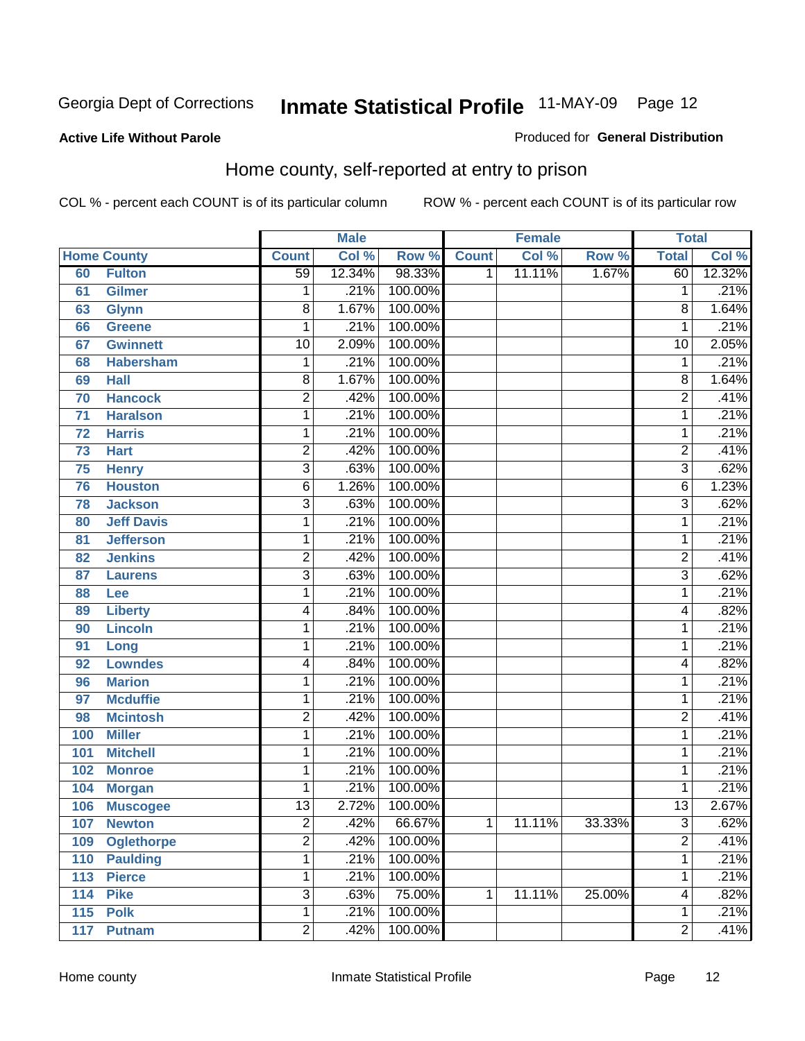Georgia Dept of Corrections **Inmate Statistical Profile** 11-MAY-09

**Active Life Without Parole**

Produced for **General Distribution**

## Home county, self-reported at entry to prison

COL % - percent each COUNT is of its particular column ROW % - percent each COUNT is of its particular row

| Home County | | Male | | | Female | | | Total | |
|---|---|---|---|---|---|---|---|---|---|
| | | Count | Col % | Row % | Count | Col % | Row % | Total | Col % |
| 60 | Fulton | 59 | 12.34% | 98.33% | 1 | 11.11% | 1.67% | 60 | 12.32% |
| 61 | Gilmer | 1 | .21% | 100.00% | | | | 1 | .21% |
| 63 | Glynn | 8 | 1.67% | 100.00% | | | | 8 | 1.64% |
| 66 | Greene | 1 | .21% | 100.00% | | | | 1 | .21% |
| 67 | Gwinnett | 10 | 2.09% | 100.00% | | | | 10 | 2.05% |
| 68 | Habersham | 1 | .21% | 100.00% | | | | 1 | .21% |
| 69 | Hall | 8 | 1.67% | 100.00% | | | | 8 | 1.64% |
| 70 | Hancock | 2 | .42% | 100.00% | | | | 2 | .41% |
| 71 | Haralson | 1 | .21% | 100.00% | | | | 1 | .21% |
| 72 | Harris | 1 | .21% | 100.00% | | | | 1 | .21% |
| 73 | Hart | 2 | .42% | 100.00% | | | | 2 | .41% |
| 75 | Henry | 3 | .63% | 100.00% | | | | 3 | .62% |
| 76 | Houston | 6 | 1.26% | 100.00% | | | | 6 | 1.23% |
| 78 | Jackson | 3 | .63% | 100.00% | | | | 3 | .62% |
| 80 | Jeff Davis | 1 | .21% | 100.00% | | | | 1 | .21% |
| 81 | Jefferson | 1 | .21% | 100.00% | | | | 1 | .21% |
| 82 | Jenkins | 2 | .42% | 100.00% | | | | 2 | .41% |
| 87 | Laurens | 3 | .63% | 100.00% | | | | 3 | .62% |
| 88 | Lee | 1 | .21% | 100.00% | | | | 1 | .21% |
| 89 | Liberty | 4 | .84% | 100.00% | | | | 4 | .82% |
| 90 | Lincoln | 1 | .21% | 100.00% | | | | 1 | .21% |
| 91 | Long | 1 | .21% | 100.00% | | | | 1 | .21% |
| 92 | Lowndes | 4 | .84% | 100.00% | | | | 4 | .82% |
| 96 | Marion | 1 | .21% | 100.00% | | | | 1 | .21% |
| 97 | Mcduffie | 1 | .21% | 100.00% | | | | 1 | .21% |
| 98 | Mcintosh | 2 | .42% | 100.00% | | | | 2 | .41% |
| 100 | Miller | 1 | .21% | 100.00% | | | | 1 | .21% |
| 101 | Mitchell | 1 | .21% | 100.00% | | | | 1 | .21% |
| 102 | Monroe | 1 | .21% | 100.00% | | | | 1 | .21% |
| 104 | Morgan | 1 | .21% | 100.00% | | | | 1 | .21% |
| 106 | Muscogee | 13 | 2.72% | 100.00% | | | | 13 | 2.67% |
| 107 | Newton | 2 | .42% | 66.67% | 1 | 11.11% | 33.33% | 3 | .62% |
| 109 | Oglethorpe | 2 | .42% | 100.00% | | | | 2 | .41% |
| 110 | Paulding | 1 | .21% | 100.00% | | | | 1 | .21% |
| 113 | Pierce | 1 | .21% | 100.00% | | | | 1 | .21% |
| 114 | Pike | 3 | .63% | 75.00% | 1 | 11.11% | 25.00% | 4 | .82% |
| 115 | Polk | 1 | .21% | 100.00% | | | | 1 | .21% |
| 117 | Putnam | 2 | .42% | 100.00% | | | | 2 | .41% |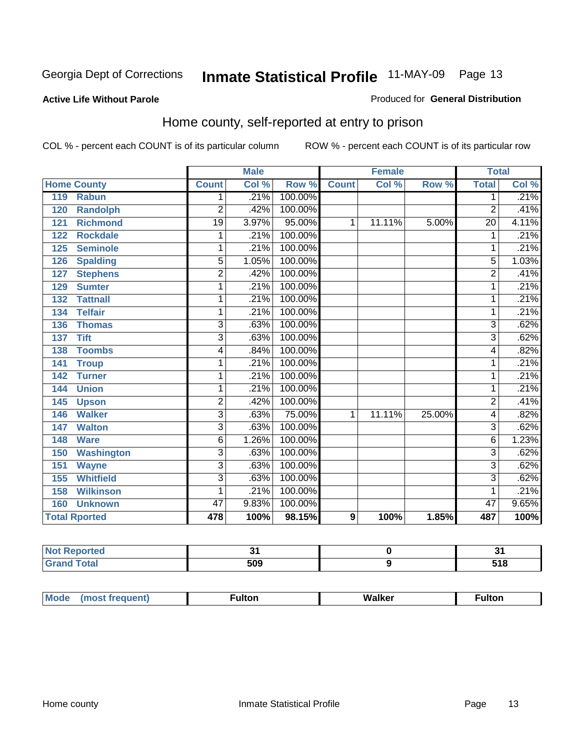Georgia Dept of Corrections **Inmate Statistical Profile** 11-MAY-09

**Active Life Without Parole**

Produced for **General Distribution**

## Home county, self-reported at entry to prison

COL % - percent each COUNT is of its particular column ROW % - percent each COUNT is of its particular row

| Home County | Male | | | Female | | | Total | |
|---|---|---|---|---|---|---|---|---|
| | Count | Col % | Row % | Count | Col % | Row % | Total | Col % |
| 119 Rabun | 1 | .21% | 100.00% | | | | 1 | .21% |
| 120 Randolph | 2 | .42% | 100.00% | | | | 2 | .41% |
| 121 Richmond | 19 | 3.97% | 95.00% | 1 | 11.11% | 5.00% | 20 | 4.11% |
| 122 Rockdale | 1 | .21% | 100.00% | | | | 1 | .21% |
| 125 Seminole | 1 | .21% | 100.00% | | | | 1 | .21% |
| 126 Spalding | 5 | 1.05% | 100.00% | | | | 5 | 1.03% |
| 127 Stephens | 2 | .42% | 100.00% | | | | 2 | .41% |
| 129 Sumter | 1 | .21% | 100.00% | | | | 1 | .21% |
| 132 Tattnall | 1 | .21% | 100.00% | | | | 1 | .21% |
| 134 Telfair | 1 | .21% | 100.00% | | | | 1 | .21% |
| 136 Thomas | 3 | .63% | 100.00% | | | | 3 | .62% |
| 137 Tift | 3 | .63% | 100.00% | | | | 3 | .62% |
| 138 Toombs | 4 | .84% | 100.00% | | | | 4 | .82% |
| 141 Troup | 1 | .21% | 100.00% | | | | 1 | .21% |
| 142 Turner | 1 | .21% | 100.00% | | | | 1 | .21% |
| 144 Union | 1 | .21% | 100.00% | | | | 1 | .21% |
| 145 Upson | 2 | .42% | 100.00% | | | | 2 | .41% |
| 146 Walker | 3 | .63% | 75.00% | 1 | 11.11% | 25.00% | 4 | .82% |
| 147 Walton | 3 | .63% | 100.00% | | | | 3 | .62% |
| 148 Ware | 6 | 1.26% | 100.00% | | | | 6 | 1.23% |
| 150 Washington | 3 | .63% | 100.00% | | | | 3 | .62% |
| 151 Wayne | 3 | .63% | 100.00% | | | | 3 | .62% |
| 155 Whitfield | 3 | .63% | 100.00% | | | | 3 | .62% |
| 158 Wilkinson | 1 | .21% | 100.00% | | | | 1 | .21% |
| 160 Unknown | 47 | 9.83% | 100.00% | | | | 47 | 9.65% |
| **Total Rported** | **478** | **100%** | **98.15%** | **9** | **100%** | **1.85%** | **487** | **100%** |

| | Male | Female | Total |
|---|---|---|---|
| Not Reported | 31 | 0 | 31 |
| Grand Total | 509 | 9 | 518 |

| | Male | Female | Total |
|---|---|---|---|
| Mode (most frequent) | Fulton | Walker | Fulton |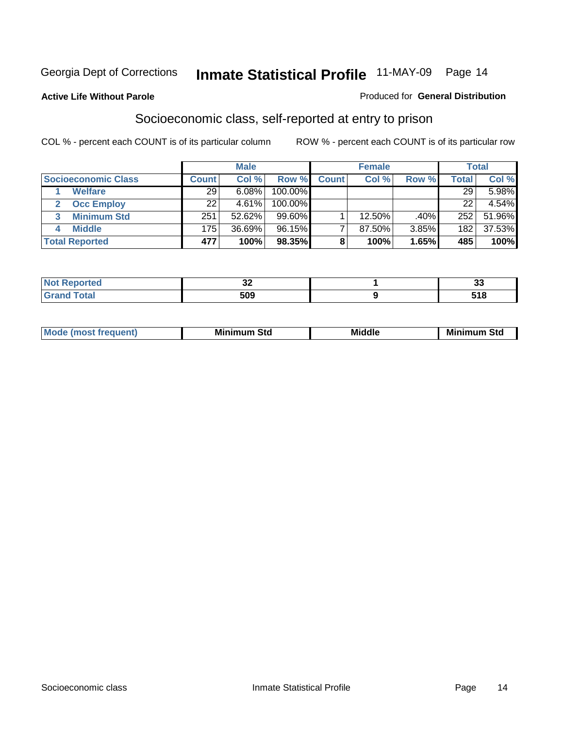Georgia Dept of Corrections **Inmate Statistical Profile** 11-MAY-09

**Active Life Without Parole**

Produced for **General Distribution**

## Socioeconomic class, self-reported at entry to prison

COL % - percent each COUNT is of its particular column    ROW % - percent each COUNT is of its particular row

| | Male | | | Female | | | Total | |
|---|---|---|---|---|---|---|---|---|
| **Socioeconomic Class** | **Count** | **Col %** | **Row %** | **Count** | **Col %** | **Row %** | **Total** | **Col %** |
| 1 **Welfare** | 29 | 6.08% | 100.00% | | | | 29 | 5.98% |
| 2 **Occ Employ** | 22 | 4.61% | 100.00% | | | | 22 | 4.54% |
| 3 **Minimum Std** | 251 | 52.62% | 99.60% | 1 | 12.50% | .40% | 252 | 51.96% |
| 4 **Middle** | 175 | 36.69% | 96.15% | 7 | 87.50% | 3.85% | 182 | 37.53% |
| **Total Reported** | **477** | **100%** | **98.35%** | **8** | **100%** | **1.65%** | **485** | **100%** |

| | Male | Female | Total |
|---|---|---|---|
| **Not Reported** | **32** | **1** | **33** |
| **Grand Total** | **509** | **9** | **518** |

| | Male | Female | Total |
|---|---|---|---|
| **Mode (most frequent)** | **Minimum Std** | **Middle** | **Minimum Std** |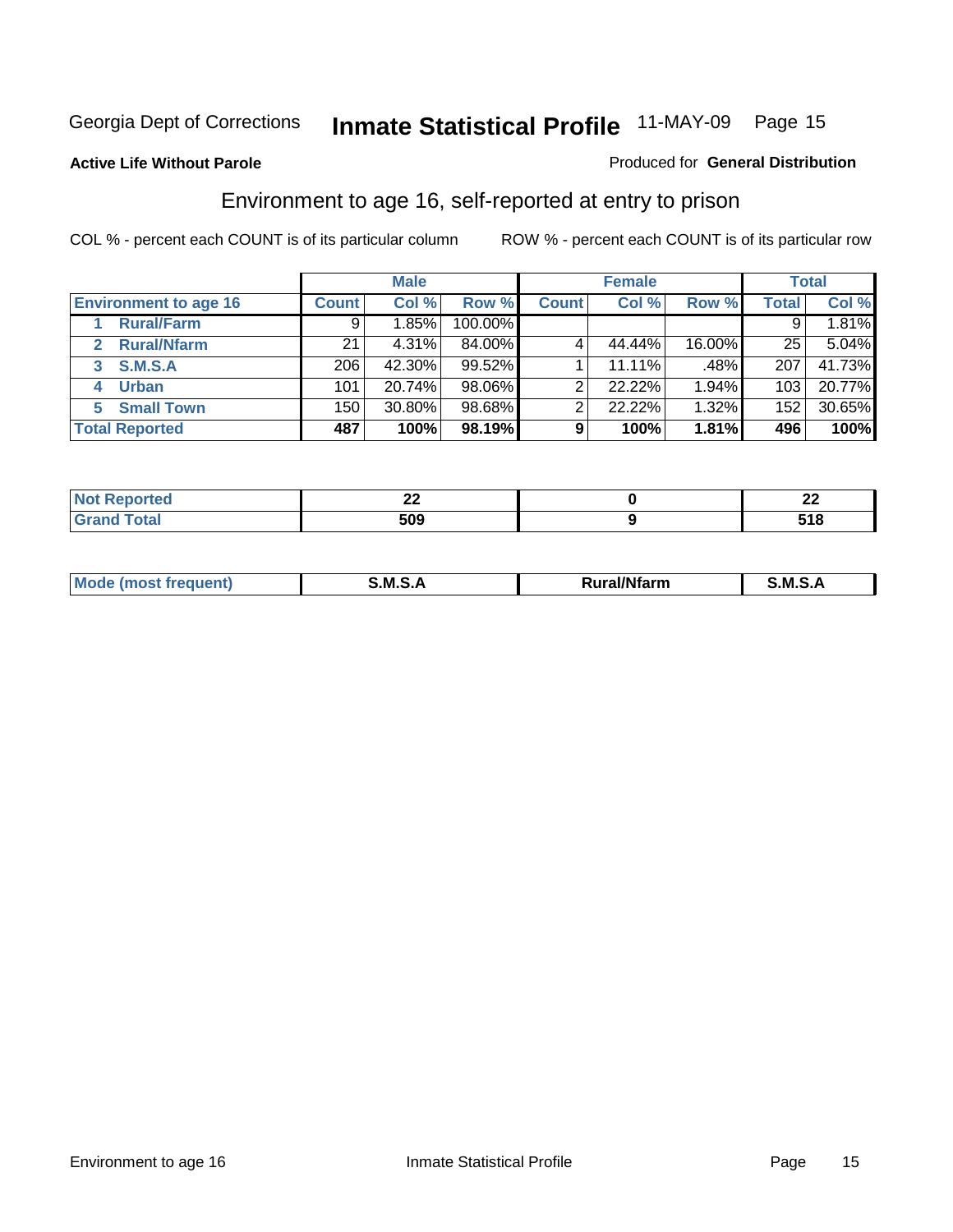Georgia Dept of Corrections **Inmate Statistical Profile** 11-MAY-09 Page 15

**Active Life Without Parole**

Produced for **General Distribution**

## Environment to age 16, self-reported at entry to prison

COL % - percent each COUNT is of its particular column

ROW % - percent each COUNT is of its particular row

| | Male | | | Female | | | Total | |
|---|---|---|---|---|---|---|---|---|
| **Environment to age 16** | **Count** | **Col %** | **Row %** | **Count** | **Col %** | **Row %** | **Total** | **Col %** |
| **1 Rural/Farm** | 9 | 1.85% | 100.00% | | | | 9 | 1.81% |
| **2 Rural/Nfarm** | 21 | 4.31% | 84.00% | 4 | 44.44% | 16.00% | 25 | 5.04% |
| **3 S.M.S.A** | 206 | 42.30% | 99.52% | 1 | 11.11% | .48% | 207 | 41.73% |
| **4 Urban** | 101 | 20.74% | 98.06% | 2 | 22.22% | 1.94% | 103 | 20.77% |
| **5 Small Town** | 150 | 30.80% | 98.68% | 2 | 22.22% | 1.32% | 152 | 30.65% |
| **Total Reported** | **487** | **100%** | **98.19%** | **9** | **100%** | **1.81%** | **496** | **100%** |

| | Male | Female | Total |
|---|---|---|---|
| **Not Reported** | **22** | **0** | **22** |
| **Grand Total** | **509** | **9** | **518** |

| | Male | Female | Total |
|---|---|---|---|
| **Mode (most frequent)** | **S.M.S.A** | **Rural/Nfarm** | **S.M.S.A** |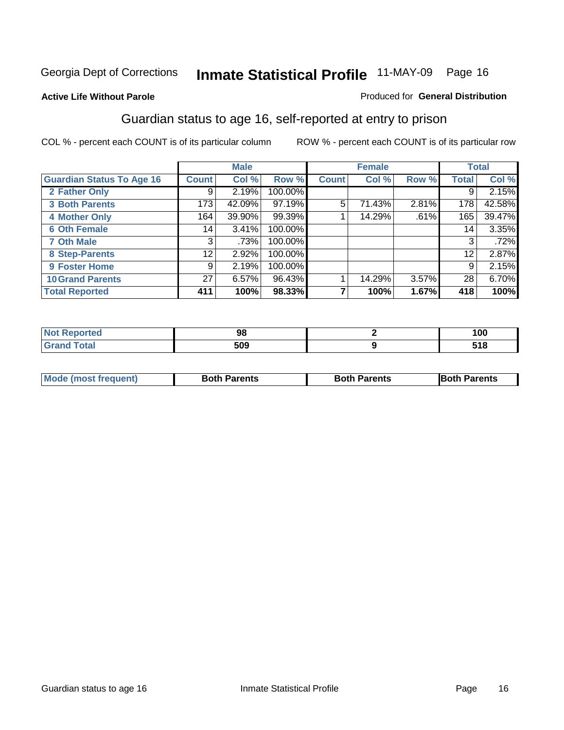Georgia Dept of Corrections **Inmate Statistical Profile** 11-MAY-09 Page 16

**Active Life Without Parole**

Produced for **General Distribution**

## Guardian status to age 16, self-reported at entry to prison

COL % - percent each COUNT is of its particular column

ROW % - percent each COUNT is of its particular row

| | Male | | | Female | | | Total | |
|---|---|---|---|---|---|---|---|---|
| **Guardian Status To Age 16** | **Count** | **Col %** | **Row %** | **Count** | **Col %** | **Row %** | **Total** | **Col %** |
| **2 Father Only** | 9 | 2.19% | 100.00% | | | | 9 | 2.15% |
| **3 Both Parents** | 173 | 42.09% | 97.19% | 5 | 71.43% | 2.81% | 178 | 42.58% |
| **4 Mother Only** | 164 | 39.90% | 99.39% | 1 | 14.29% | .61% | 165 | 39.47% |
| **6 Oth Female** | 14 | 3.41% | 100.00% | | | | 14 | 3.35% |
| **7 Oth Male** | 3 | .73% | 100.00% | | | | 3 | .72% |
| **8 Step-Parents** | 12 | 2.92% | 100.00% | | | | 12 | 2.87% |
| **9 Foster Home** | 9 | 2.19% | 100.00% | | | | 9 | 2.15% |
| **10 Grand Parents** | 27 | 6.57% | 96.43% | 1 | 14.29% | 3.57% | 28 | 6.70% |
| **Total Reported** | **411** | **100%** | **98.33%** | **7** | **100%** | **1.67%** | **418** | **100%** |

| | Male | Female | Total |
|---|---|---|---|
| **Not Reported** | **98** | **2** | **100** |
| **Grand Total** | **509** | **9** | **518** |

| | Male | Female | Total |
|---|---|---|---|
| **Mode (most frequent)** | **Both Parents** | **Both Parents** | **Both Parents** |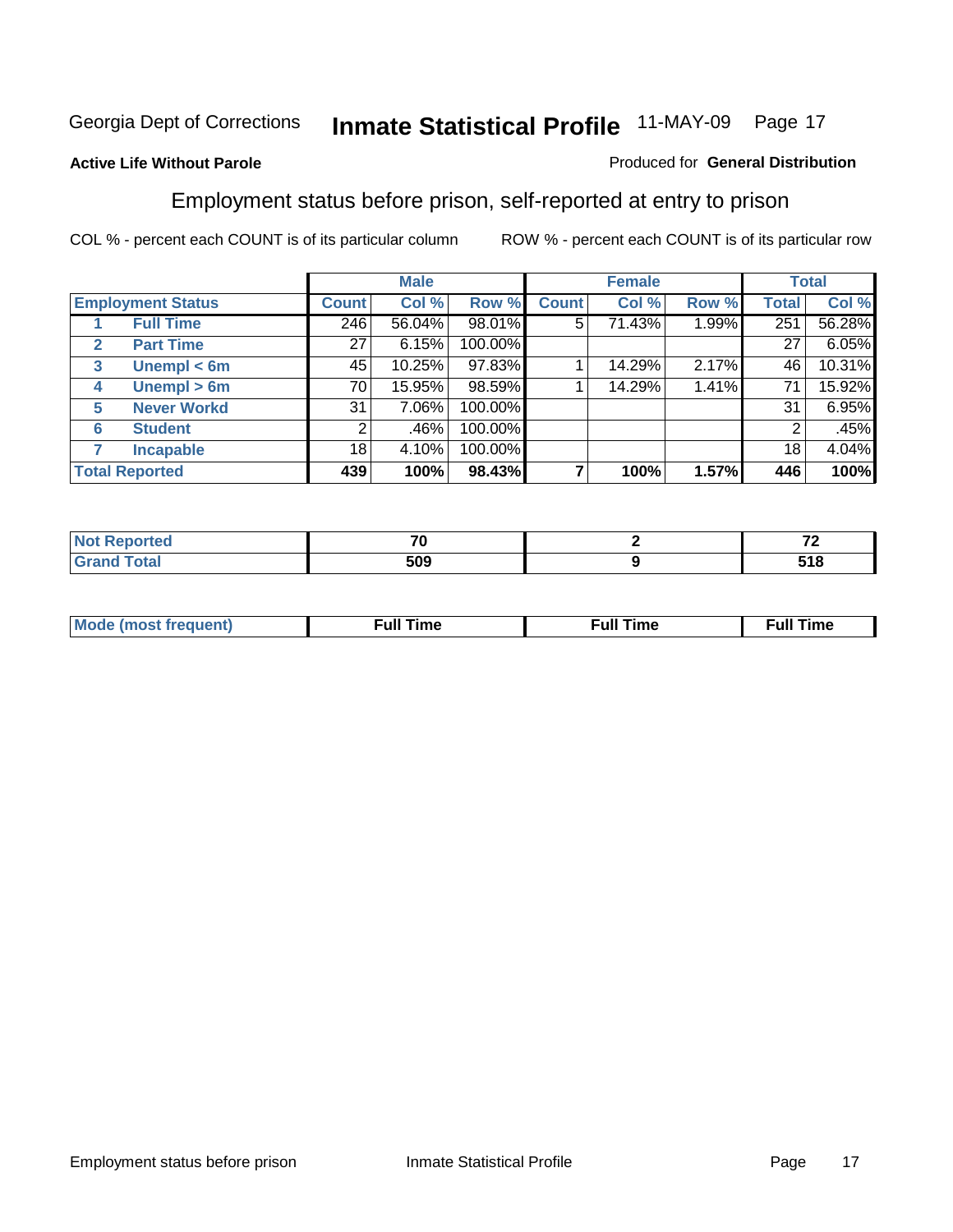Georgia Dept of Corrections **Inmate Statistical Profile** 11-MAY-09 Page 17

**Active Life Without Parole**

Produced for **General Distribution**

## Employment status before prison, self-reported at entry to prison

COL % - percent each COUNT is of its particular column

ROW % - percent each COUNT is of its particular row

| | | Male | | | Female | | | Total | |
|---|---|---|---|---|---|---|---|---|---|
| **Employment Status** | | **Count** | **Col %** | **Row %** | **Count** | **Col %** | **Row %** | **Total** | **Col %** |
| 1 | Full Time | 246 | 56.04% | 98.01% | 5 | 71.43% | 1.99% | 251 | 56.28% |
| 2 | Part Time | 27 | 6.15% | 100.00% | | | | 27 | 6.05% |
| 3 | Unempl < 6m | 45 | 10.25% | 97.83% | 1 | 14.29% | 2.17% | 46 | 10.31% |
| 4 | Unempl > 6m | 70 | 15.95% | 98.59% | 1 | 14.29% | 1.41% | 71 | 15.92% |
| 5 | Never Workd | 31 | 7.06% | 100.00% | | | | 31 | 6.95% |
| 6 | Student | 2 | .46% | 100.00% | | | | 2 | .45% |
| 7 | Incapable | 18 | 4.10% | 100.00% | | | | 18 | 4.04% |
| **Total Reported** | | **439** | **100%** | **98.43%** | **7** | **100%** | **1.57%** | **446** | **100%** |

| | Male | Female | Total |
|---|---|---|---|
| Not Reported | 70 | 2 | 72 |
| Grand Total | 509 | 9 | 518 |

| | Male | Female | Total |
|---|---|---|---|
| Mode (most frequent) | Full Time | Full Time | Full Time |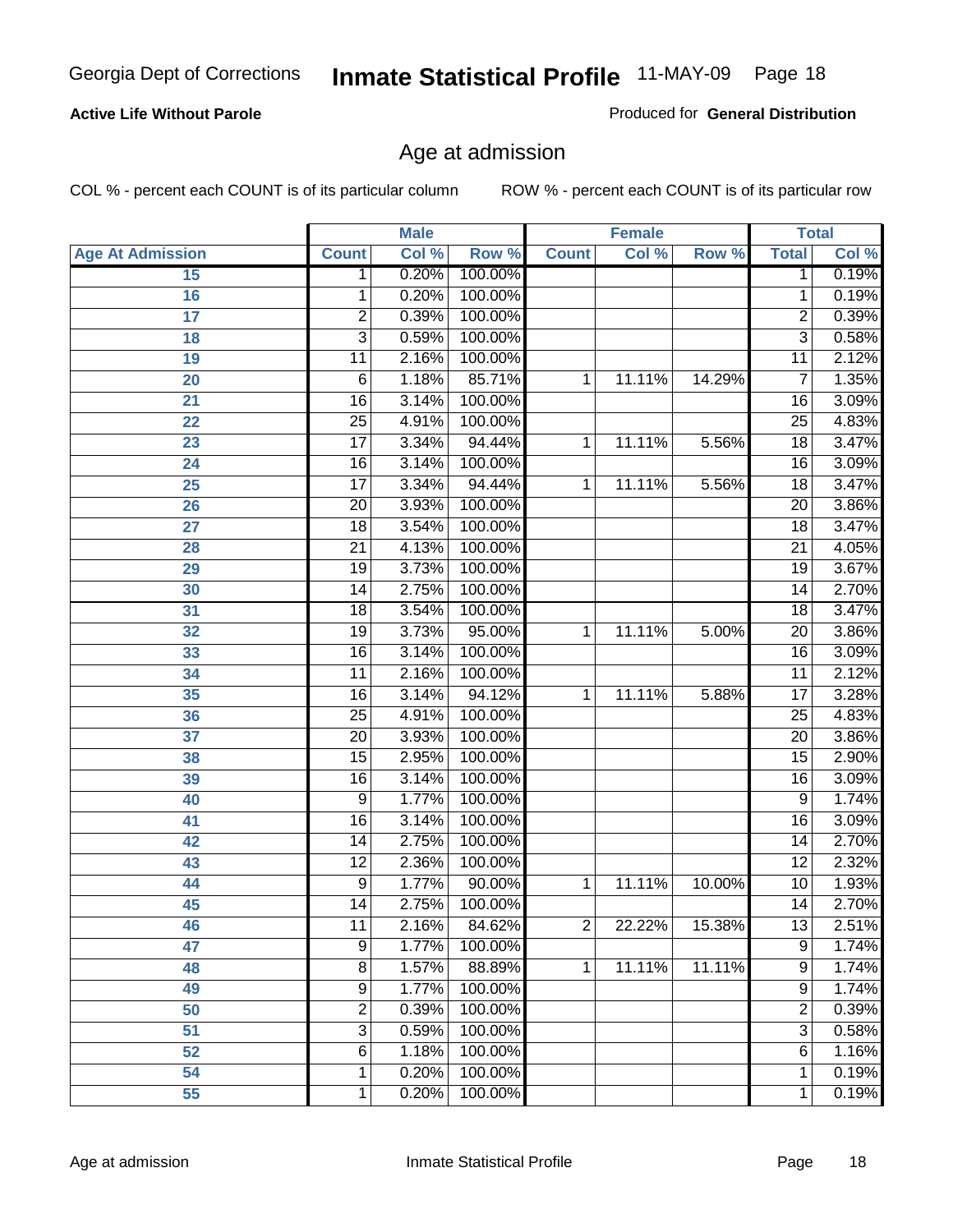**Active Life Without Parole**

Produced for **General Distribution**

## Age at admission

COL % - percent each COUNT is of its particular column ROW % - percent each COUNT is of its particular row

| | Male | | | Female | | | Total | |
|---|---|---|---|---|---|---|---|---|
| **Age At Admission** | **Count** | **Col %** | **Row %** | **Count** | **Col %** | **Row %** | **Total** | **Col %** |
| 15 | 1 | 0.20% | 100.00% | | | | 1 | 0.19% |
| 16 | 1 | 0.20% | 100.00% | | | | 1 | 0.19% |
| 17 | 2 | 0.39% | 100.00% | | | | 2 | 0.39% |
| 18 | 3 | 0.59% | 100.00% | | | | 3 | 0.58% |
| 19 | 11 | 2.16% | 100.00% | | | | 11 | 2.12% |
| 20 | 6 | 1.18% | 85.71% | 1 | 11.11% | 14.29% | 7 | 1.35% |
| 21 | 16 | 3.14% | 100.00% | | | | 16 | 3.09% |
| 22 | 25 | 4.91% | 100.00% | | | | 25 | 4.83% |
| 23 | 17 | 3.34% | 94.44% | 1 | 11.11% | 5.56% | 18 | 3.47% |
| 24 | 16 | 3.14% | 100.00% | | | | 16 | 3.09% |
| 25 | 17 | 3.34% | 94.44% | 1 | 11.11% | 5.56% | 18 | 3.47% |
| 26 | 20 | 3.93% | 100.00% | | | | 20 | 3.86% |
| 27 | 18 | 3.54% | 100.00% | | | | 18 | 3.47% |
| 28 | 21 | 4.13% | 100.00% | | | | 21 | 4.05% |
| 29 | 19 | 3.73% | 100.00% | | | | 19 | 3.67% |
| 30 | 14 | 2.75% | 100.00% | | | | 14 | 2.70% |
| 31 | 18 | 3.54% | 100.00% | | | | 18 | 3.47% |
| 32 | 19 | 3.73% | 95.00% | 1 | 11.11% | 5.00% | 20 | 3.86% |
| 33 | 16 | 3.14% | 100.00% | | | | 16 | 3.09% |
| 34 | 11 | 2.16% | 100.00% | | | | 11 | 2.12% |
| 35 | 16 | 3.14% | 94.12% | 1 | 11.11% | 5.88% | 17 | 3.28% |
| 36 | 25 | 4.91% | 100.00% | | | | 25 | 4.83% |
| 37 | 20 | 3.93% | 100.00% | | | | 20 | 3.86% |
| 38 | 15 | 2.95% | 100.00% | | | | 15 | 2.90% |
| 39 | 16 | 3.14% | 100.00% | | | | 16 | 3.09% |
| 40 | 9 | 1.77% | 100.00% | | | | 9 | 1.74% |
| 41 | 16 | 3.14% | 100.00% | | | | 16 | 3.09% |
| 42 | 14 | 2.75% | 100.00% | | | | 14 | 2.70% |
| 43 | 12 | 2.36% | 100.00% | | | | 12 | 2.32% |
| 44 | 9 | 1.77% | 90.00% | 1 | 11.11% | 10.00% | 10 | 1.93% |
| 45 | 14 | 2.75% | 100.00% | | | | 14 | 2.70% |
| 46 | 11 | 2.16% | 84.62% | 2 | 22.22% | 15.38% | 13 | 2.51% |
| 47 | 9 | 1.77% | 100.00% | | | | 9 | 1.74% |
| 48 | 8 | 1.57% | 88.89% | 1 | 11.11% | 11.11% | 9 | 1.74% |
| 49 | 9 | 1.77% | 100.00% | | | | 9 | 1.74% |
| 50 | 2 | 0.39% | 100.00% | | | | 2 | 0.39% |
| 51 | 3 | 0.59% | 100.00% | | | | 3 | 0.58% |
| 52 | 6 | 1.18% | 100.00% | | | | 6 | 1.16% |
| 54 | 1 | 0.20% | 100.00% | | | | 1 | 0.19% |
| 55 | 1 | 0.20% | 100.00% | | | | 1 | 0.19% |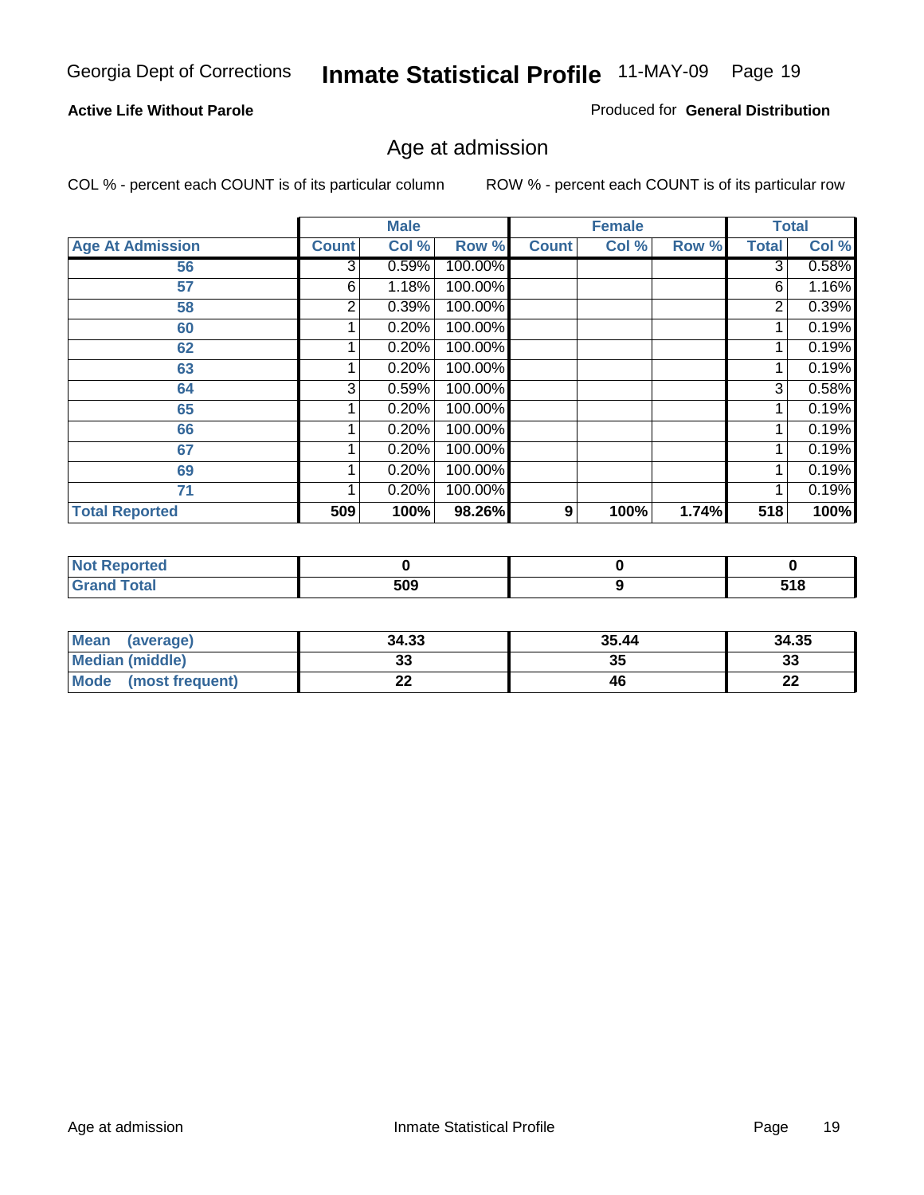Georgia Dept of Corrections **Inmate Statistical Profile** 11-MAY-09 Page 19

**Active Life Without Parole**

Produced for **General Distribution**

## Age at admission

COL % - percent each COUNT is of its particular column

ROW % - percent each COUNT is of its particular row

| Age At Admission | Male | | | Female | | | Total | |
|---|---|---|---|---|---|---|---|---|
| | Count | Col % | Row % | Count | Col % | Row % | Total | Col % |
| 56 | 3 | 0.59% | 100.00% | | | | 3 | 0.58% |
| 57 | 6 | 1.18% | 100.00% | | | | 6 | 1.16% |
| 58 | 2 | 0.39% | 100.00% | | | | 2 | 0.39% |
| 60 | 1 | 0.20% | 100.00% | | | | 1 | 0.19% |
| 62 | 1 | 0.20% | 100.00% | | | | 1 | 0.19% |
| 63 | 1 | 0.20% | 100.00% | | | | 1 | 0.19% |
| 64 | 3 | 0.59% | 100.00% | | | | 3 | 0.58% |
| 65 | 1 | 0.20% | 100.00% | | | | 1 | 0.19% |
| 66 | 1 | 0.20% | 100.00% | | | | 1 | 0.19% |
| 67 | 1 | 0.20% | 100.00% | | | | 1 | 0.19% |
| 69 | 1 | 0.20% | 100.00% | | | | 1 | 0.19% |
| 71 | 1 | 0.20% | 100.00% | | | | 1 | 0.19% |
| **Total Reported** | **509** | **100%** | **98.26%** | **9** | **100%** | **1.74%** | **518** | **100%** |

| | Male | Female | Total |
|---|---|---|---|
| Not Reported | 0 | 0 | 0 |
| Grand Total | 509 | 9 | 518 |

| | Male | Female | Total |
|---|---|---|---|
| Mean (average) | 34.33 | 35.44 | 34.35 |
| Median (middle) | 33 | 35 | 33 |
| Mode (most frequent) | 22 | 46 | 22 |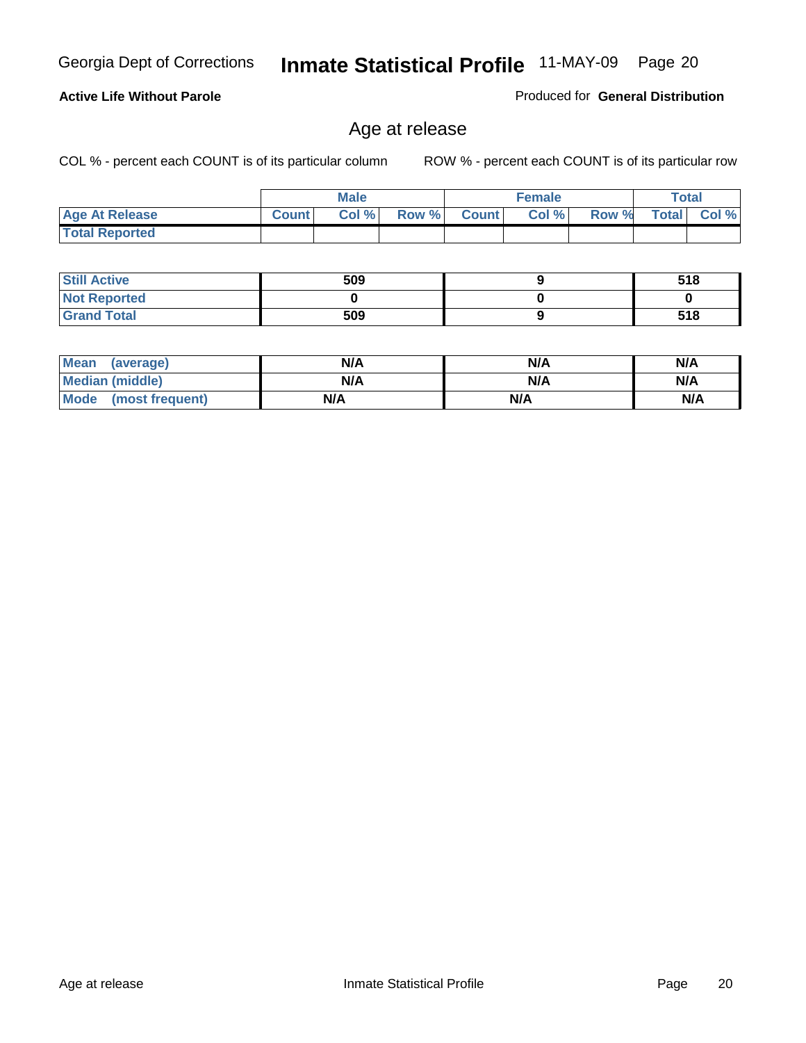**Active Life Without Parole**

Produced for **General Distribution**

## Age at release

COL % - percent each COUNT is of its particular column

ROW % - percent each COUNT is of its particular row

| | Male | | | Female | | | Total | |
|---|---|---|---|---|---|---|---|---|
| **Age At Release** | Count | Col % | Row % | Count | Col % | Row % | Total | Col % |
| **Total Reported** | | | | | | | | |

| | Male | Female | Total |
|---|---|---|---|
| **Still Active** | 509 | 9 | 518 |
| **Not Reported** | 0 | 0 | 0 |
| **Grand Total** | 509 | 9 | 518 |

| | Male | Female | Total |
|---|---|---|---|
| **Mean (average)** | N/A | N/A | N/A |
| **Median (middle)** | N/A | N/A | N/A |
| **Mode (most frequent)** | N/A | N/A | N/A |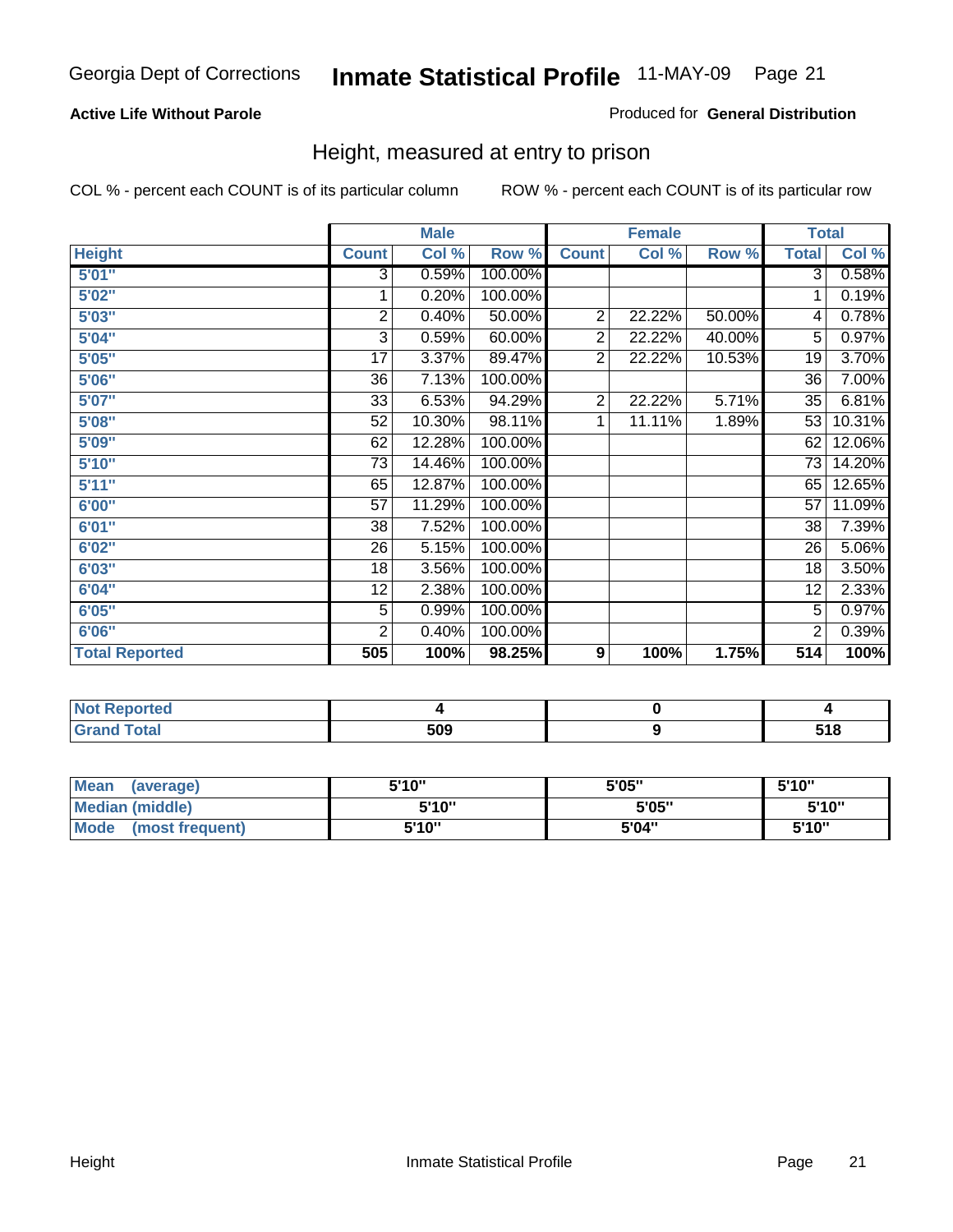Georgia Dept of Corrections **Inmate Statistical Profile** 11-MAY-09 Page 21

**Active Life Without Parole**

Produced for **General Distribution**

## Height, measured at entry to prison

COL % - percent each COUNT is of its particular column

ROW % - percent each COUNT is of its particular row

| | Male | | | Female | | | Total | |
|---|---|---|---|---|---|---|---|---|
| **Height** | **Count** | **Col %** | **Row %** | **Count** | **Col %** | **Row %** | **Total** | **Col %** |
| **5'01"** | 3 | 0.59% | 100.00% | | | | 3 | 0.58% |
| **5'02"** | 1 | 0.20% | 100.00% | | | | 1 | 0.19% |
| **5'03"** | 2 | 0.40% | 50.00% | 2 | 22.22% | 50.00% | 4 | 0.78% |
| **5'04"** | 3 | 0.59% | 60.00% | 2 | 22.22% | 40.00% | 5 | 0.97% |
| **5'05"** | 17 | 3.37% | 89.47% | 2 | 22.22% | 10.53% | 19 | 3.70% |
| **5'06"** | 36 | 7.13% | 100.00% | | | | 36 | 7.00% |
| **5'07"** | 33 | 6.53% | 94.29% | 2 | 22.22% | 5.71% | 35 | 6.81% |
| **5'08"** | 52 | 10.30% | 98.11% | 1 | 11.11% | 1.89% | 53 | 10.31% |
| **5'09"** | 62 | 12.28% | 100.00% | | | | 62 | 12.06% |
| **5'10"** | 73 | 14.46% | 100.00% | | | | 73 | 14.20% |
| **5'11"** | 65 | 12.87% | 100.00% | | | | 65 | 12.65% |
| **6'00"** | 57 | 11.29% | 100.00% | | | | 57 | 11.09% |
| **6'01"** | 38 | 7.52% | 100.00% | | | | 38 | 7.39% |
| **6'02"** | 26 | 5.15% | 100.00% | | | | 26 | 5.06% |
| **6'03"** | 18 | 3.56% | 100.00% | | | | 18 | 3.50% |
| **6'04"** | 12 | 2.38% | 100.00% | | | | 12 | 2.33% |
| **6'05"** | 5 | 0.99% | 100.00% | | | | 5 | 0.97% |
| **6'06"** | 2 | 0.40% | 100.00% | | | | 2 | 0.39% |
| **Total Reported** | **505** | **100%** | **98.25%** | **9** | **100%** | **1.75%** | **514** | **100%** |

| | Male | Female | Total |
|---|---|---|---|
| **Not Reported** | **4** | **0** | **4** |
| **Grand Total** | **509** | **9** | **518** |

| | Male | Female | Total |
|---|---|---|---|
| **Mean (average)** | **5'10"** | **5'05"** | **5'10"** |
| **Median (middle)** | **5'10"** | **5'05"** | **5'10"** |
| **Mode (most frequent)** | **5'10"** | **5'04"** | **5'10"** |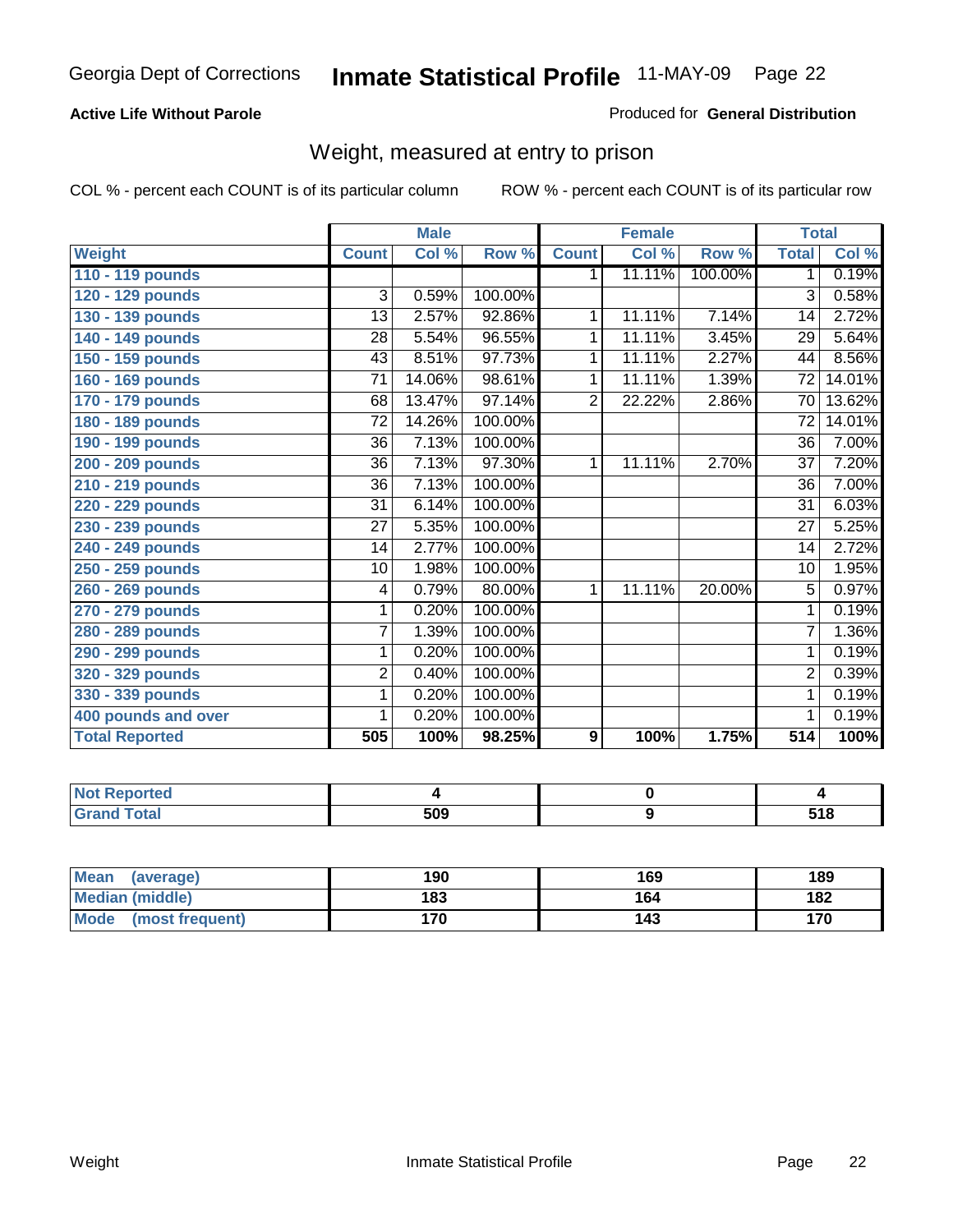Georgia Dept of Corrections **Inmate Statistical Profile** 11-MAY-09

**Active Life Without Parole**

Produced for **General Distribution**

## Weight, measured at entry to prison

COL % - percent each COUNT is of its particular column ROW % - percent each COUNT is of its particular row

| | Male | | | Female | | | Total | |
|---|---|---|---|---|---|---|---|---|
| **Weight** | **Count** | **Col %** | **Row %** | **Count** | **Col %** | **Row %** | **Total** | **Col %** |
| 110 - 119 pounds | | | | 1 | 11.11% | 100.00% | 1 | 0.19% |
| 120 - 129 pounds | 3 | 0.59% | 100.00% | | | | 3 | 0.58% |
| 130 - 139 pounds | 13 | 2.57% | 92.86% | 1 | 11.11% | 7.14% | 14 | 2.72% |
| 140 - 149 pounds | 28 | 5.54% | 96.55% | 1 | 11.11% | 3.45% | 29 | 5.64% |
| 150 - 159 pounds | 43 | 8.51% | 97.73% | 1 | 11.11% | 2.27% | 44 | 8.56% |
| 160 - 169 pounds | 71 | 14.06% | 98.61% | 1 | 11.11% | 1.39% | 72 | 14.01% |
| 170 - 179 pounds | 68 | 13.47% | 97.14% | 2 | 22.22% | 2.86% | 70 | 13.62% |
| 180 - 189 pounds | 72 | 14.26% | 100.00% | | | | 72 | 14.01% |
| 190 - 199 pounds | 36 | 7.13% | 100.00% | | | | 36 | 7.00% |
| 200 - 209 pounds | 36 | 7.13% | 97.30% | 1 | 11.11% | 2.70% | 37 | 7.20% |
| 210 - 219 pounds | 36 | 7.13% | 100.00% | | | | 36 | 7.00% |
| 220 - 229 pounds | 31 | 6.14% | 100.00% | | | | 31 | 6.03% |
| 230 - 239 pounds | 27 | 5.35% | 100.00% | | | | 27 | 5.25% |
| 240 - 249 pounds | 14 | 2.77% | 100.00% | | | | 14 | 2.72% |
| 250 - 259 pounds | 10 | 1.98% | 100.00% | | | | 10 | 1.95% |
| 260 - 269 pounds | 4 | 0.79% | 80.00% | 1 | 11.11% | 20.00% | 5 | 0.97% |
| 270 - 279 pounds | 1 | 0.20% | 100.00% | | | | 1 | 0.19% |
| 280 - 289 pounds | 7 | 1.39% | 100.00% | | | | 7 | 1.36% |
| 290 - 299 pounds | 1 | 0.20% | 100.00% | | | | 1 | 0.19% |
| 320 - 329 pounds | 2 | 0.40% | 100.00% | | | | 2 | 0.39% |
| 330 - 339 pounds | 1 | 0.20% | 100.00% | | | | 1 | 0.19% |
| 400 pounds and over | 1 | 0.20% | 100.00% | | | | 1 | 0.19% |
| **Total Reported** | **505** | **100%** | **98.25%** | **9** | **100%** | **1.75%** | **514** | **100%** |

| | Male | Female | Total |
|---|---|---|---|
| **Not Reported** | **4** | **0** | **4** |
| **Grand Total** | **509** | **9** | **518** |

| | Male | Female | Total |
|---|---|---|---|
| **Mean (average)** | **190** | **169** | **189** |
| **Median (middle)** | **183** | **164** | **182** |
| **Mode (most frequent)** | **170** | **143** | **170** |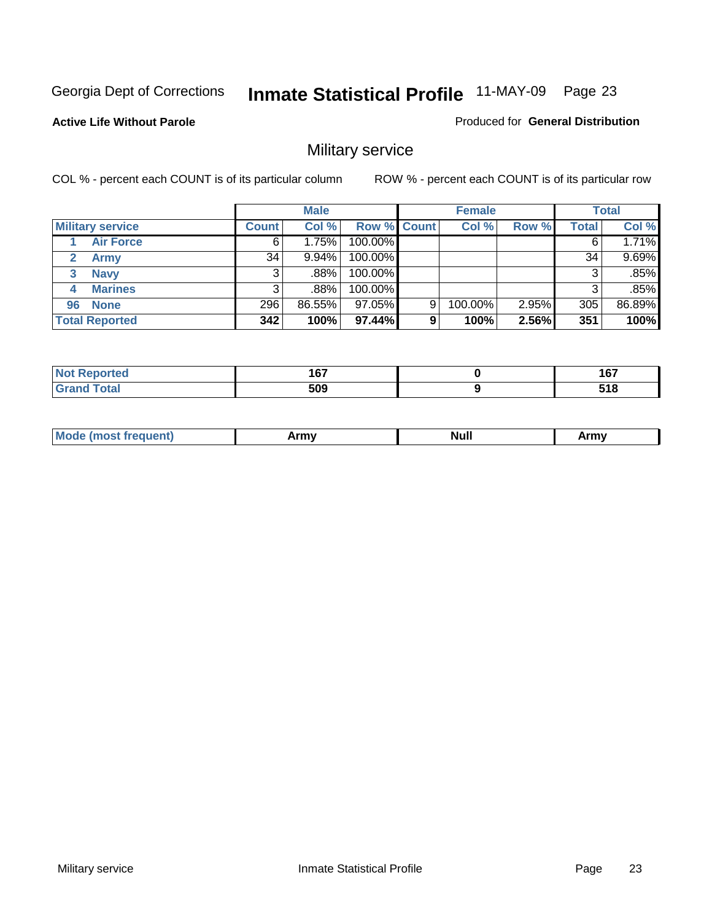Georgia Dept of Corrections **Inmate Statistical Profile** 11-MAY-09

**Active Life Without Parole**

Produced for **General Distribution**

## Military service

COL % - percent each COUNT is of its particular column    ROW % - percent each COUNT is of its particular row

| | Male | | | Female | | | Total | |
|---|---|---|---|---|---|---|---|---|
| **Military service** | **Count** | **Col %** | **Row %** | **Count** | **Col %** | **Row %** | **Total** | **Col %** |
| 1 Air Force | 6 | 1.75% | 100.00% | | | | 6 | 1.71% |
| 2 Army | 34 | 9.94% | 100.00% | | | | 34 | 9.69% |
| 3 Navy | 3 | .88% | 100.00% | | | | 3 | .85% |
| 4 Marines | 3 | .88% | 100.00% | | | | 3 | .85% |
| 96 None | 296 | 86.55% | 97.05% | 9 | 100.00% | 2.95% | 305 | 86.89% |
| **Total Reported** | **342** | **100%** | **97.44%** | **9** | **100%** | **2.56%** | **351** | **100%** |

| | Male | Female | Total |
|---|---|---|---|
| Not Reported | 167 | 0 | 167 |
| Grand Total | 509 | 9 | 518 |

| | Male | Female | Total |
|---|---|---|---|
| Mode (most frequent) | Army | Null | Army |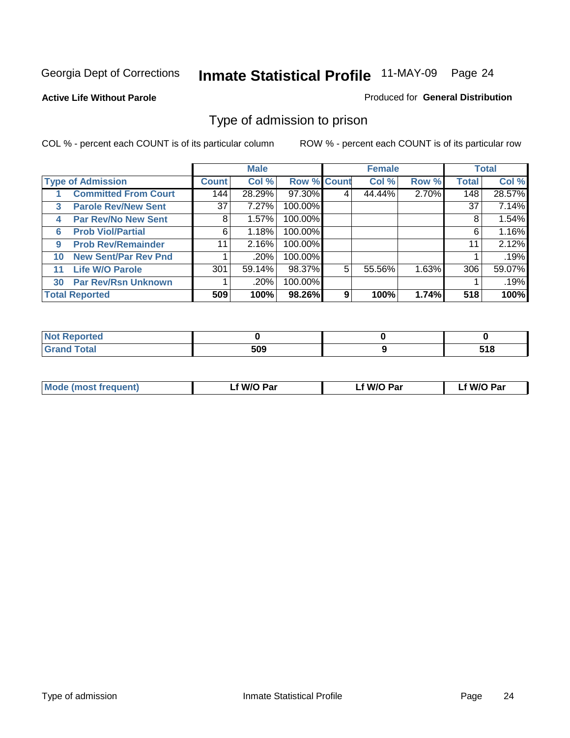Georgia Dept of Corrections **Inmate Statistical Profile** 11-MAY-09 Page 24

**Active Life Without Parole**

Produced for **General Distribution**

## Type of admission to prison

COL % - percent each COUNT is of its particular column

ROW % - percent each COUNT is of its particular row

| | | Male | | | Female | | | Total | |
|---|---|---|---|---|---|---|---|---|---|
| **Type of Admission** | | **Count** | **Col %** | **Row %** | **Count** | **Col %** | **Row %** | **Total** | **Col %** |
| 1 | **Committed From Court** | 144 | 28.29% | 97.30% | 4 | 44.44% | 2.70% | 148 | 28.57% |
| 3 | **Parole Rev/New Sent** | 37 | 7.27% | 100.00% | | | | 37 | 7.14% |
| 4 | **Par Rev/No New Sent** | 8 | 1.57% | 100.00% | | | | 8 | 1.54% |
| 6 | **Prob Viol/Partial** | 6 | 1.18% | 100.00% | | | | 6 | 1.16% |
| 9 | **Prob Rev/Remainder** | 11 | 2.16% | 100.00% | | | | 11 | 2.12% |
| 10 | **New Sent/Par Rev Pnd** | 1 | .20% | 100.00% | | | | 1 | .19% |
| 11 | **Life W/O Parole** | 301 | 59.14% | 98.37% | 5 | 55.56% | 1.63% | 306 | 59.07% |
| 30 | **Par Rev/Rsn Unknown** | 1 | .20% | 100.00% | | | | 1 | .19% |
| **Total Reported** | | **509** | **100%** | **98.26%** | **9** | **100%** | **1.74%** | **518** | **100%** |

| | Male | Female | Total |
|---|---|---|---|
| **Not Reported** | **0** | **0** | **0** |
| **Grand Total** | **509** | **9** | **518** |

| | Male | Female | Total |
|---|---|---|---|
| **Mode (most frequent)** | **Lf W/O Par** | **Lf W/O Par** | **Lf W/O Par** |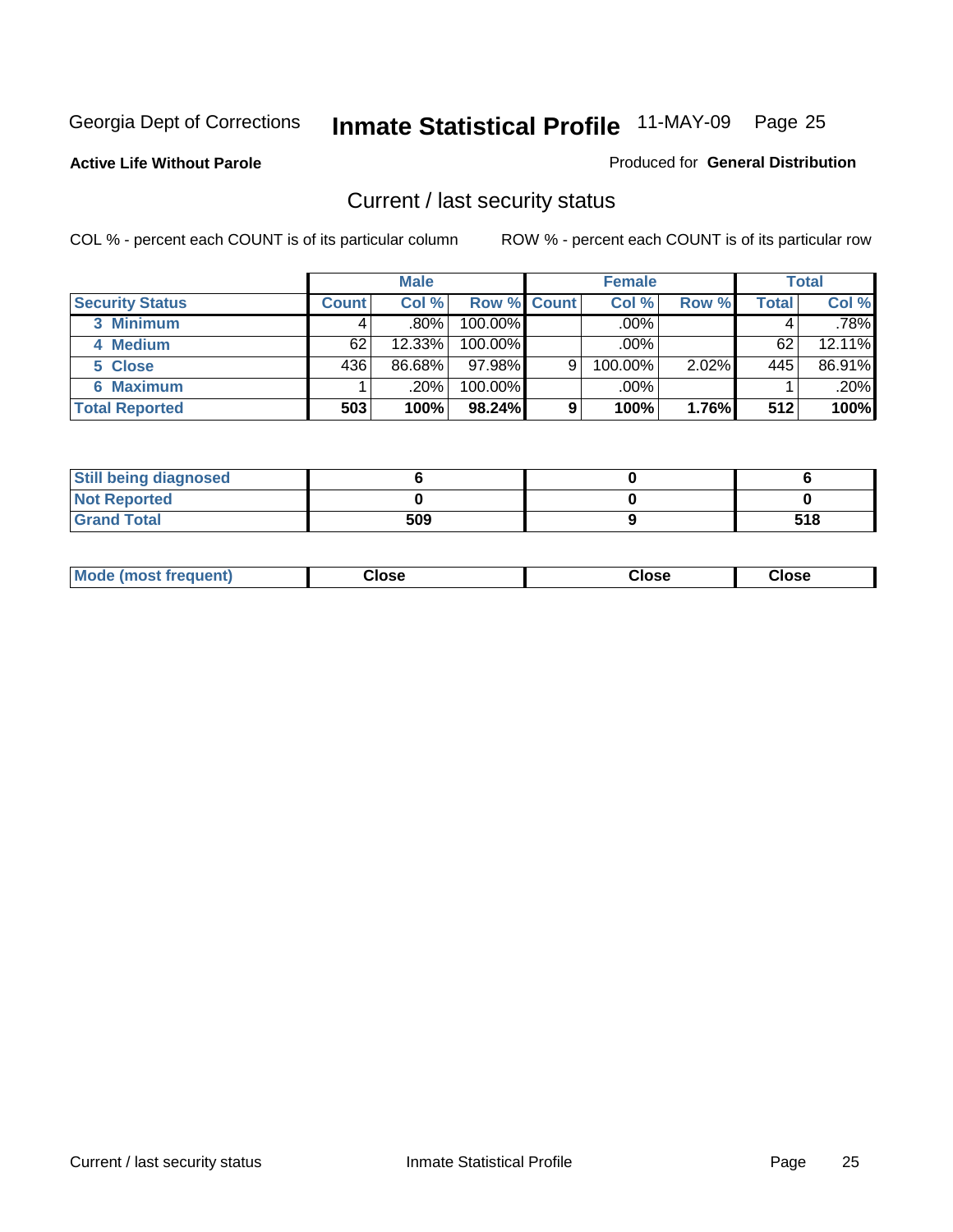Georgia Dept of Corrections **Inmate Statistical Profile** 11-MAY-09 Page 25

**Active Life Without Parole**

Produced for **General Distribution**

## Current / last security status

COL % - percent each COUNT is of its particular column

ROW % - percent each COUNT is of its particular row

| | Male | | | Female | | | Total | |
|---|---|---|---|---|---|---|---|---|
| **Security Status** | **Count** | **Col %** | **Row %** | **Count** | **Col %** | **Row %** | **Total** | **Col %** |
| 3 Minimum | 4 | .80% | 100.00% | | .00% | | 4 | .78% |
| 4 Medium | 62 | 12.33% | 100.00% | | .00% | | 62 | 12.11% |
| 5 Close | 436 | 86.68% | 97.98% | 9 | 100.00% | 2.02% | 445 | 86.91% |
| 6 Maximum | 1 | .20% | 100.00% | | .00% | | 1 | .20% |
| **Total Reported** | **503** | **100%** | **98.24%** | **9** | **100%** | **1.76%** | **512** | **100%** |

| | Male | Female | Total |
|---|---|---|---|
| Still being diagnosed | 6 | 0 | 6 |
| Not Reported | 0 | 0 | 0 |
| Grand Total | 509 | 9 | 518 |

| | Male | Female | Total |
|---|---|---|---|
| Mode (most frequent) | Close | Close | Close |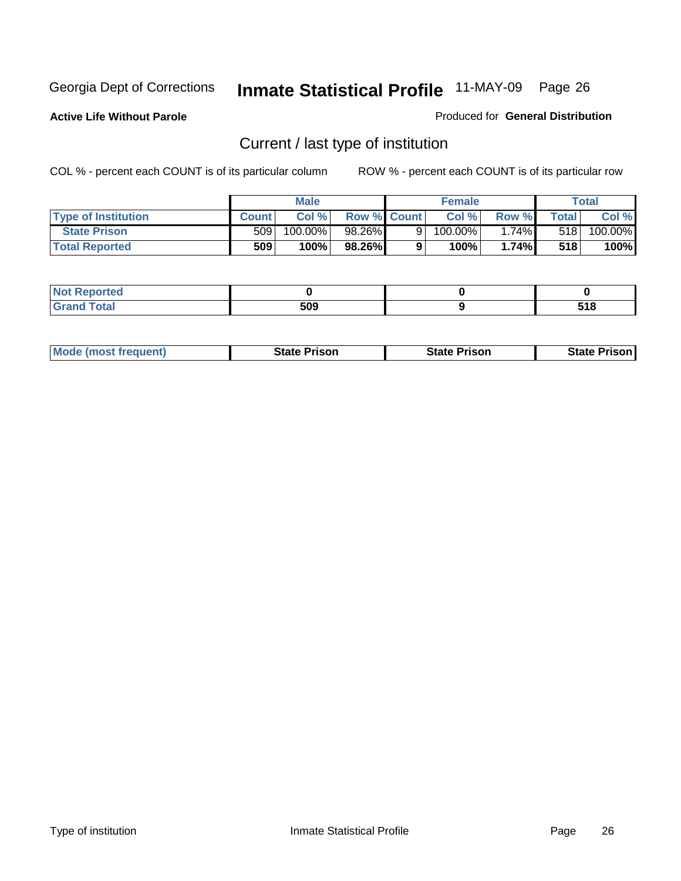Georgia Dept of Corrections **Inmate Statistical Profile** 11-MAY-09

**Active Life Without Parole**

Produced for **General Distribution**

## Current / last type of institution

COL % - percent each COUNT is of its particular column    ROW % - percent each COUNT is of its particular row

| | Male | | | Female | | | Total | |
|---|---|---|---|---|---|---|---|---|
| Type of Institution | Count | Col % | Row % | Count | Col % | Row % | Total | Col % |
| State Prison | 509 | 100.00% | 98.26% | 9 | 100.00% | 1.74% | 518 | 100.00% |
| **Total Reported** | **509** | **100%** | **98.26%** | **9** | **100%** | **1.74%** | **518** | **100%** |

| | Male | Female | Total |
|---|---|---|---|
| Not Reported | 0 | 0 | 0 |
| Grand Total | 509 | 9 | 518 |

| | Male | Female | Total |
|---|---|---|---|
| Mode (most frequent) | State Prison | State Prison | State Prison |

Type of institution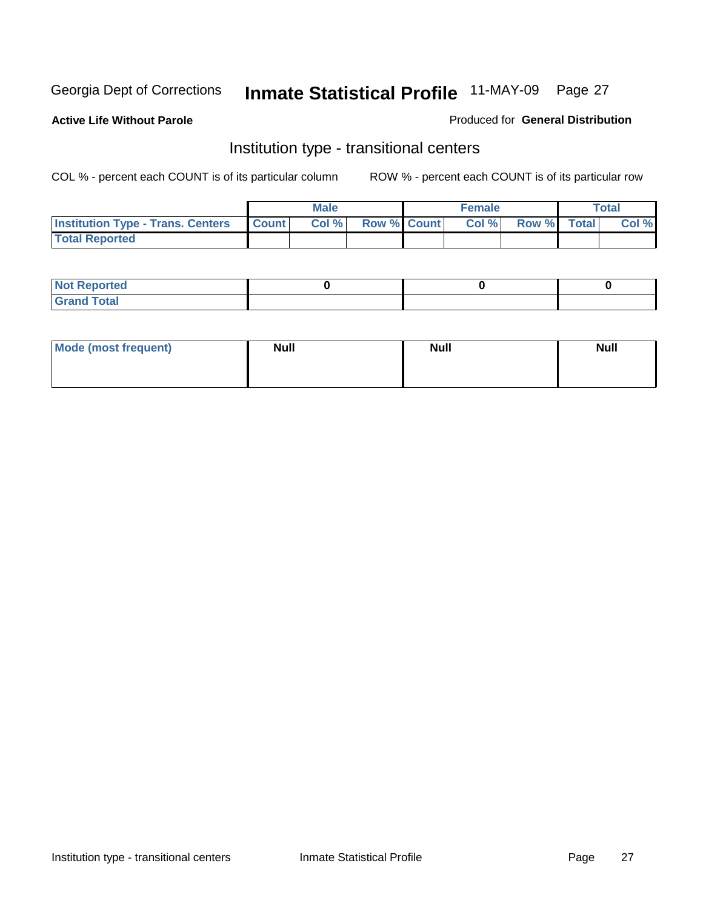Georgia Dept of Corrections **Inmate Statistical Profile** 11-MAY-09

**Active Life Without Parole**

Produced for **General Distribution**

## Institution type - transitional centers

COL % - percent each COUNT is of its particular column ROW % - percent each COUNT is of its particular row

| | Male | | | Female | | | Total | |
|---|---|---|---|---|---|---|---|---|
| **Institution Type - Trans. Centers** | **Count** | **Col %** | **Row %** | **Count** | **Col %** | **Row %** | **Total** | **Col %** |
| **Total Reported** | | | | | | | | |

| | Male | Female | Total |
|---|---|---|---|
| **Not Reported** | 0 | 0 | 0 |
| **Grand Total** | | | |

| | Male | Female | Total |
|---|---|---|---|
| **Mode (most frequent)** | **Null** | **Null** | **Null** |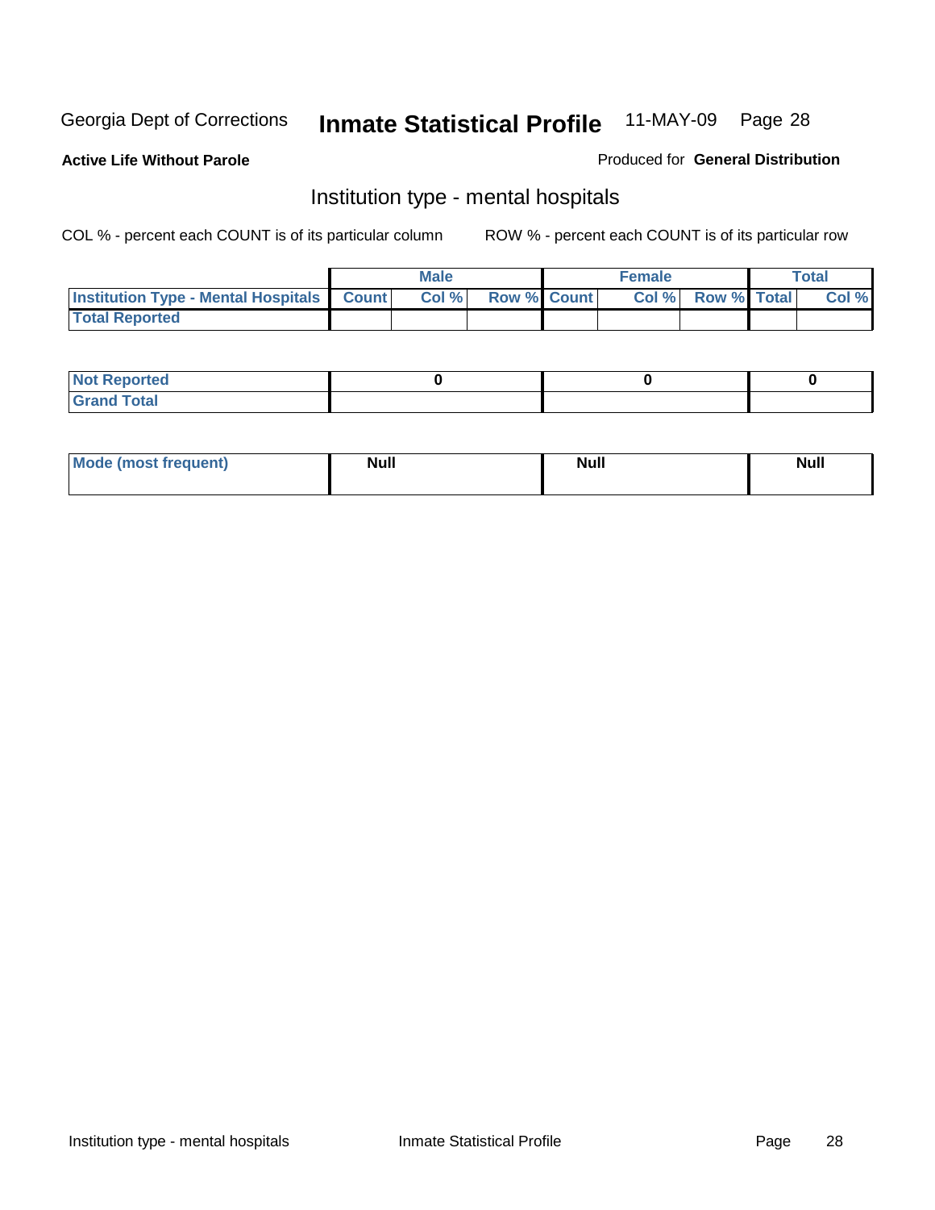Georgia Dept of Corrections **Inmate Statistical Profile** 11-MAY-09 Page 28

**Active Life Without Parole**

Produced for **General Distribution**

## Institution type - mental hospitals

COL % - percent each COUNT is of its particular column ROW % - percent each COUNT is of its particular row

| | Male | | | Female | | | Total | |
|---|---|---|---|---|---|---|---|---|
| **Institution Type - Mental Hospitals** | **Count** | **Col %** | **Row %** | **Count** | **Col %** | **Row %** | **Total** | **Col %** |
| **Total Reported** | | | | | | | | |

| | Male | Female | Total |
|---|---|---|---|
| **Not Reported** | 0 | 0 | 0 |
| **Grand Total** | | | |

| | Male | Female | Total |
|---|---|---|---|
| **Mode (most frequent)** | Null | Null | Null |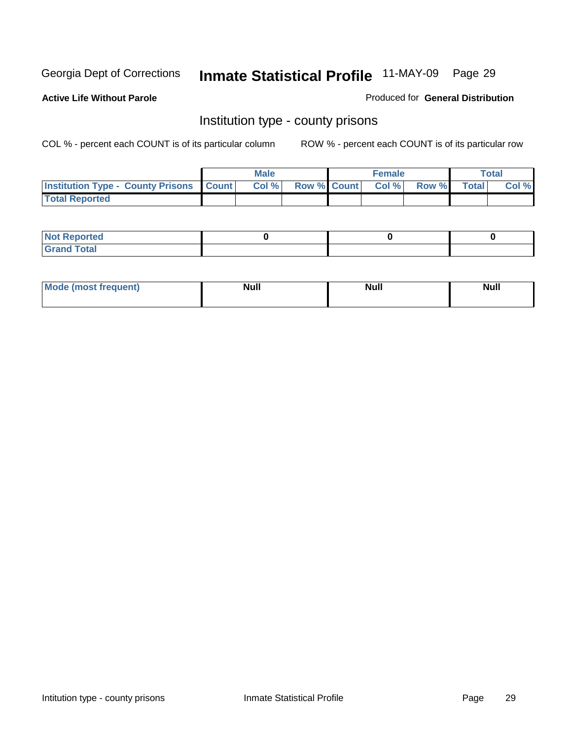Georgia Dept of Corrections **Inmate Statistical Profile** 11-MAY-09

**Active Life Without Parole**

Produced for **General Distribution**

## Institution type - county prisons

COL % - percent each COUNT is of its particular column

ROW % - percent each COUNT is of its particular row

| | Male | | | Female | | | Total | |
|---|---|---|---|---|---|---|---|---|
| **Institution Type - County Prisons** | **Count** | **Col %** | **Row %** | **Count** | **Col %** | **Row %** | **Total** | **Col %** |
| **Total Reported** | | | | | | | | |

| | Male | Female | Total |
|---|---|---|---|
| **Not Reported** | **0** | **0** | **0** |
| **Grand Total** | | | |

| | Male | Female | Total |
|---|---|---|---|
| **Mode (most frequent)** | **Null** | **Null** | **Null** |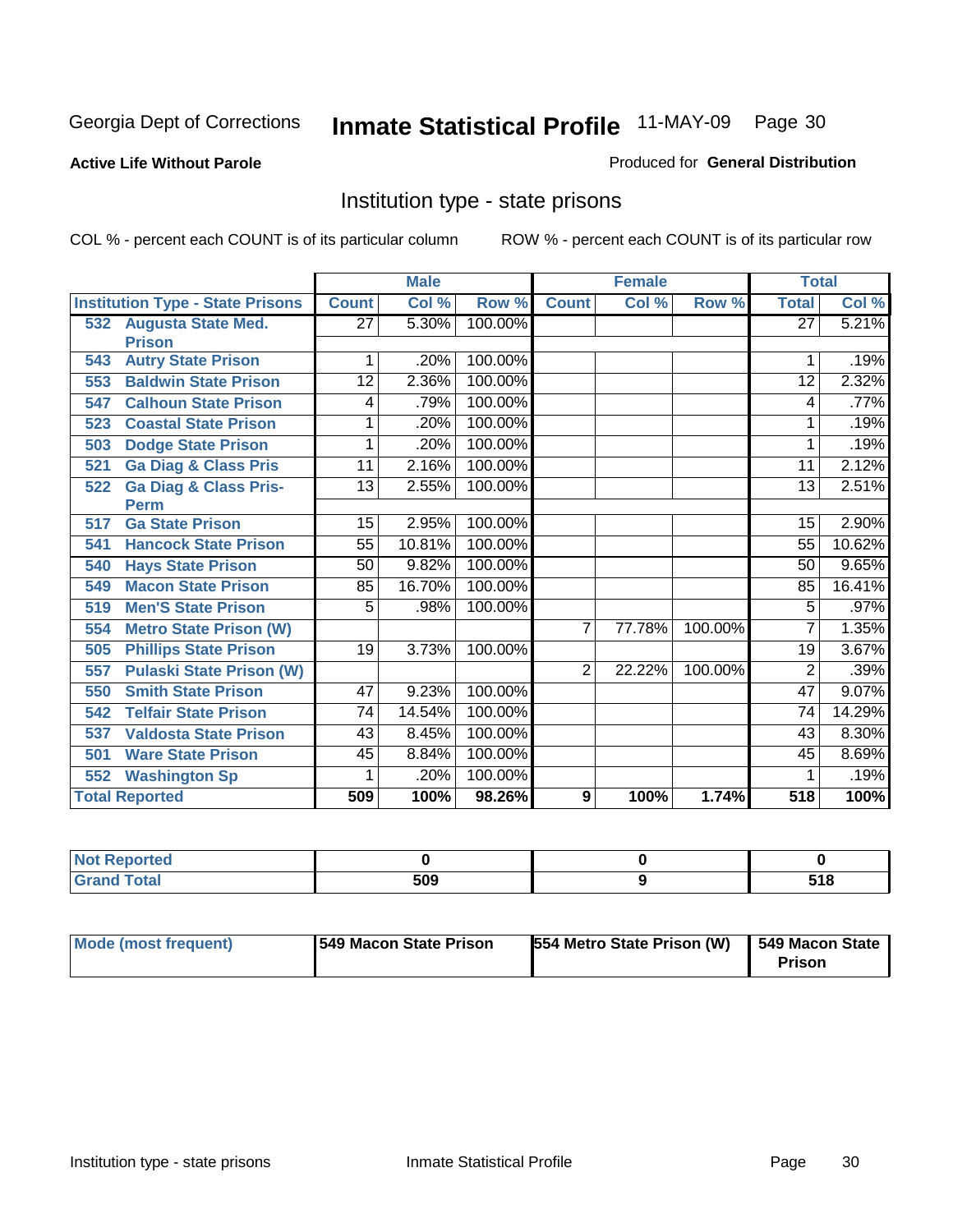Georgia Dept of Corrections **Inmate Statistical Profile** 11-MAY-09

**Active Life Without Parole**

Produced for **General Distribution**

## Institution type - state prisons

COL % - percent each COUNT is of its particular column ROW % - percent each COUNT is of its particular row

| Institution Type - State Prisons | Male | | | Female | | | Total | |
|---|---|---|---|---|---|---|---|---|
| | Count | Col % | Row % | Count | Col % | Row % | Total | Col % |
| 532 Augusta State Med. Prison | 27 | 5.30% | 100.00% | | | | 27 | 5.21% |
| 543 Autry State Prison | 1 | .20% | 100.00% | | | | 1 | .19% |
| 553 Baldwin State Prison | 12 | 2.36% | 100.00% | | | | 12 | 2.32% |
| 547 Calhoun State Prison | 4 | .79% | 100.00% | | | | 4 | .77% |
| 523 Coastal State Prison | 1 | .20% | 100.00% | | | | 1 | .19% |
| 503 Dodge State Prison | 1 | .20% | 100.00% | | | | 1 | .19% |
| 521 Ga Diag & Class Pris | 11 | 2.16% | 100.00% | | | | 11 | 2.12% |
| 522 Ga Diag & Class Pris-Perm | 13 | 2.55% | 100.00% | | | | 13 | 2.51% |
| 517 Ga State Prison | 15 | 2.95% | 100.00% | | | | 15 | 2.90% |
| 541 Hancock State Prison | 55 | 10.81% | 100.00% | | | | 55 | 10.62% |
| 540 Hays State Prison | 50 | 9.82% | 100.00% | | | | 50 | 9.65% |
| 549 Macon State Prison | 85 | 16.70% | 100.00% | | | | 85 | 16.41% |
| 519 Men'S State Prison | 5 | .98% | 100.00% | | | | 5 | .97% |
| 554 Metro State Prison (W) | | | | 7 | 77.78% | 100.00% | 7 | 1.35% |
| 505 Phillips State Prison | 19 | 3.73% | 100.00% | | | | 19 | 3.67% |
| 557 Pulaski State Prison (W) | | | | 2 | 22.22% | 100.00% | 2 | .39% |
| 550 Smith State Prison | 47 | 9.23% | 100.00% | | | | 47 | 9.07% |
| 542 Telfair State Prison | 74 | 14.54% | 100.00% | | | | 74 | 14.29% |
| 537 Valdosta State Prison | 43 | 8.45% | 100.00% | | | | 43 | 8.30% |
| 501 Ware State Prison | 45 | 8.84% | 100.00% | | | | 45 | 8.69% |
| 552 Washington Sp | 1 | .20% | 100.00% | | | | 1 | .19% |
| **Total Reported** | **509** | **100%** | **98.26%** | **9** | **100%** | **1.74%** | **518** | **100%** |

| | Male | Female | Total |
|---|---|---|---|
| Not Reported | 0 | 0 | 0 |
| Grand Total | 509 | 9 | 518 |

| | Male | Female | Total |
|---|---|---|---|
| Mode (most frequent) | 549 Macon State Prison | 554 Metro State Prison (W) | 549 Macon State Prison |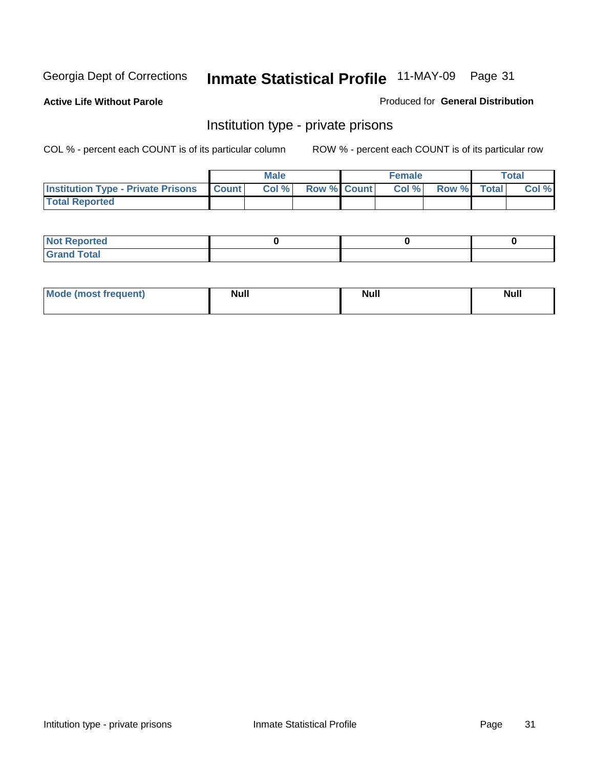Georgia Dept of Corrections **Inmate Statistical Profile** 11-MAY-09

**Active Life Without Parole**

Produced for **General Distribution**

## Institution type - private prisons

COL % - percent each COUNT is of its particular column

ROW % - percent each COUNT is of its particular row

| | Male | | | Female | | | Total | |
|---|---|---|---|---|---|---|---|---|
| **Institution Type - Private Prisons** | **Count** | **Col %** | **Row %** | **Count** | **Col %** | **Row %** | **Total** | **Col %** |
| **Total Reported** | | | | | | | | |

| | Male | Female | Total |
|---|---|---|---|
| **Not Reported** | 0 | 0 | 0 |
| **Grand Total** | | | |

| | Male | Female | Total |
|---|---|---|---|
| **Mode (most frequent)** | Null | Null | Null |

Intitution type - private prisons | Inmate Statistical Profile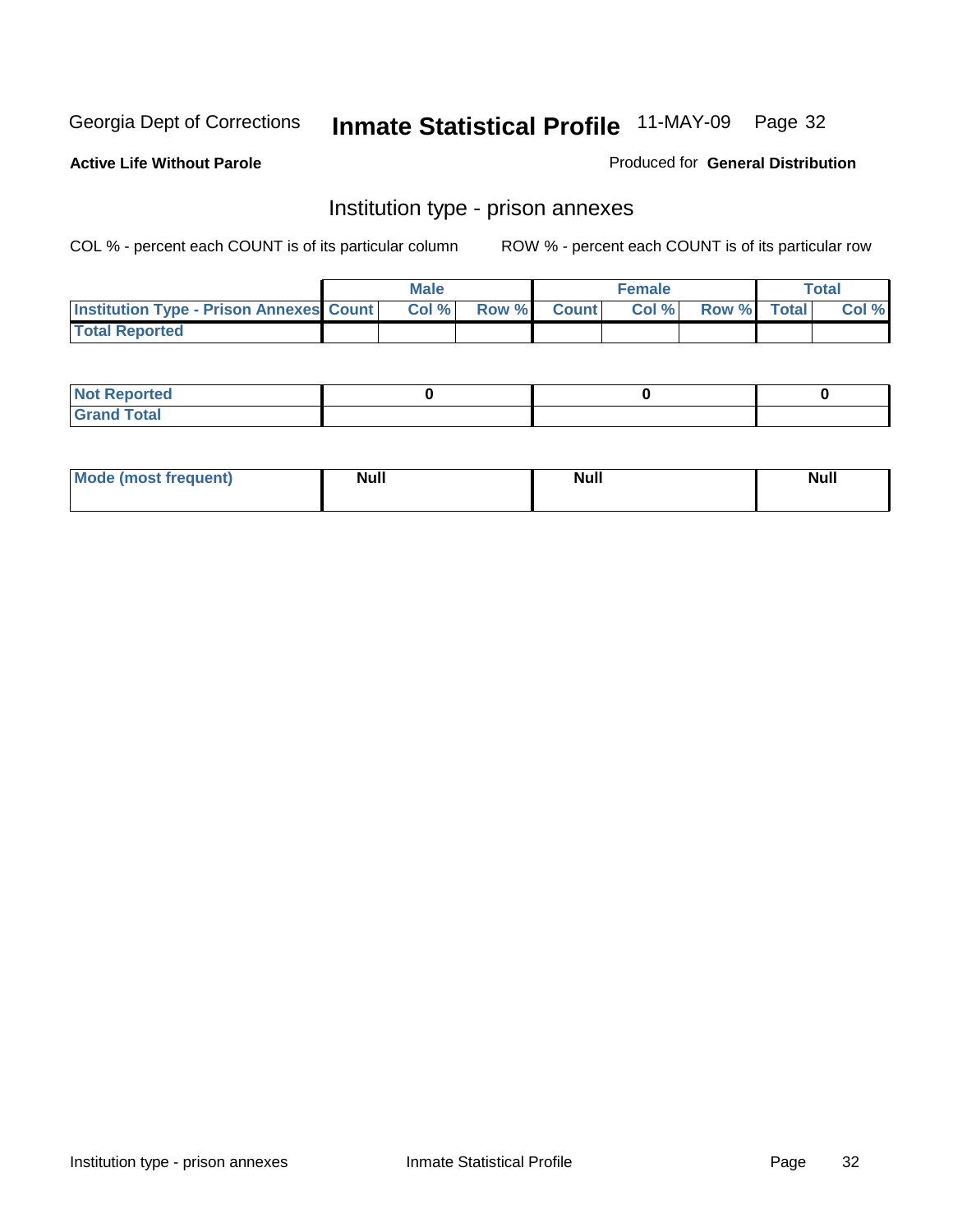Georgia Dept of Corrections **Inmate Statistical Profile** 11-MAY-09

**Active Life Without Parole**

Produced for **General Distribution**

## Institution type - prison annexes

COL % - percent each COUNT is of its particular column

ROW % - percent each COUNT is of its particular row

| | Male | | | Female | | | Total | |
|---|---|---|---|---|---|---|---|---|
| **Institution Type - Prison Annexes** | **Count** | **Col %** | **Row %** | **Count** | **Col %** | **Row %** | **Total** | **Col %** |
| **Total Reported** | | | | | | | | |

| | Male | Female | Total |
|---|---|---|---|
| **Not Reported** | **0** | **0** | **0** |
| **Grand Total** | | | |

| | Male | Female | Total |
|---|---|---|---|
| **Mode (most frequent)** | **Null** | **Null** | **Null** |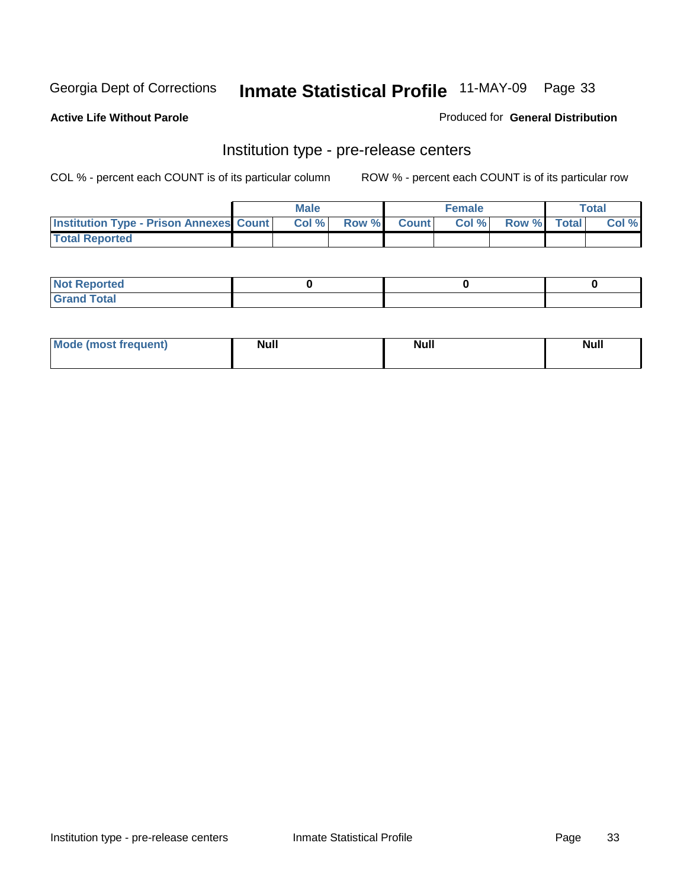Georgia Dept of Corrections **Inmate Statistical Profile** 11-MAY-09

**Active Life Without Parole**

Produced for **General Distribution**

## Institution type - pre-release centers

COL % - percent each COUNT is of its particular column ROW % - percent each COUNT is of its particular row

| | Male | | | Female | | | Total | |
|---|---|---|---|---|---|---|---|---|
| **Institution Type - Prison Annexes** | **Count** | **Col %** | **Row %** | **Count** | **Col %** | **Row %** | **Total** | **Col %** |
| **Total Reported** | | | | | | | | |

| | Male | Female | Total |
|---|---|---|---|
| **Not Reported** | 0 | 0 | 0 |
| **Grand Total** | | | |

| | Male | Female | Total |
|---|---|---|---|
| **Mode (most frequent)** | Null | Null | Null |

Institution type - pre-release centers Inmate Statistical Profile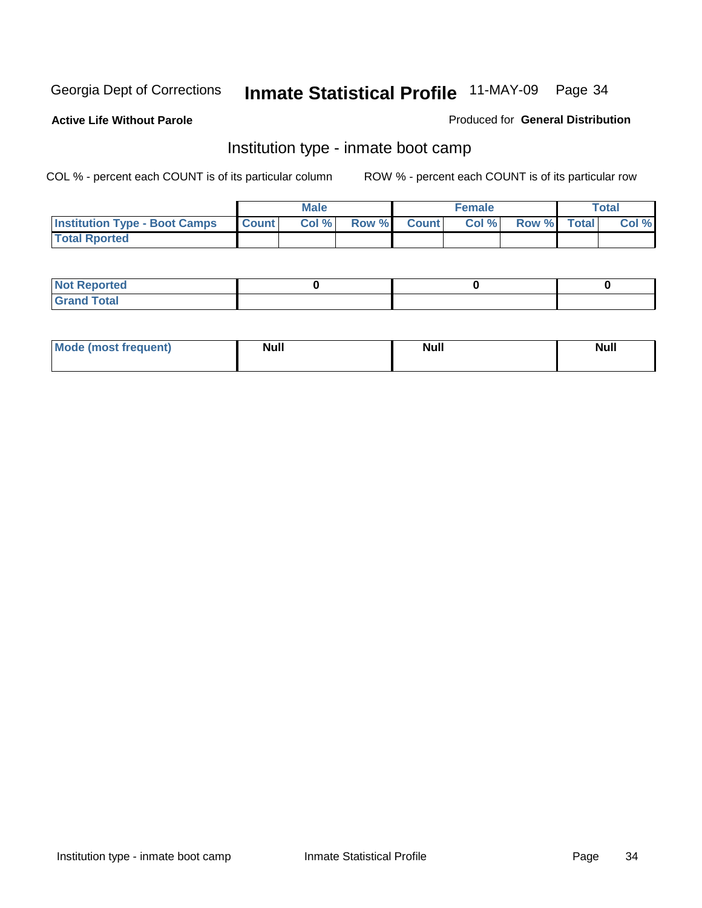Georgia Dept of Corrections **Inmate Statistical Profile** 11-MAY-09 Page 34

**Active Life Without Parole**

Produced for **General Distribution**

## Institution type - inmate boot camp

COL % - percent each COUNT is of its particular column

ROW % - percent each COUNT is of its particular row

| | Male | | | Female | | | Total | |
|---|---|---|---|---|---|---|---|---|
| **Institution Type - Boot Camps** | **Count** | **Col %** | **Row %** | **Count** | **Col %** | **Row %** | **Total** | **Col %** |
| **Total Rported** | | | | | | | | |

| | Male | Female | Total |
|---|---|---|---|
| **Not Reported** | 0 | 0 | 0 |
| **Grand Total** | | | |

| | Male | Female | Total |
|---|---|---|---|
| **Mode (most frequent)** | Null | Null | Null |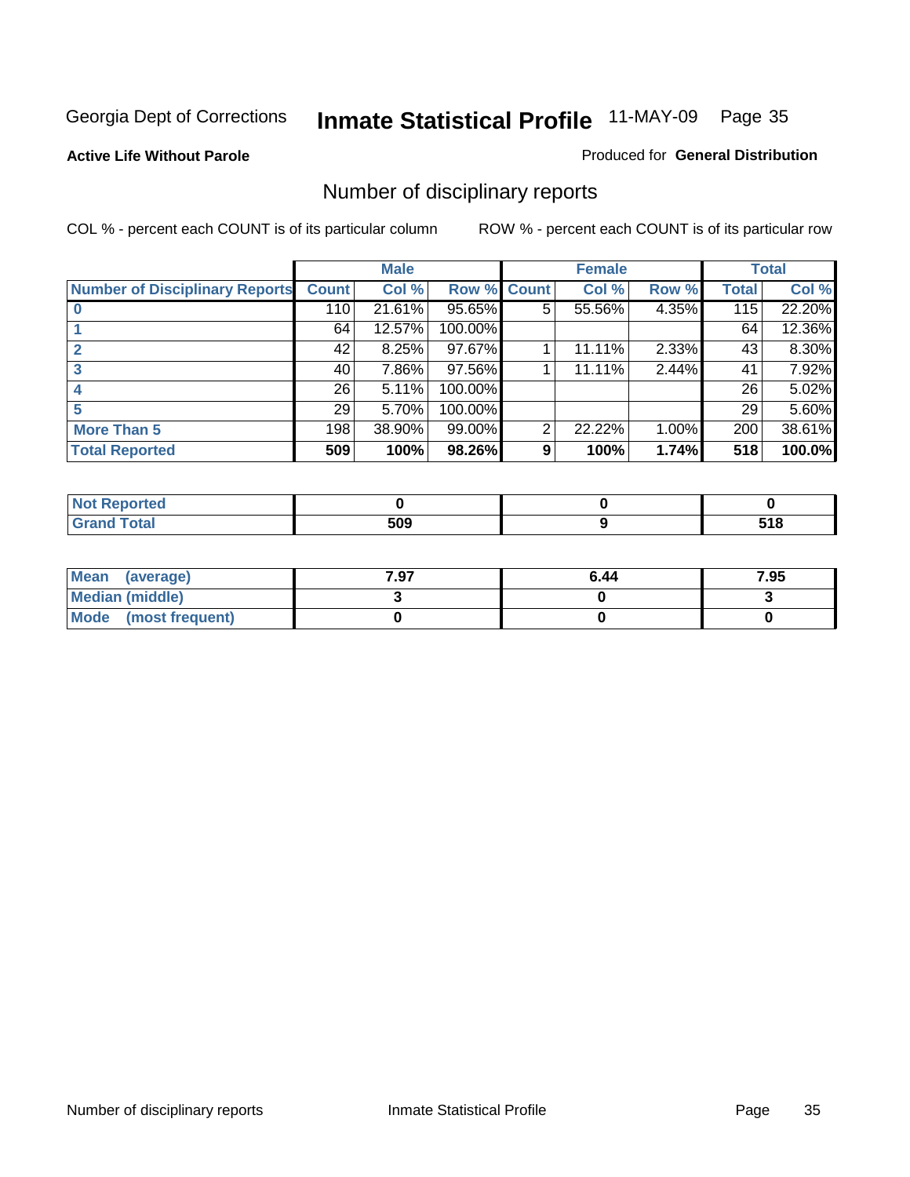Georgia Dept of Corrections **Inmate Statistical Profile** 11-MAY-09

**Active Life Without Parole**

Produced for **General Distribution**

## Number of disciplinary reports

COL % - percent each COUNT is of its particular column

ROW % - percent each COUNT is of its particular row

| | Male | | | Female | | | Total | |
|---|---|---|---|---|---|---|---|---|
| Number of Disciplinary Reports | Count | Col % | Row % | Count | Col % | Row % | Total | Col % |
| 0 | 110 | 21.61% | 95.65% | 5 | 55.56% | 4.35% | 115 | 22.20% |
| 1 | 64 | 12.57% | 100.00% | | | | 64 | 12.36% |
| 2 | 42 | 8.25% | 97.67% | 1 | 11.11% | 2.33% | 43 | 8.30% |
| 3 | 40 | 7.86% | 97.56% | 1 | 11.11% | 2.44% | 41 | 7.92% |
| 4 | 26 | 5.11% | 100.00% | | | | 26 | 5.02% |
| 5 | 29 | 5.70% | 100.00% | | | | 29 | 5.60% |
| More Than 5 | 198 | 38.90% | 99.00% | 2 | 22.22% | 1.00% | 200 | 38.61% |
| **Total Reported** | **509** | **100%** | **98.26%** | **9** | **100%** | **1.74%** | **518** | **100.0%** |

| | Male | Female | Total |
|---|---|---|---|
| Not Reported | 0 | 0 | 0 |
| Grand Total | 509 | 9 | 518 |

| | Male | Female | Total |
|---|---|---|---|
| Mean (average) | 7.97 | 6.44 | 7.95 |
| Median (middle) | 3 | 0 | 3 |
| Mode (most frequent) | 0 | 0 | 0 |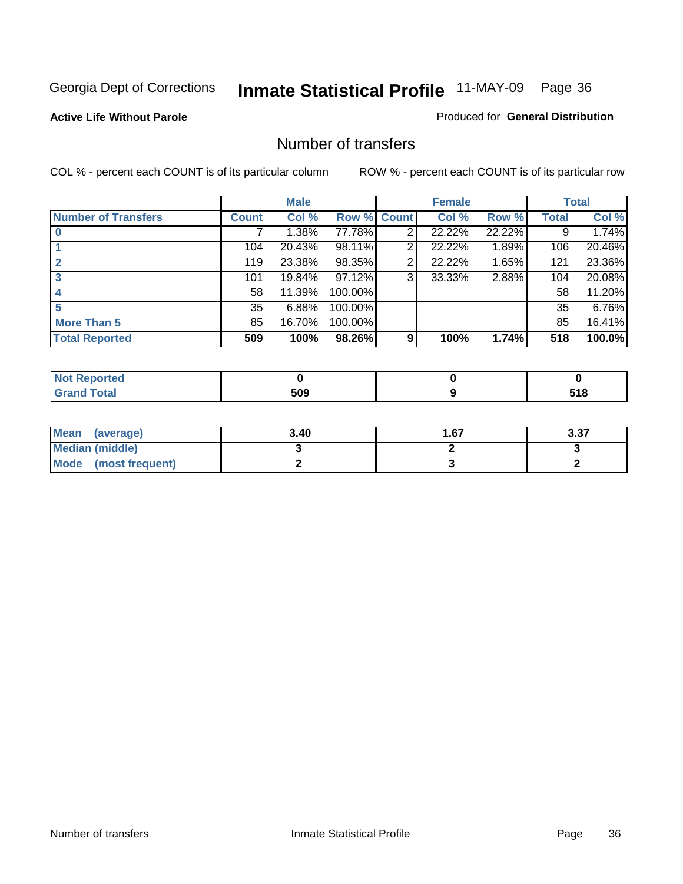Georgia Dept of Corrections **Inmate Statistical Profile** 11-MAY-09

**Active Life Without Parole**

Produced for **General Distribution**

## Number of transfers

COL % - percent each COUNT is of its particular column

ROW % - percent each COUNT is of its particular row

| | Male | | | Female | | | Total | |
|---|---|---|---|---|---|---|---|---|
| **Number of Transfers** | **Count** | **Col %** | **Row %** | **Count** | **Col %** | **Row %** | **Total** | **Col %** |
| **0** | 7 | 1.38% | 77.78% | 2 | 22.22% | 22.22% | 9 | 1.74% |
| **1** | 104 | 20.43% | 98.11% | 2 | 22.22% | 1.89% | 106 | 20.46% |
| **2** | 119 | 23.38% | 98.35% | 2 | 22.22% | 1.65% | 121 | 23.36% |
| **3** | 101 | 19.84% | 97.12% | 3 | 33.33% | 2.88% | 104 | 20.08% |
| **4** | 58 | 11.39% | 100.00% | | | | 58 | 11.20% |
| **5** | 35 | 6.88% | 100.00% | | | | 35 | 6.76% |
| **More Than 5** | 85 | 16.70% | 100.00% | | | | 85 | 16.41% |
| **Total Reported** | **509** | **100%** | **98.26%** | **9** | **100%** | **1.74%** | **518** | **100.0%** |

| | Male | Female | Total |
|---|---|---|---|
| **Not Reported** | **0** | **0** | **0** |
| **Grand Total** | **509** | **9** | **518** |

| | Male | Female | Total |
|---|---|---|---|
| **Mean (average)** | **3.40** | **1.67** | **3.37** |
| **Median (middle)** | **3** | **2** | **3** |
| **Mode (most frequent)** | **2** | **3** | **2** |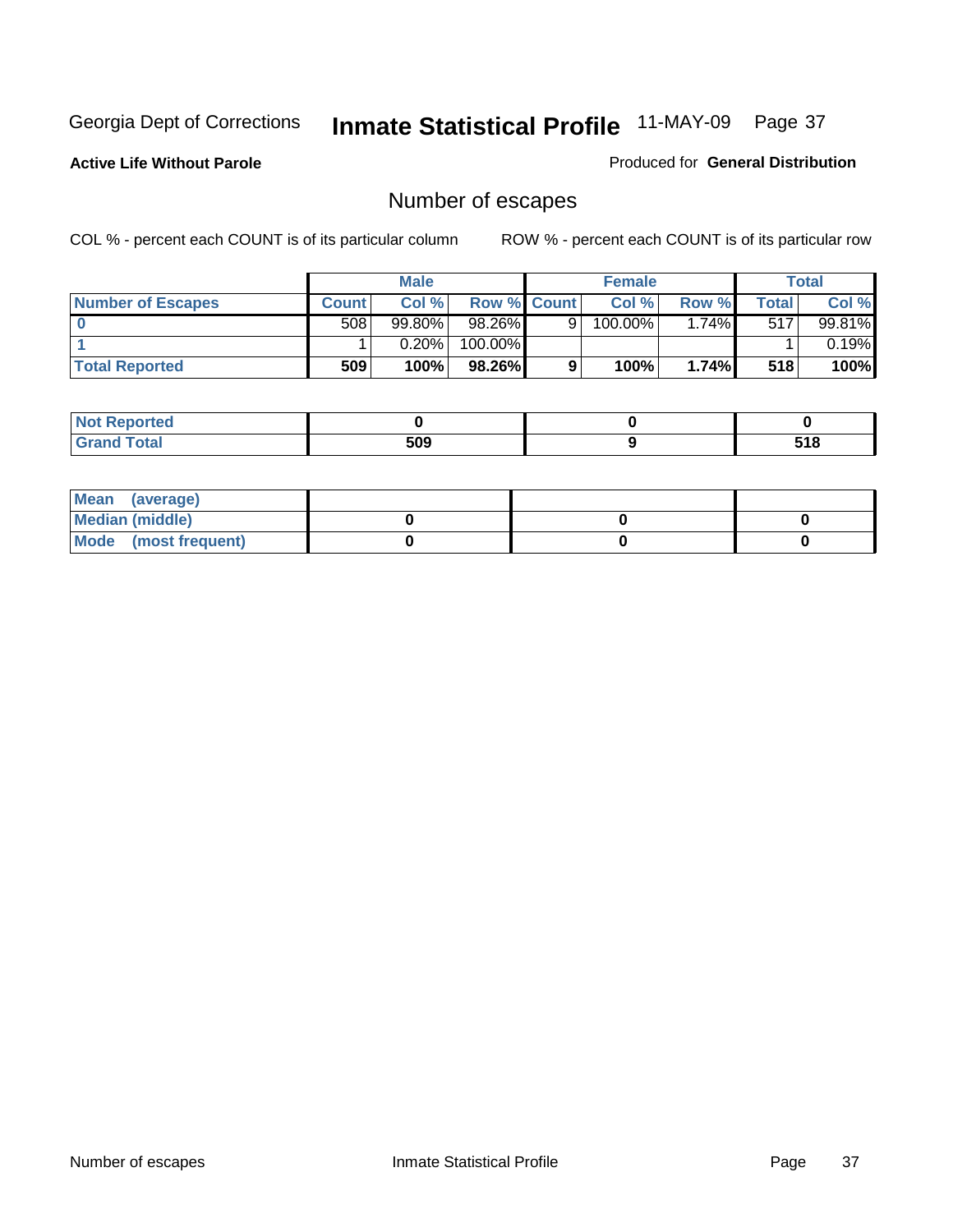Georgia Dept of Corrections **Inmate Statistical Profile** 11-MAY-09

**Active Life Without Parole**

Produced for **General Distribution**

## Number of escapes

COL % - percent each COUNT is of its particular column        ROW % - percent each COUNT is of its particular row

| | Male | | | Female | | | Total | |
|---|---|---|---|---|---|---|---|---|
| **Number of Escapes** | **Count** | **Col %** | **Row %** | **Count** | **Col %** | **Row %** | **Total** | **Col %** |
| **0** | 508 | 99.80% | 98.26% | 9 | 100.00% | 1.74% | 517 | 99.81% |
| **1** | 1 | 0.20% | 100.00% | | | | 1 | 0.19% |
| **Total Reported** | **509** | **100%** | **98.26%** | **9** | **100%** | **1.74%** | **518** | **100%** |

| | Male | Female | Total |
|---|---|---|---|
| **Not Reported** | **0** | **0** | **0** |
| **Grand Total** | **509** | **9** | **518** |

| | Male | Female | Total |
|---|---|---|---|
| **Mean (average)** | | | |
| **Median (middle)** | **0** | **0** | **0** |
| **Mode (most frequent)** | **0** | **0** | **0** |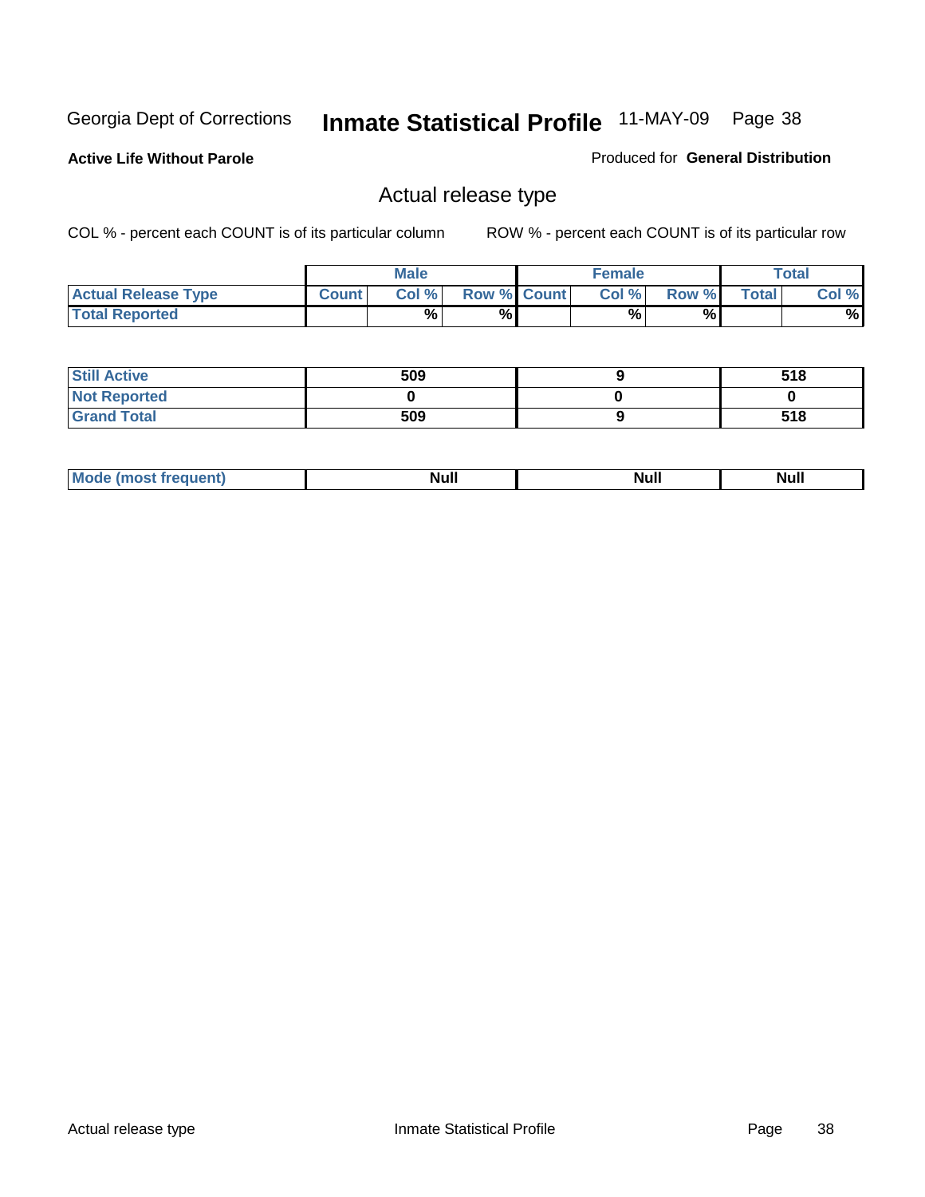Georgia Dept of Corrections **Inmate Statistical Profile** 11-MAY-09

**Active Life Without Parole**

Produced for **General Distribution**

## Actual release type

COL % - percent each COUNT is of its particular column ROW % - percent each COUNT is of its particular row

| | Male | | | Female | | | Total | |
|---|---|---|---|---|---|---|---|---|
| **Actual Release Type** | **Count** | **Col %** | **Row %** | **Count** | **Col %** | **Row %** | **Total** | **Col %** |
| **Total Reported** | | % | % | | % | % | | % |
| **Still Active** | 509 | | | 9 | | | 518 | |
| **Not Reported** | 0 | | | 0 | | | 0 | |
| **Grand Total** | 509 | | | 9 | | | 518 | |
| **Mode (most frequent)** | Null | | | Null | | | Null | |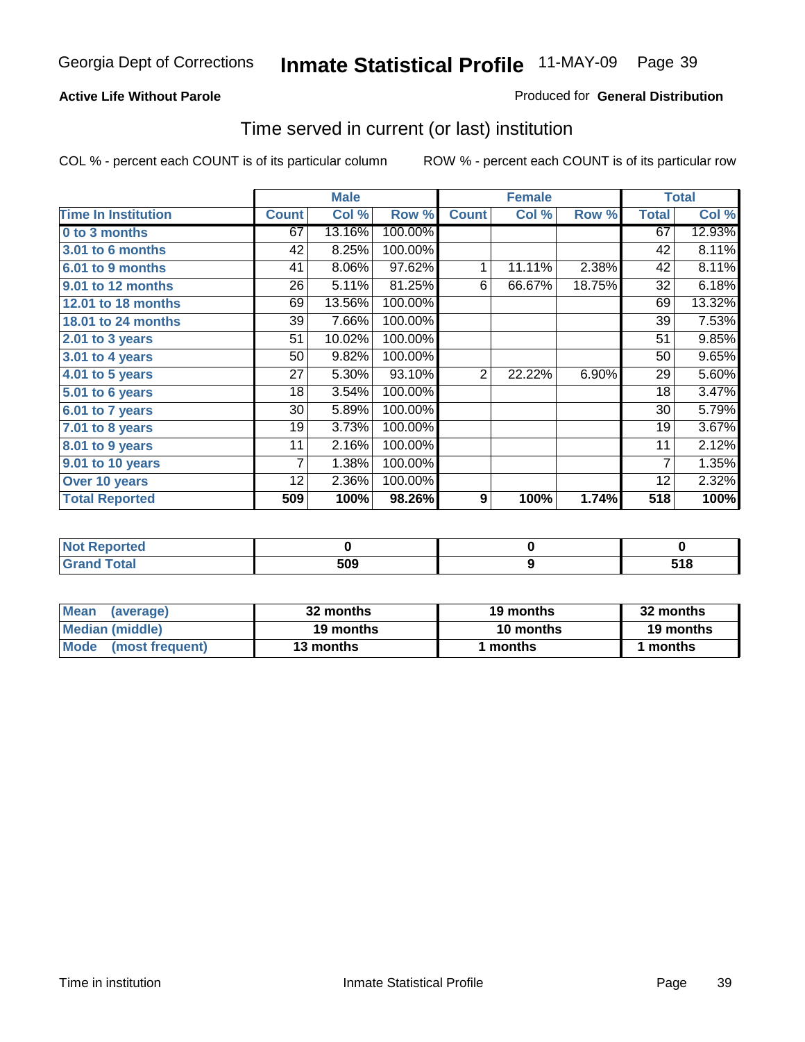Georgia Dept of Corrections **Inmate Statistical Profile** 11-MAY-09

**Active Life Without Parole**

Produced for **General Distribution**

## Time served in current (or last) institution

COL % - percent each COUNT is of its particular column ROW % - percent each COUNT is of its particular row

| | Male | | | Female | | | Total | |
|---|---|---|---|---|---|---|---|---|
| **Time In Institution** | **Count** | **Col %** | **Row %** | **Count** | **Col %** | **Row %** | **Total** | **Col %** |
| **0 to 3 months** | 67 | 13.16% | 100.00% | | | | 67 | 12.93% |
| **3.01 to 6 months** | 42 | 8.25% | 100.00% | | | | 42 | 8.11% |
| **6.01 to 9 months** | 41 | 8.06% | 97.62% | 1 | 11.11% | 2.38% | 42 | 8.11% |
| **9.01 to 12 months** | 26 | 5.11% | 81.25% | 6 | 66.67% | 18.75% | 32 | 6.18% |
| **12.01 to 18 months** | 69 | 13.56% | 100.00% | | | | 69 | 13.32% |
| **18.01 to 24 months** | 39 | 7.66% | 100.00% | | | | 39 | 7.53% |
| **2.01 to 3 years** | 51 | 10.02% | 100.00% | | | | 51 | 9.85% |
| **3.01 to 4 years** | 50 | 9.82% | 100.00% | | | | 50 | 9.65% |
| **4.01 to 5 years** | 27 | 5.30% | 93.10% | 2 | 22.22% | 6.90% | 29 | 5.60% |
| **5.01 to 6 years** | 18 | 3.54% | 100.00% | | | | 18 | 3.47% |
| **6.01 to 7 years** | 30 | 5.89% | 100.00% | | | | 30 | 5.79% |
| **7.01 to 8 years** | 19 | 3.73% | 100.00% | | | | 19 | 3.67% |
| **8.01 to 9 years** | 11 | 2.16% | 100.00% | | | | 11 | 2.12% |
| **9.01 to 10 years** | 7 | 1.38% | 100.00% | | | | 7 | 1.35% |
| **Over 10 years** | 12 | 2.36% | 100.00% | | | | 12 | 2.32% |
| **Total Reported** | **509** | **100%** | **98.26%** | **9** | **100%** | **1.74%** | **518** | **100%** |

| | Male | Female | Total |
|---|---|---|---|
| **Not Reported** | **0** | **0** | **0** |
| **Grand Total** | **509** | **9** | **518** |

| | Male | Female | Total |
|---|---|---|---|
| **Mean (average)** | **32 months** | **19 months** | **32 months** |
| **Median (middle)** | **19 months** | **10 months** | **19 months** |
| **Mode (most frequent)** | **13 months** | **1 months** | **1 months** |

Time in institution Inmate Statistical Profile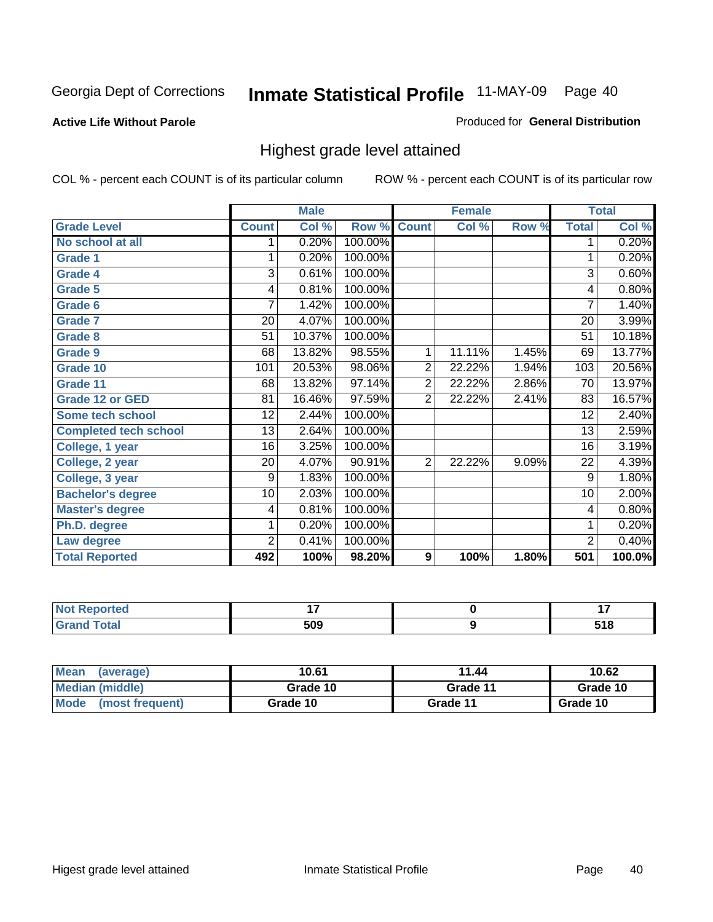Georgia Dept of Corrections **Inmate Statistical Profile** 11-MAY-09 Page 40

**Active Life Without Parole**

Produced for **General Distribution**

## Highest grade level attained

COL % - percent each COUNT is of its particular column

ROW % - percent each COUNT is of its particular row

| | Male | | | Female | | | Total | |
|---|---|---|---|---|---|---|---|---|
| **Grade Level** | **Count** | **Col %** | **Row %** | **Count** | **Col %** | **Row %** | **Total** | **Col %** |
| No school at all | 1 | 0.20% | 100.00% | | | | 1 | 0.20% |
| Grade 1 | 1 | 0.20% | 100.00% | | | | 1 | 0.20% |
| Grade 4 | 3 | 0.61% | 100.00% | | | | 3 | 0.60% |
| Grade 5 | 4 | 0.81% | 100.00% | | | | 4 | 0.80% |
| Grade 6 | 7 | 1.42% | 100.00% | | | | 7 | 1.40% |
| Grade 7 | 20 | 4.07% | 100.00% | | | | 20 | 3.99% |
| Grade 8 | 51 | 10.37% | 100.00% | | | | 51 | 10.18% |
| Grade 9 | 68 | 13.82% | 98.55% | 1 | 11.11% | 1.45% | 69 | 13.77% |
| Grade 10 | 101 | 20.53% | 98.06% | 2 | 22.22% | 1.94% | 103 | 20.56% |
| Grade 11 | 68 | 13.82% | 97.14% | 2 | 22.22% | 2.86% | 70 | 13.97% |
| Grade 12 or GED | 81 | 16.46% | 97.59% | 2 | 22.22% | 2.41% | 83 | 16.57% |
| Some tech school | 12 | 2.44% | 100.00% | | | | 12 | 2.40% |
| Completed tech school | 13 | 2.64% | 100.00% | | | | 13 | 2.59% |
| College, 1 year | 16 | 3.25% | 100.00% | | | | 16 | 3.19% |
| College, 2 year | 20 | 4.07% | 90.91% | 2 | 22.22% | 9.09% | 22 | 4.39% |
| College, 3 year | 9 | 1.83% | 100.00% | | | | 9 | 1.80% |
| Bachelor's degree | 10 | 2.03% | 100.00% | | | | 10 | 2.00% |
| Master's degree | 4 | 0.81% | 100.00% | | | | 4 | 0.80% |
| Ph.D. degree | 1 | 0.20% | 100.00% | | | | 1 | 0.20% |
| Law degree | 2 | 0.41% | 100.00% | | | | 2 | 0.40% |
| **Total Reported** | **492** | **100%** | **98.20%** | **9** | **100%** | **1.80%** | **501** | **100.0%** |

| | Male | Female | Total |
|---|---|---|---|
| Not Reported | 17 | 0 | 17 |
| Grand Total | 509 | 9 | 518 |

| | Male | Female | Total |
|---|---|---|---|
| Mean (average) | 10.61 | 11.44 | 10.62 |
| Median (middle) | Grade 10 | Grade 11 | Grade 10 |
| Mode (most frequent) | Grade 10 | Grade 11 | Grade 10 |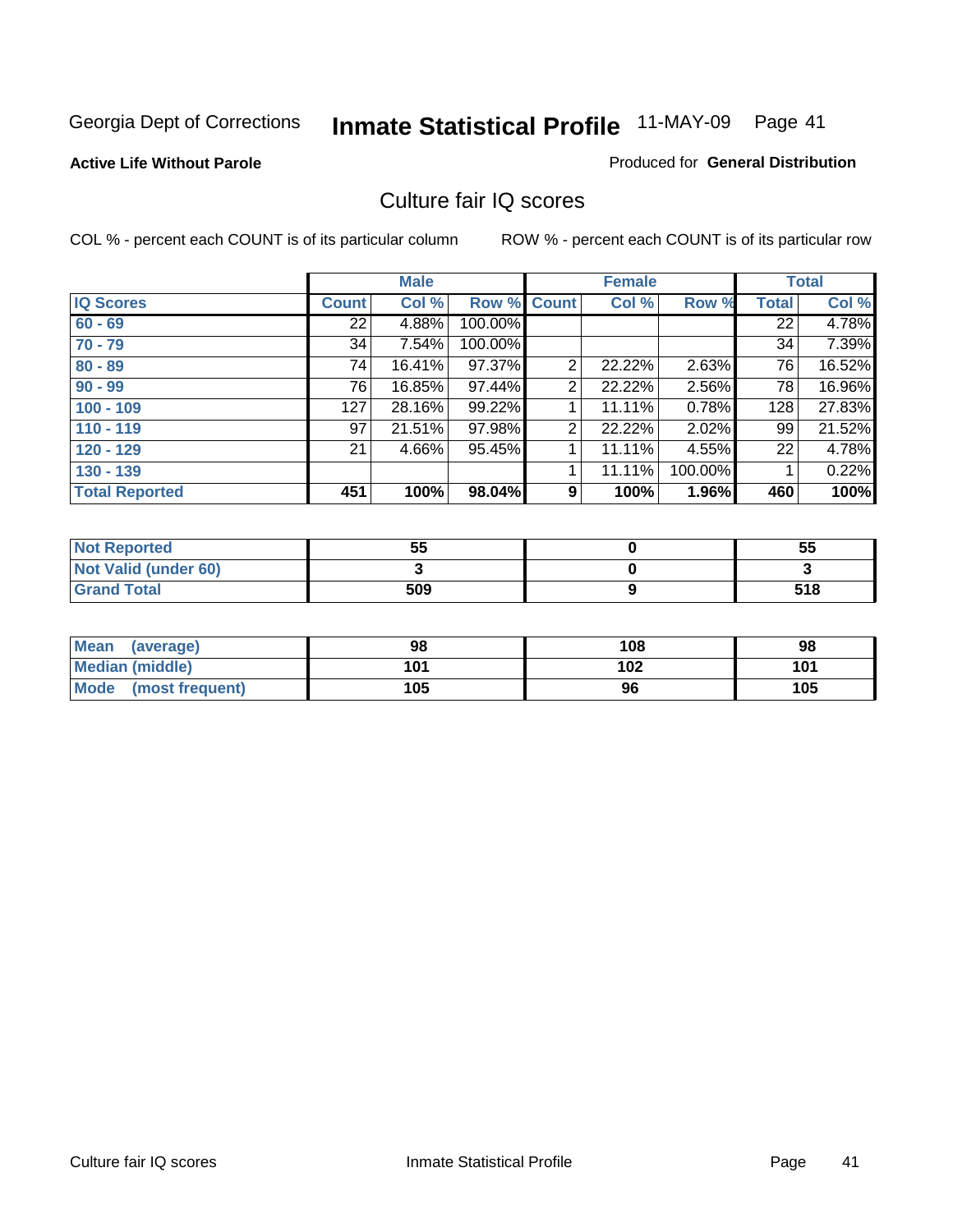Georgia Dept of Corrections **Inmate Statistical Profile** 11-MAY-09

**Active Life Without Parole**

Produced for **General Distribution**

## Culture fair IQ scores

COL % - percent each COUNT is of its particular column

ROW % - percent each COUNT is of its particular row

| IQ Scores | Male | | | Female | | | Total | |
|---|---|---|---|---|---|---|---|---|
| | Count | Col % | Row % | Count | Col % | Row % | Total | Col % |
| 60 - 69 | 22 | 4.88% | 100.00% | | | | 22 | 4.78% |
| 70 - 79 | 34 | 7.54% | 100.00% | | | | 34 | 7.39% |
| 80 - 89 | 74 | 16.41% | 97.37% | 2 | 22.22% | 2.63% | 76 | 16.52% |
| 90 - 99 | 76 | 16.85% | 97.44% | 2 | 22.22% | 2.56% | 78 | 16.96% |
| 100 - 109 | 127 | 28.16% | 99.22% | 1 | 11.11% | 0.78% | 128 | 27.83% |
| 110 - 119 | 97 | 21.51% | 97.98% | 2 | 22.22% | 2.02% | 99 | 21.52% |
| 120 - 129 | 21 | 4.66% | 95.45% | 1 | 11.11% | 4.55% | 22 | 4.78% |
| 130 - 139 | | | | 1 | 11.11% | 100.00% | 1 | 0.22% |
| **Total Reported** | **451** | **100%** | **98.04%** | **9** | **100%** | **1.96%** | **460** | **100%** |

| | Male | Female | Total |
|---|---|---|---|
| Not Reported | 55 | 0 | 55 |
| Not Valid (under 60) | 3 | 0 | 3 |
| Grand Total | 509 | 9 | 518 |

| | Male | Female | Total |
|---|---|---|---|
| Mean (average) | 98 | 108 | 98 |
| Median (middle) | 101 | 102 | 101 |
| Mode (most frequent) | 105 | 96 | 105 |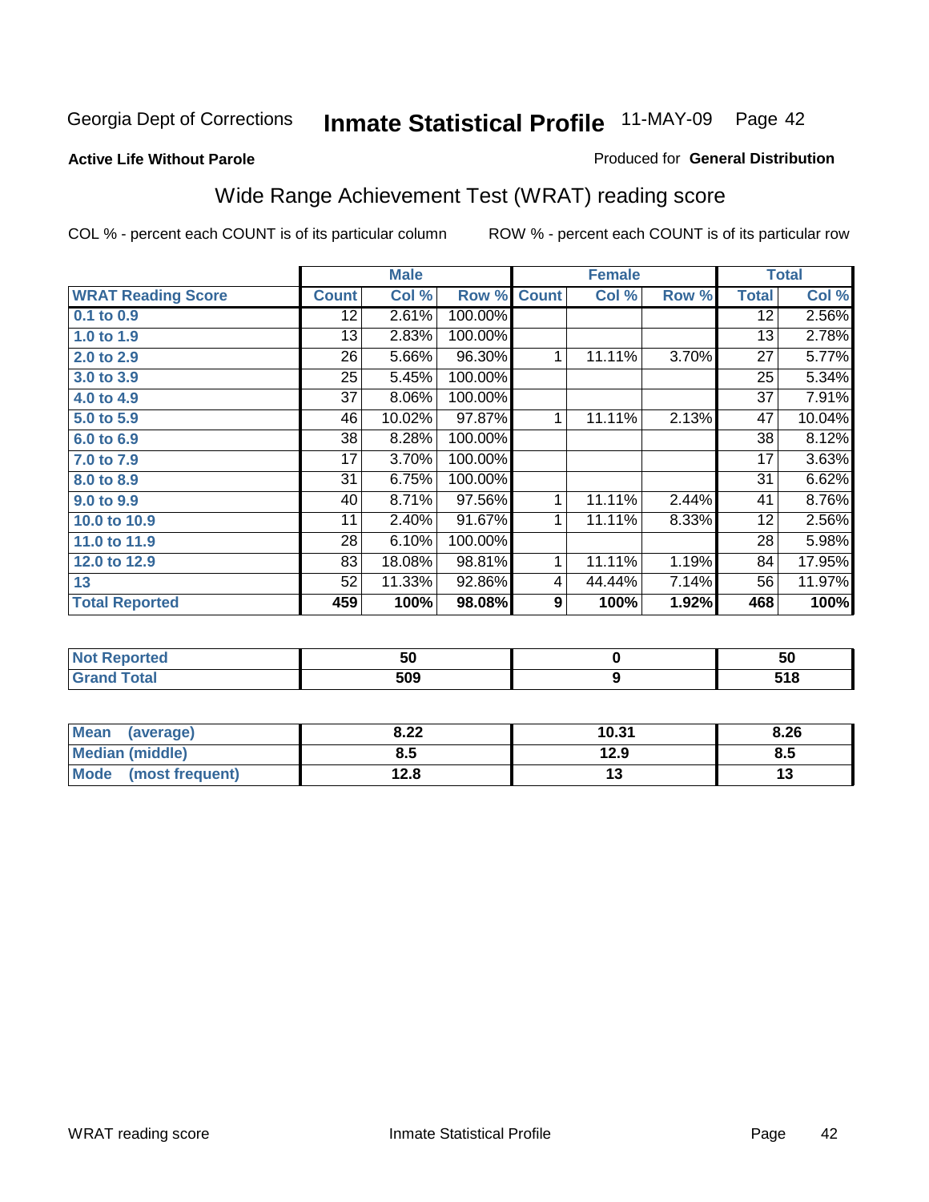Georgia Dept of Corrections **Inmate Statistical Profile** 11-MAY-09 Page 42

**Active Life Without Parole**

Produced for **General Distribution**

## Wide Range Achievement Test (WRAT) reading score

COL % - percent each COUNT is of its particular column        ROW % - percent each COUNT is of its particular row

| | Male | | | Female | | | Total | |
|---|---|---|---|---|---|---|---|---|
| **WRAT Reading Score** | **Count** | **Col %** | **Row %** | **Count** | **Col %** | **Row %** | **Total** | **Col %** |
| 0.1 to 0.9 | 12 | 2.61% | 100.00% | | | | 12 | 2.56% |
| 1.0 to 1.9 | 13 | 2.83% | 100.00% | | | | 13 | 2.78% |
| 2.0 to 2.9 | 26 | 5.66% | 96.30% | 1 | 11.11% | 3.70% | 27 | 5.77% |
| 3.0 to 3.9 | 25 | 5.45% | 100.00% | | | | 25 | 5.34% |
| 4.0 to 4.9 | 37 | 8.06% | 100.00% | | | | 37 | 7.91% |
| 5.0 to 5.9 | 46 | 10.02% | 97.87% | 1 | 11.11% | 2.13% | 47 | 10.04% |
| 6.0 to 6.9 | 38 | 8.28% | 100.00% | | | | 38 | 8.12% |
| 7.0 to 7.9 | 17 | 3.70% | 100.00% | | | | 17 | 3.63% |
| 8.0 to 8.9 | 31 | 6.75% | 100.00% | | | | 31 | 6.62% |
| 9.0 to 9.9 | 40 | 8.71% | 97.56% | 1 | 11.11% | 2.44% | 41 | 8.76% |
| 10.0 to 10.9 | 11 | 2.40% | 91.67% | 1 | 11.11% | 8.33% | 12 | 2.56% |
| 11.0 to 11.9 | 28 | 6.10% | 100.00% | | | | 28 | 5.98% |
| 12.0 to 12.9 | 83 | 18.08% | 98.81% | 1 | 11.11% | 1.19% | 84 | 17.95% |
| 13 | 52 | 11.33% | 92.86% | 4 | 44.44% | 7.14% | 56 | 11.97% |
| **Total Reported** | **459** | **100%** | **98.08%** | **9** | **100%** | **1.92%** | **468** | **100%** |

| | Male | Female | Total |
|---|---|---|---|
| Not Reported | 50 | 0 | 50 |
| Grand Total | 509 | 9 | 518 |

| | Male | Female | Total |
|---|---|---|---|
| Mean (average) | 8.22 | 10.31 | 8.26 |
| Median (middle) | 8.5 | 12.9 | 8.5 |
| Mode (most frequent) | 12.8 | 13 | 13 |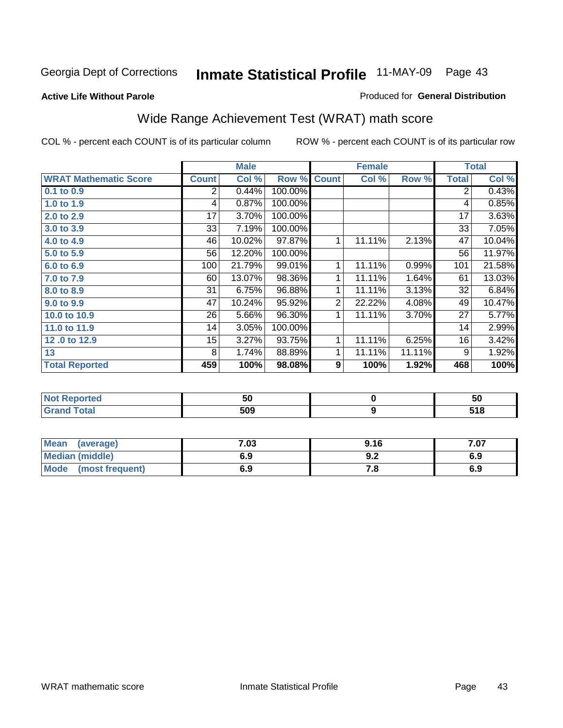Georgia Dept of Corrections **Inmate Statistical Profile** 11-MAY-09

**Active Life Without Parole**

Produced for **General Distribution**

## Wide Range Achievement Test (WRAT) math score

COL % - percent each COUNT is of its particular column

ROW % - percent each COUNT is of its particular row

| | Male | | | Female | | | Total | |
|---|---|---|---|---|---|---|---|---|
| **WRAT Mathematic Score** | **Count** | **Col %** | **Row %** | **Count** | **Col %** | **Row %** | **Total** | **Col %** |
| 0.1 to 0.9 | 2 | 0.44% | 100.00% | | | | 2 | 0.43% |
| 1.0 to 1.9 | 4 | 0.87% | 100.00% | | | | 4 | 0.85% |
| 2.0 to 2.9 | 17 | 3.70% | 100.00% | | | | 17 | 3.63% |
| 3.0 to 3.9 | 33 | 7.19% | 100.00% | | | | 33 | 7.05% |
| 4.0 to 4.9 | 46 | 10.02% | 97.87% | 1 | 11.11% | 2.13% | 47 | 10.04% |
| 5.0 to 5.9 | 56 | 12.20% | 100.00% | | | | 56 | 11.97% |
| 6.0 to 6.9 | 100 | 21.79% | 99.01% | 1 | 11.11% | 0.99% | 101 | 21.58% |
| 7.0 to 7.9 | 60 | 13.07% | 98.36% | 1 | 11.11% | 1.64% | 61 | 13.03% |
| 8.0 to 8.9 | 31 | 6.75% | 96.88% | 1 | 11.11% | 3.13% | 32 | 6.84% |
| 9.0 to 9.9 | 47 | 10.24% | 95.92% | 2 | 22.22% | 4.08% | 49 | 10.47% |
| 10.0 to 10.9 | 26 | 5.66% | 96.30% | 1 | 11.11% | 3.70% | 27 | 5.77% |
| 11.0 to 11.9 | 14 | 3.05% | 100.00% | | | | 14 | 2.99% |
| 12 .0 to 12.9 | 15 | 3.27% | 93.75% | 1 | 11.11% | 6.25% | 16 | 3.42% |
| 13 | 8 | 1.74% | 88.89% | 1 | 11.11% | 11.11% | 9 | 1.92% |
| **Total Reported** | **459** | **100%** | **98.08%** | **9** | **100%** | **1.92%** | **468** | **100%** |

| | Male | Female | Total |
|---|---|---|---|
| Not Reported | 50 | 0 | 50 |
| Grand Total | 509 | 9 | 518 |

| | Male | Female | Total |
|---|---|---|---|
| Mean (average) | 7.03 | 9.16 | 7.07 |
| Median (middle) | 6.9 | 9.2 | 6.9 |
| Mode (most frequent) | 6.9 | 7.8 | 6.9 |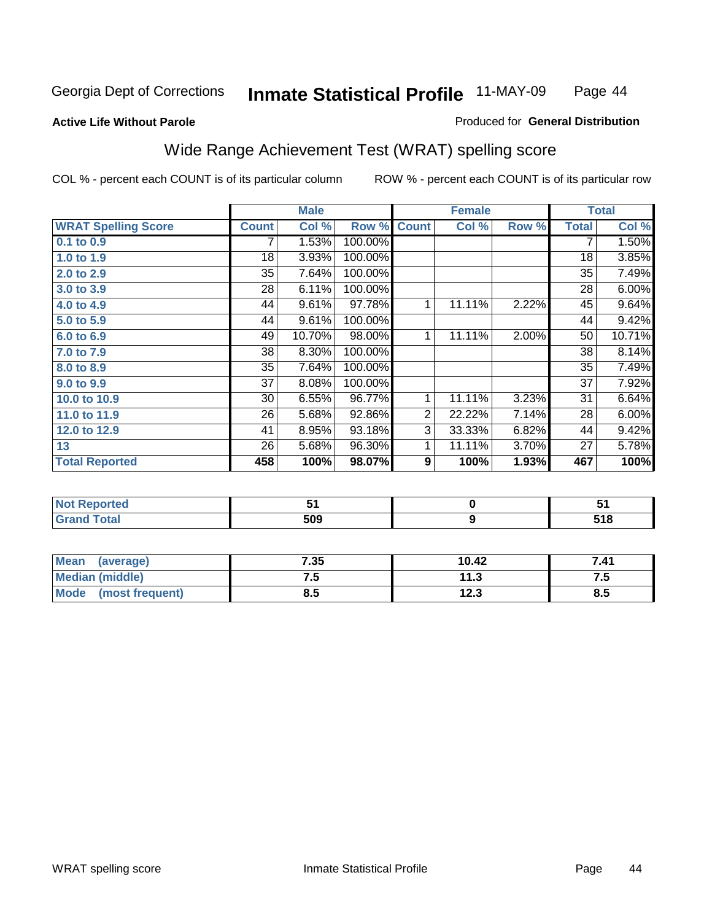Georgia Dept of Corrections **Inmate Statistical Profile** 11-MAY-09

**Active Life Without Parole**

Produced for **General Distribution**

## Wide Range Achievement Test (WRAT) spelling score

COL % - percent each COUNT is of its particular column

ROW % - percent each COUNT is of its particular row

| | Male | | | Female | | | Total | |
|---|---|---|---|---|---|---|---|---|
| **WRAT Spelling Score** | **Count** | **Col %** | **Row %** | **Count** | **Col %** | **Row %** | **Total** | **Col %** |
| 0.1 to 0.9 | 7 | 1.53% | 100.00% | | | | 7 | 1.50% |
| 1.0 to 1.9 | 18 | 3.93% | 100.00% | | | | 18 | 3.85% |
| 2.0 to 2.9 | 35 | 7.64% | 100.00% | | | | 35 | 7.49% |
| 3.0 to 3.9 | 28 | 6.11% | 100.00% | | | | 28 | 6.00% |
| 4.0 to 4.9 | 44 | 9.61% | 97.78% | 1 | 11.11% | 2.22% | 45 | 9.64% |
| 5.0 to 5.9 | 44 | 9.61% | 100.00% | | | | 44 | 9.42% |
| 6.0 to 6.9 | 49 | 10.70% | 98.00% | 1 | 11.11% | 2.00% | 50 | 10.71% |
| 7.0 to 7.9 | 38 | 8.30% | 100.00% | | | | 38 | 8.14% |
| 8.0 to 8.9 | 35 | 7.64% | 100.00% | | | | 35 | 7.49% |
| 9.0 to 9.9 | 37 | 8.08% | 100.00% | | | | 37 | 7.92% |
| 10.0 to 10.9 | 30 | 6.55% | 96.77% | 1 | 11.11% | 3.23% | 31 | 6.64% |
| 11.0 to 11.9 | 26 | 5.68% | 92.86% | 2 | 22.22% | 7.14% | 28 | 6.00% |
| 12.0 to 12.9 | 41 | 8.95% | 93.18% | 3 | 33.33% | 6.82% | 44 | 9.42% |
| 13 | 26 | 5.68% | 96.30% | 1 | 11.11% | 3.70% | 27 | 5.78% |
| **Total Reported** | **458** | **100%** | **98.07%** | **9** | **100%** | **1.93%** | **467** | **100%** |

| | Male | Female | Total |
|---|---|---|---|
| Not Reported | 51 | 0 | 51 |
| Grand Total | 509 | 9 | 518 |

| | Male | Female | Total |
|---|---|---|---|
| Mean (average) | 7.35 | 10.42 | 7.41 |
| Median (middle) | 7.5 | 11.3 | 7.5 |
| Mode (most frequent) | 8.5 | 12.3 | 8.5 |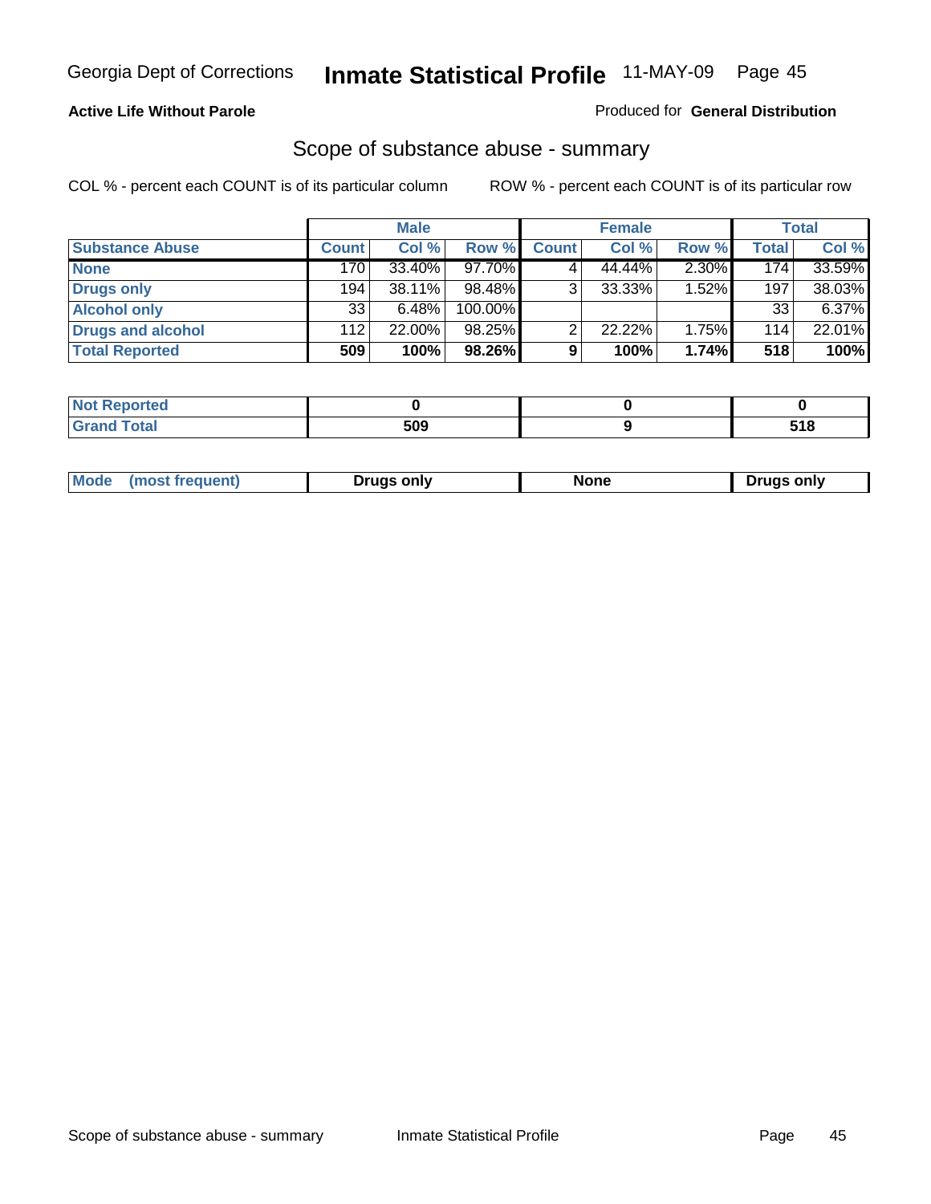Georgia Dept of Corrections **Inmate Statistical Profile** 11-MAY-09

**Active Life Without Parole**

Produced for **General Distribution**

## Scope of substance abuse - summary

COL % - percent each COUNT is of its particular column

ROW % - percent each COUNT is of its particular row

| | Male | | | Female | | | Total | |
|---|---|---|---|---|---|---|---|---|
| **Substance Abuse** | **Count** | **Col %** | **Row %** | **Count** | **Col %** | **Row %** | **Total** | **Col %** |
| **None** | 170 | 33.40% | 97.70% | 4 | 44.44% | 2.30% | 174 | 33.59% |
| **Drugs only** | 194 | 38.11% | 98.48% | 3 | 33.33% | 1.52% | 197 | 38.03% |
| **Alcohol only** | 33 | 6.48% | 100.00% | | | | 33 | 6.37% |
| **Drugs and alcohol** | 112 | 22.00% | 98.25% | 2 | 22.22% | 1.75% | 114 | 22.01% |
| **Total Reported** | **509** | **100%** | **98.26%** | **9** | **100%** | **1.74%** | **518** | **100%** |

| | Male | Female | Total |
|---|---|---|---|
| **Not Reported** | **0** | **0** | **0** |
| **Grand Total** | **509** | **9** | **518** |

| | Male | Female | Total |
|---|---|---|---|
| **Mode (most frequent)** | **Drugs only** | **None** | **Drugs only** |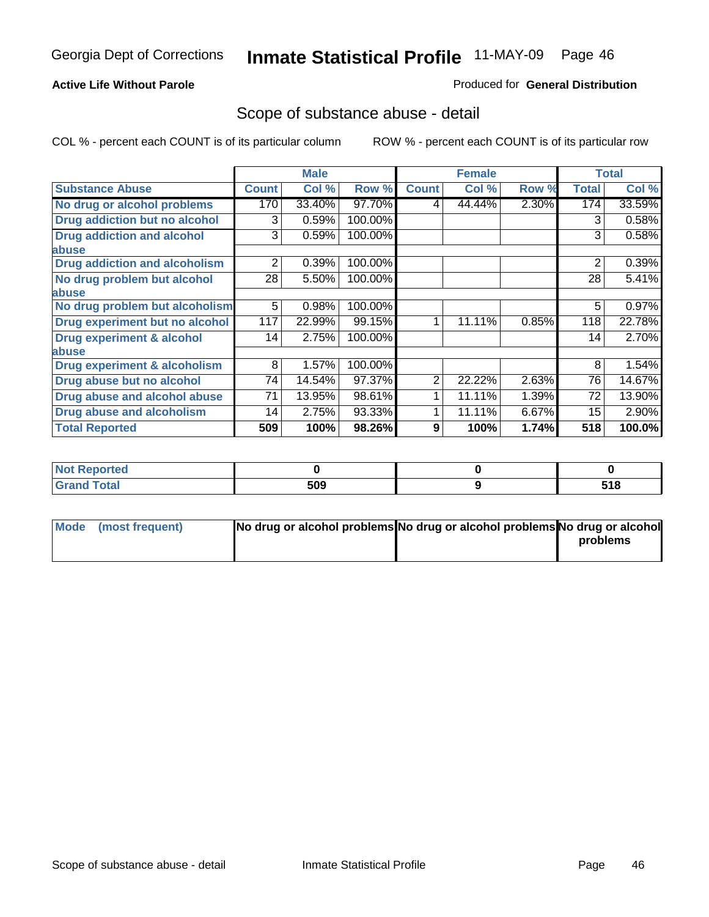Georgia Dept of Corrections **Inmate Statistical Profile** 11-MAY-09

**Active Life Without Parole**

Produced for **General Distribution**

## Scope of substance abuse - detail

COL % - percent each COUNT is of its particular column ROW % - percent each COUNT is of its particular row

| Substance Abuse | Male | | | Female | | | Total | |
|---|---|---|---|---|---|---|---|---|
| | Count | Col % | Row % | Count | Col % | Row % | Total | Col % |
| No drug or alcohol problems | 170 | 33.40% | 97.70% | 4 | 44.44% | 2.30% | 174 | 33.59% |
| Drug addiction but no alcohol | 3 | 0.59% | 100.00% | | | | 3 | 0.58% |
| Drug addiction and alcohol abuse | 3 | 0.59% | 100.00% | | | | 3 | 0.58% |
| Drug addiction and alcoholism | 2 | 0.39% | 100.00% | | | | 2 | 0.39% |
| No drug problem but alcohol abuse | 28 | 5.50% | 100.00% | | | | 28 | 5.41% |
| No drug problem but alcoholism | 5 | 0.98% | 100.00% | | | | 5 | 0.97% |
| Drug experiment but no alcohol | 117 | 22.99% | 99.15% | 1 | 11.11% | 0.85% | 118 | 22.78% |
| Drug experiment & alcohol abuse | 14 | 2.75% | 100.00% | | | | 14 | 2.70% |
| Drug experiment & alcoholism | 8 | 1.57% | 100.00% | | | | 8 | 1.54% |
| Drug abuse but no alcohol | 74 | 14.54% | 97.37% | 2 | 22.22% | 2.63% | 76 | 14.67% |
| Drug abuse and alcohol abuse | 71 | 13.95% | 98.61% | 1 | 11.11% | 1.39% | 72 | 13.90% |
| Drug abuse and alcoholism | 14 | 2.75% | 93.33% | 1 | 11.11% | 6.67% | 15 | 2.90% |
| **Total Reported** | **509** | **100%** | **98.26%** | **9** | **100%** | **1.74%** | **518** | **100.0%** |

| | Male | Female | Total |
|---|---|---|---|
| Not Reported | 0 | 0 | 0 |
| Grand Total | 509 | 9 | 518 |

| | Male | Female | Total |
|---|---|---|---|
| Mode (most frequent) | No drug or alcohol problems | No drug or alcohol problems | No drug or alcohol problems |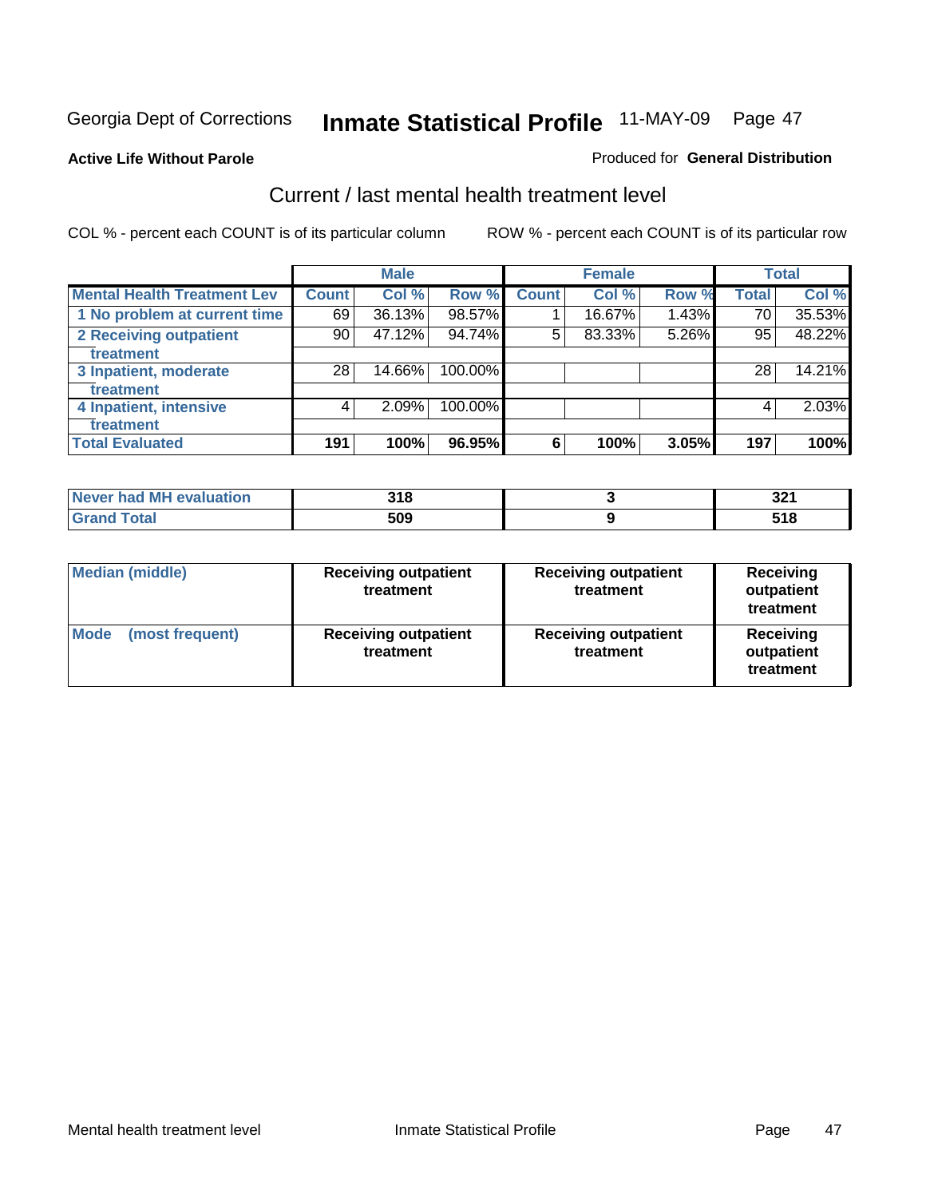Georgia Dept of Corrections **Inmate Statistical Profile** 11-MAY-09

**Active Life Without Parole**

Produced for **General Distribution**

## Current / last mental health treatment level

COL % - percent each COUNT is of its particular column

ROW % - percent each COUNT is of its particular row

| | Male | | | Female | | | Total | |
|---|---|---|---|---|---|---|---|---|
| **Mental Health Treatment Lev** | **Count** | **Col %** | **Row %** | **Count** | **Col %** | **Row %** | **Total** | **Col %** |
| 1 No problem at current time | 69 | 36.13% | 98.57% | 1 | 16.67% | 1.43% | 70 | 35.53% |
| 2 Receiving outpatient treatment | 90 | 47.12% | 94.74% | 5 | 83.33% | 5.26% | 95 | 48.22% |
| 3 Inpatient, moderate treatment | 28 | 14.66% | 100.00% | | | | 28 | 14.21% |
| 4 Inpatient, intensive treatment | 4 | 2.09% | 100.00% | | | | 4 | 2.03% |
| **Total Evaluated** | **191** | **100%** | **96.95%** | **6** | **100%** | **3.05%** | **197** | **100%** |

| | Male | Female | Total |
|---|---|---|---|
| **Never had MH evaluation** | **318** | **3** | **321** |
| **Grand Total** | **509** | **9** | **518** |

| | Male | Female | Total |
|---|---|---|---|
| **Median (middle)** | **Receiving outpatient treatment** | **Receiving outpatient treatment** | **Receiving outpatient treatment** |
| **Mode (most frequent)** | **Receiving outpatient treatment** | **Receiving outpatient treatment** | **Receiving outpatient treatment** |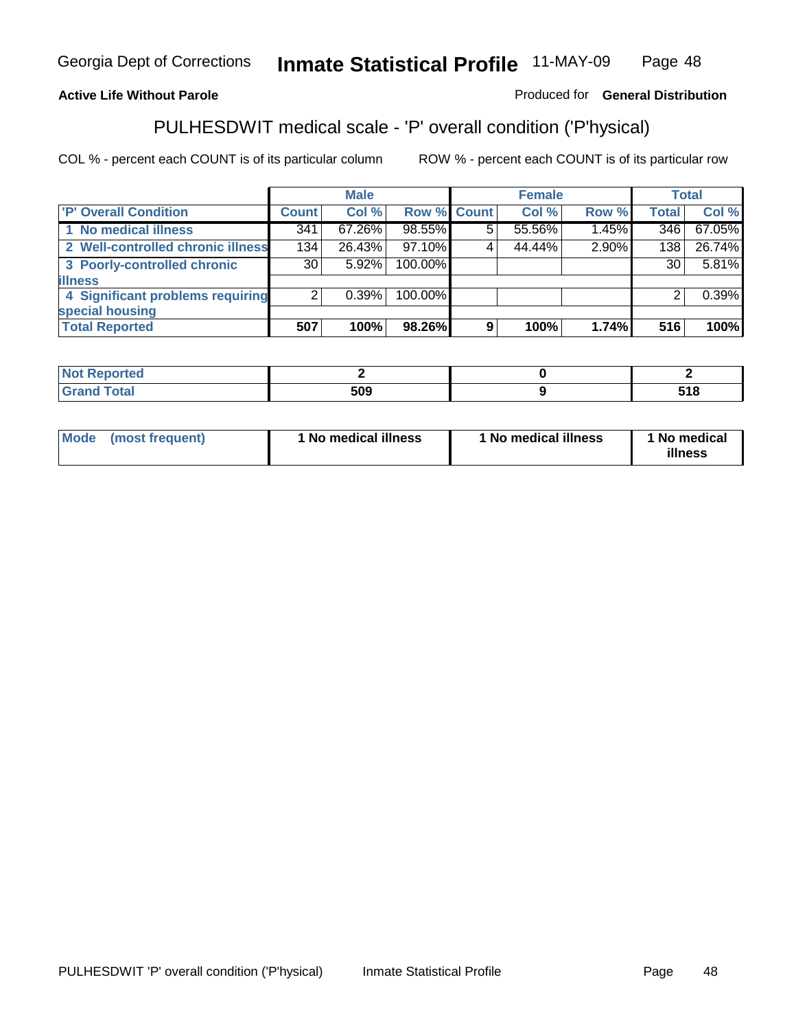Georgia Dept of Corrections **Inmate Statistical Profile** 11-MAY-09

**Active Life Without Parole**

Produced for **General Distribution**

## PULHESDWIT medical scale - 'P' overall condition ('P'hysical)

COL % - percent each COUNT is of its particular column

ROW % - percent each COUNT is of its particular row

| | Male | | | Female | | | Total | |
|---|---|---|---|---|---|---|---|---|
| **'P' Overall Condition** | **Count** | **Col %** | **Row %** | **Count** | **Col %** | **Row %** | **Total** | **Col %** |
| **1 No medical illness** | 341 | 67.26% | 98.55% | 5 | 55.56% | 1.45% | 346 | 67.05% |
| **2 Well-controlled chronic illness** | 134 | 26.43% | 97.10% | 4 | 44.44% | 2.90% | 138 | 26.74% |
| **3 Poorly-controlled chronic illness** | 30 | 5.92% | 100.00% | | | | 30 | 5.81% |
| **4 Significant problems requiring special housing** | 2 | 0.39% | 100.00% | | | | 2 | 0.39% |
| **Total Reported** | **507** | **100%** | **98.26%** | **9** | **100%** | **1.74%** | **516** | **100%** |

| | Male | Female | Total |
|---|---|---|---|
| **Not Reported** | **2** | **0** | **2** |
| **Grand Total** | **509** | **9** | **518** |

| | Male | Female | Total |
|---|---|---|---|
| **Mode (most frequent)** | **1 No medical illness** | **1 No medical illness** | **1 No medical illness** |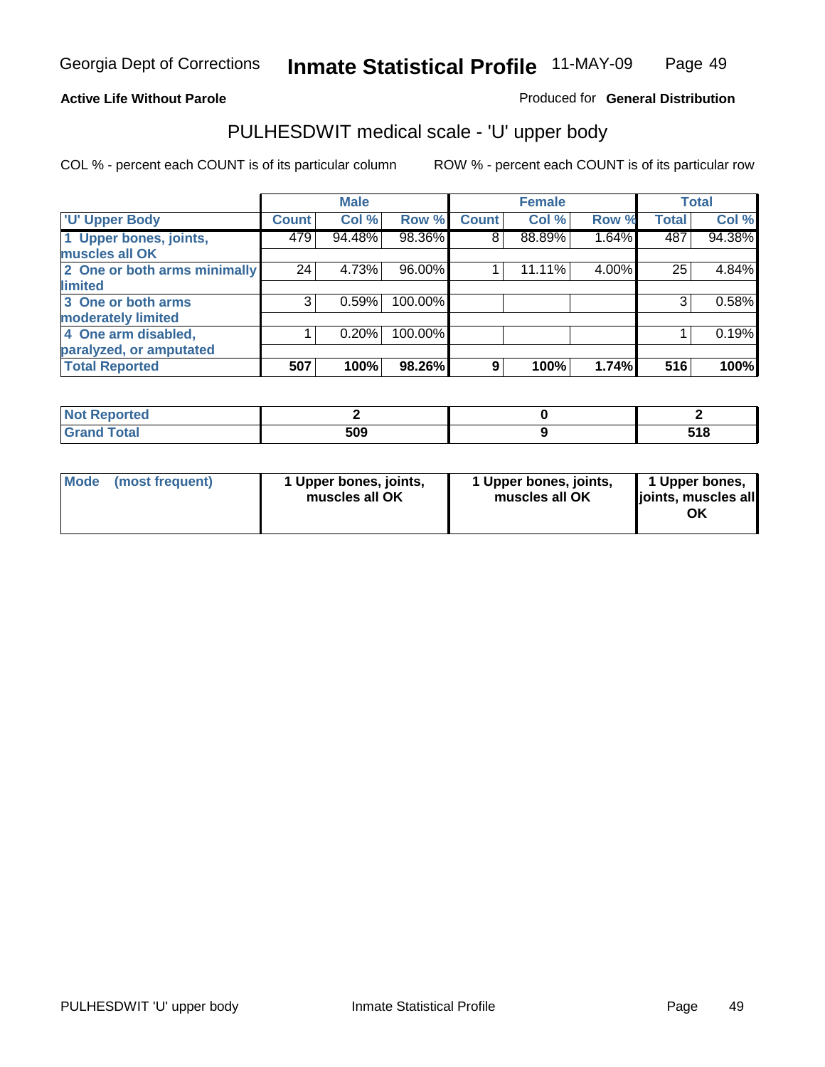Georgia Dept of Corrections **Inmate Statistical Profile** 11-MAY-09

**Active Life Without Parole**

Produced for **General Distribution**

## PULHESDWIT medical scale - 'U' upper body

COL % - percent each COUNT is of its particular column

ROW % - percent each COUNT is of its particular row

| | Male | | | Female | | | Total | |
|---|---|---|---|---|---|---|---|---|
| 'U' Upper Body | Count | Col % | Row % | Count | Col % | Row % | Total | Col % |
| 1 Upper bones, joints, muscles all OK | 479 | 94.48% | 98.36% | 8 | 88.89% | 1.64% | 487 | 94.38% |
| 2 One or both arms minimally limited | 24 | 4.73% | 96.00% | 1 | 11.11% | 4.00% | 25 | 4.84% |
| 3 One or both arms moderately limited | 3 | 0.59% | 100.00% | | | | 3 | 0.58% |
| 4 One arm disabled, paralyzed, or amputated | 1 | 0.20% | 100.00% | | | | 1 | 0.19% |
| **Total Reported** | **507** | **100%** | **98.26%** | **9** | **100%** | **1.74%** | **516** | **100%** |

| | Male | Female | Total |
|---|---|---|---|
| Not Reported | 2 | 0 | 2 |
| Grand Total | 509 | 9 | 518 |

| | Male | Female | Total |
|---|---|---|---|
| Mode (most frequent) | 1 Upper bones, joints, muscles all OK | 1 Upper bones, joints, muscles all OK | 1 Upper bones, joints, muscles all OK |

PULHESDWIT 'U' upper body    Inmate Statistical Profile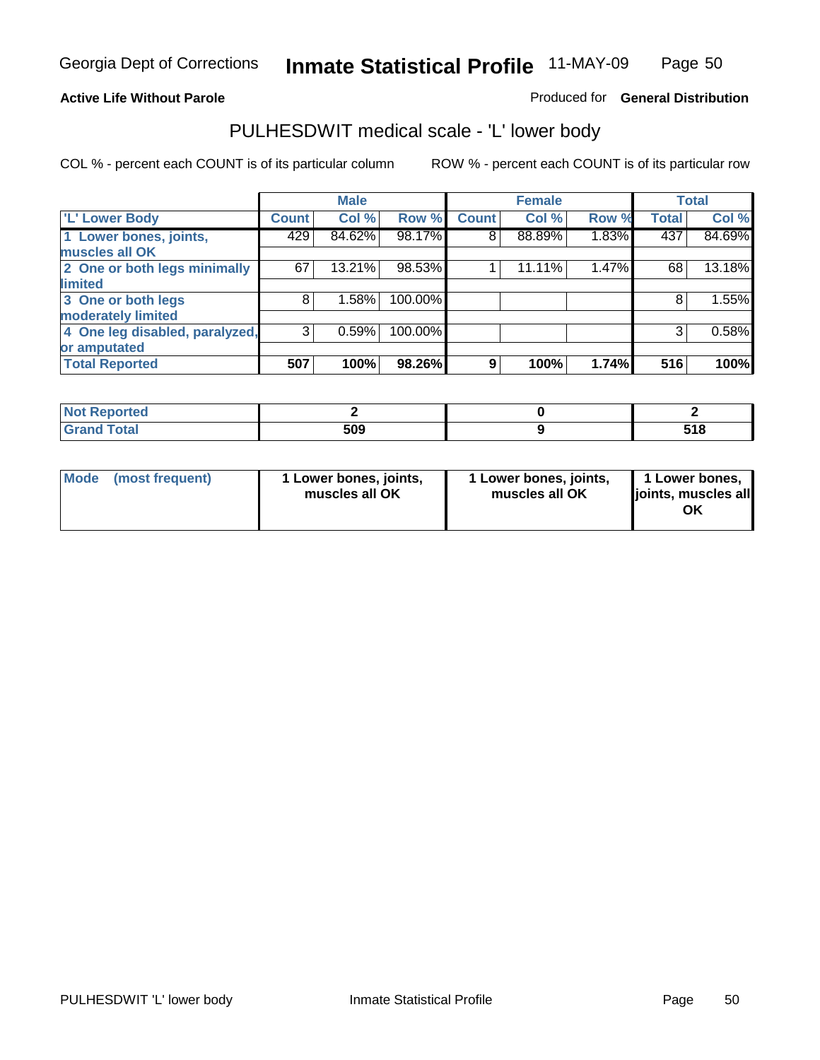Georgia Dept of Corrections **Inmate Statistical Profile** 11-MAY-09

**Active Life Without Parole** Produced for **General Distribution**

## PULHESDWIT medical scale - 'L' lower body

COL % - percent each COUNT is of its particular column ROW % - percent each COUNT is of its particular row

| | Male | | | Female | | | Total | |
|---|---|---|---|---|---|---|---|---|
| 'L' Lower Body | Count | Col % | Row % | Count | Col % | Row % | Total | Col % |
| 1 Lower bones, joints, muscles all OK | 429 | 84.62% | 98.17% | 8 | 88.89% | 1.83% | 437 | 84.69% |
| 2 One or both legs minimally limited | 67 | 13.21% | 98.53% | 1 | 11.11% | 1.47% | 68 | 13.18% |
| 3 One or both legs moderately limited | 8 | 1.58% | 100.00% | | | | 8 | 1.55% |
| 4 One leg disabled, paralyzed, or amputated | 3 | 0.59% | 100.00% | | | | 3 | 0.58% |
| **Total Reported** | **507** | **100%** | **98.26%** | **9** | **100%** | **1.74%** | **516** | **100%** |

| | Male | Female | Total |
|---|---|---|---|
| Not Reported | 2 | 0 | 2 |
| Grand Total | 509 | 9 | 518 |

| | Male | Female | Total |
|---|---|---|---|
| Mode (most frequent) | 1 Lower bones, joints, muscles all OK | 1 Lower bones, joints, muscles all OK | 1 Lower bones, joints, muscles all OK |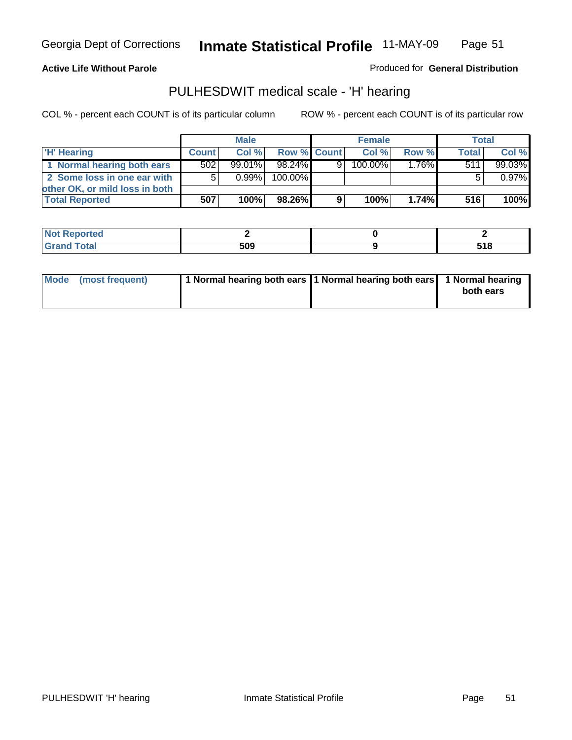**Active Life Without Parole**

Produced for **General Distribution**

## PULHESDWIT medical scale - 'H' hearing

COL % - percent each COUNT is of its particular column

ROW % - percent each COUNT is of its particular row

| | Male | | | Female | | | Total | |
|---|---|---|---|---|---|---|---|---|
| 'H' Hearing | Count | Col % | Row % | Count | Col % | Row % | Total | Col % |
| 1 Normal hearing both ears | 502 | 99.01% | 98.24% | 9 | 100.00% | 1.76% | 511 | 99.03% |
| 2 Some loss in one ear with other OK, or mild loss in both | 5 | 0.99% | 100.00% | | | | 5 | 0.97% |
| **Total Reported** | **507** | **100%** | **98.26%** | **9** | **100%** | **1.74%** | **516** | **100%** |

| | Male | Female | Total |
|---|---|---|---|
| Not Reported | 2 | 0 | 2 |
| Grand Total | 509 | 9 | 518 |

| | Male | Female | Total |
|---|---|---|---|
| Mode (most frequent) | 1 Normal hearing both ears | 1 Normal hearing both ears | 1 Normal hearing both ears |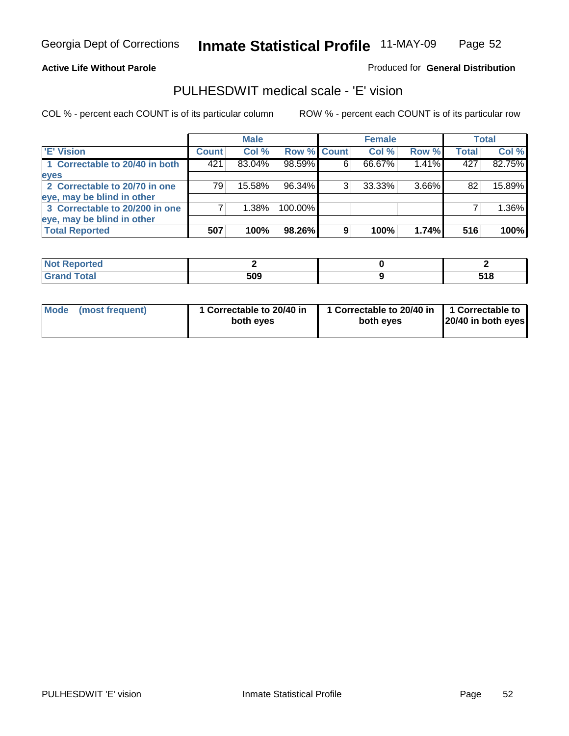Georgia Dept of Corrections **Inmate Statistical Profile** 11-MAY-09

**Active Life Without Parole**

Produced for **General Distribution**

## PULHESDWIT medical scale - 'E' vision

COL % - percent each COUNT is of its particular column

ROW % - percent each COUNT is of its particular row

| | Male | | | Female | | | Total | |
|---|---|---|---|---|---|---|---|---|
| 'E' Vision | Count | Col % | Row % | Count | Col % | Row % | Total | Col % |
| 1 Correctable to 20/40 in both eyes | 421 | 83.04% | 98.59% | 6 | 66.67% | 1.41% | 427 | 82.75% |
| 2 Correctable to 20/70 in one eye, may be blind in other | 79 | 15.58% | 96.34% | 3 | 33.33% | 3.66% | 82 | 15.89% |
| 3 Correctable to 20/200 in one eye, may be blind in other | 7 | 1.38% | 100.00% | | | | 7 | 1.36% |
| **Total Reported** | **507** | **100%** | **98.26%** | **9** | **100%** | **1.74%** | **516** | **100%** |

| | Male | Female | Total |
|---|---|---|---|
| Not Reported | 2 | 0 | 2 |
| Grand Total | 509 | 9 | 518 |

| | Male | Female | Total |
|---|---|---|---|
| Mode (most frequent) | 1 Correctable to 20/40 in both eyes | 1 Correctable to 20/40 in both eyes | 1 Correctable to 20/40 in both eyes |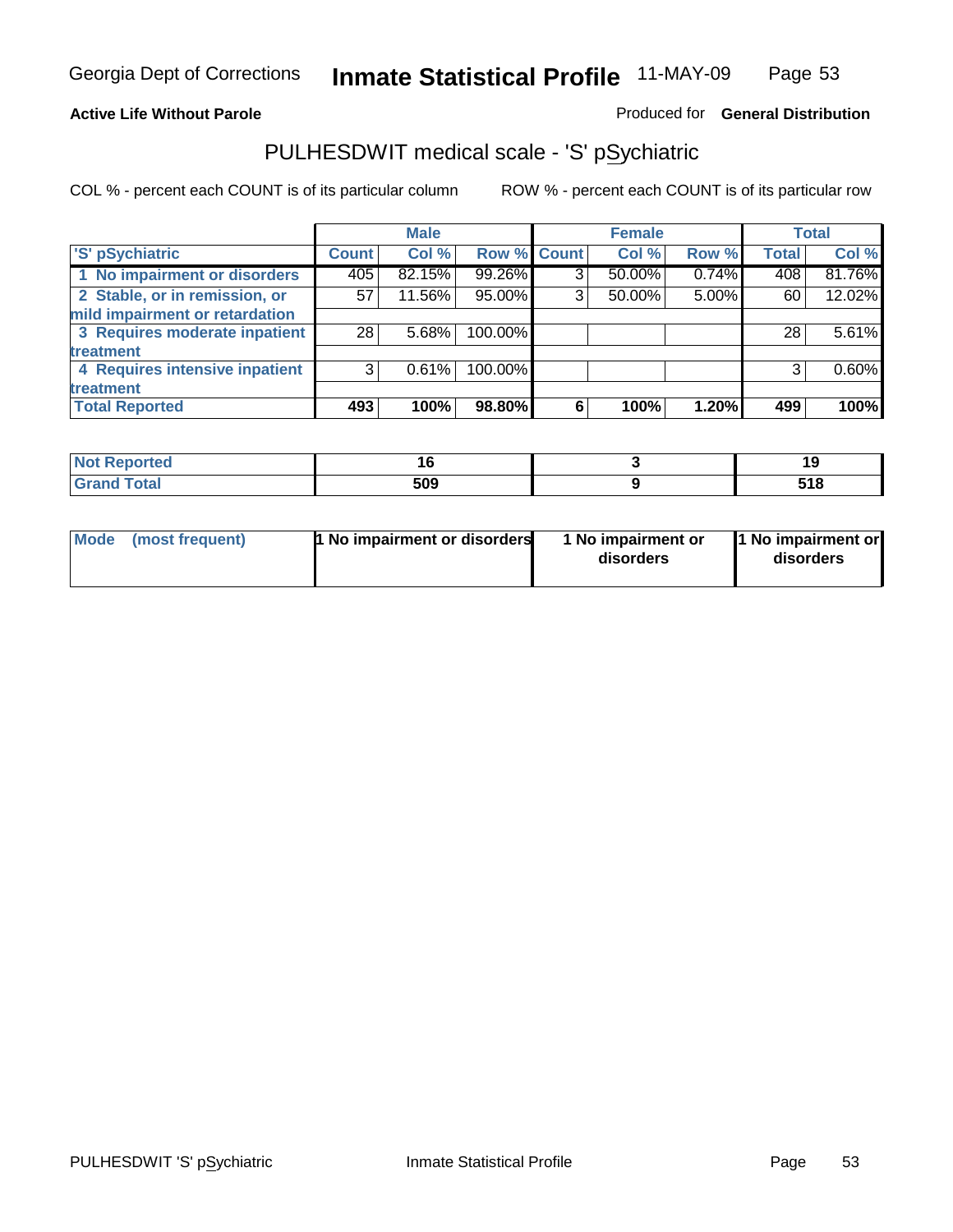Georgia Dept of Corrections **Inmate Statistical Profile** 11-MAY-09

**Active Life Without Parole**

Produced for **General Distribution**

## PULHESDWIT medical scale - 'S' pSychiatric

COL % - percent each COUNT is of its particular column

ROW % - percent each COUNT is of its particular row

| | Male | | | Female | | | Total | |
|---|---|---|---|---|---|---|---|---|
| 'S' pSychiatric | Count | Col % | Row % | Count | Col % | Row % | Total | Col % |
| 1 No impairment or disorders | 405 | 82.15% | 99.26% | 3 | 50.00% | 0.74% | 408 | 81.76% |
| 2 Stable, or in remission, or mild impairment or retardation | 57 | 11.56% | 95.00% | 3 | 50.00% | 5.00% | 60 | 12.02% |
| 3 Requires moderate inpatient treatment | 28 | 5.68% | 100.00% | | | | 28 | 5.61% |
| 4 Requires intensive inpatient treatment | 3 | 0.61% | 100.00% | | | | 3 | 0.60% |
| **Total Reported** | **493** | **100%** | **98.80%** | **6** | **100%** | **1.20%** | **499** | **100%** |

| | Male | Female | Total |
|---|---|---|---|
| Not Reported | 16 | 3 | 19 |
| Grand Total | 509 | 9 | 518 |

| | Male | Female | Total |
|---|---|---|---|
| Mode (most frequent) | 1 No impairment or disorders | 1 No impairment or disorders | 1 No impairment or disorders |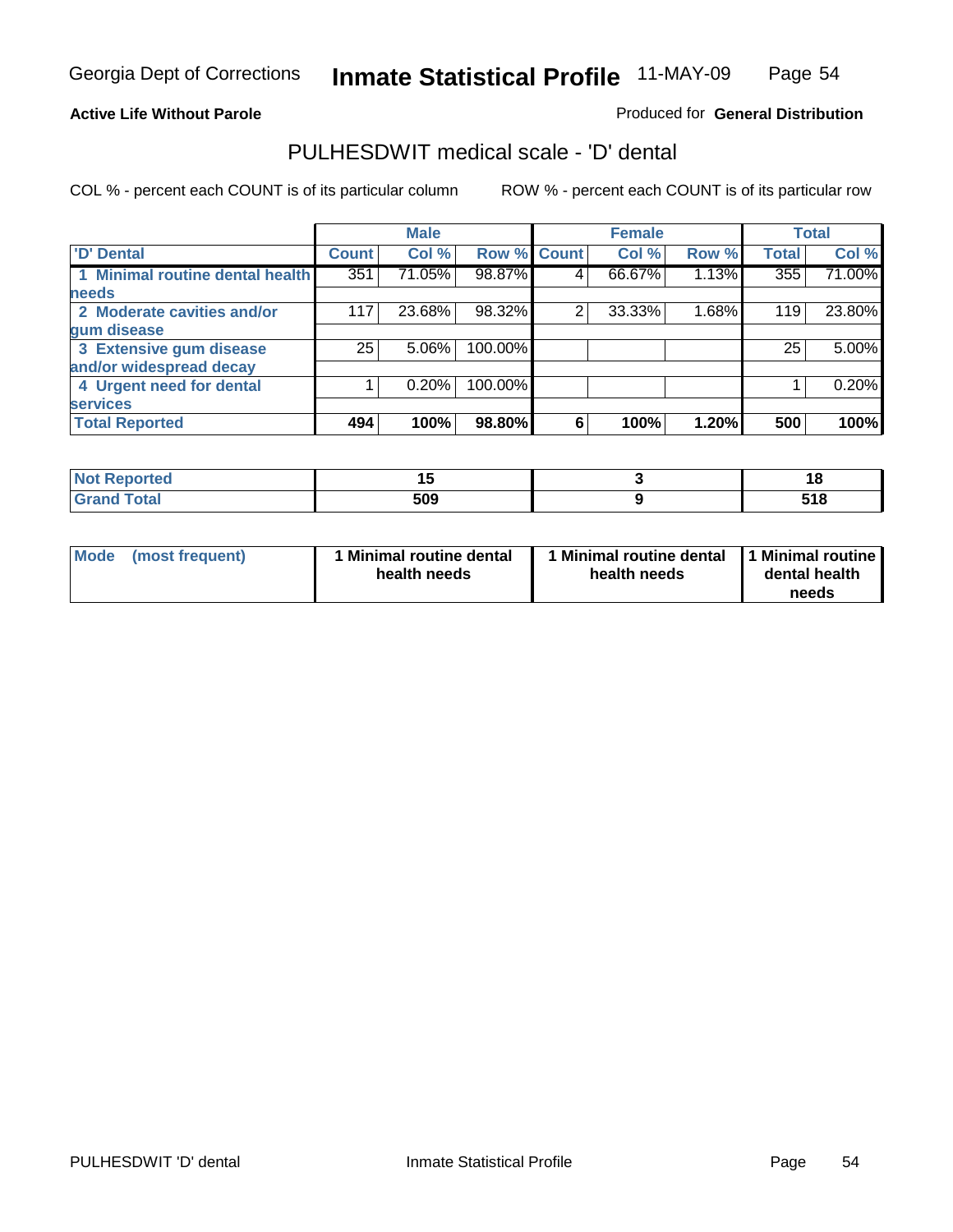Georgia Dept of Corrections **Inmate Statistical Profile** 11-MAY-09

**Active Life Without Parole**

Produced for **General Distribution**

## PULHESDWIT medical scale - 'D' dental

COL % - percent each COUNT is of its particular column

ROW % - percent each COUNT is of its particular row

| | Male | | | Female | | | Total | |
|---|---|---|---|---|---|---|---|---|
| 'D' Dental | Count | Col % | Row % | Count | Col % | Row % | Total | Col % |
| 1 Minimal routine dental health needs | 351 | 71.05% | 98.87% | 4 | 66.67% | 1.13% | 355 | 71.00% |
| 2 Moderate cavities and/or gum disease | 117 | 23.68% | 98.32% | 2 | 33.33% | 1.68% | 119 | 23.80% |
| 3 Extensive gum disease and/or widespread decay | 25 | 5.06% | 100.00% | | | | 25 | 5.00% |
| 4 Urgent need for dental services | 1 | 0.20% | 100.00% | | | | 1 | 0.20% |
| **Total Reported** | **494** | **100%** | **98.80%** | **6** | **100%** | **1.20%** | **500** | **100%** |

| | Male | Female | Total |
|---|---|---|---|
| Not Reported | 15 | 3 | 18 |
| Grand Total | 509 | 9 | 518 |

| | Male | Female | Total |
|---|---|---|---|
| Mode (most frequent) | 1 Minimal routine dental health needs | 1 Minimal routine dental health needs | 1 Minimal routine dental health needs |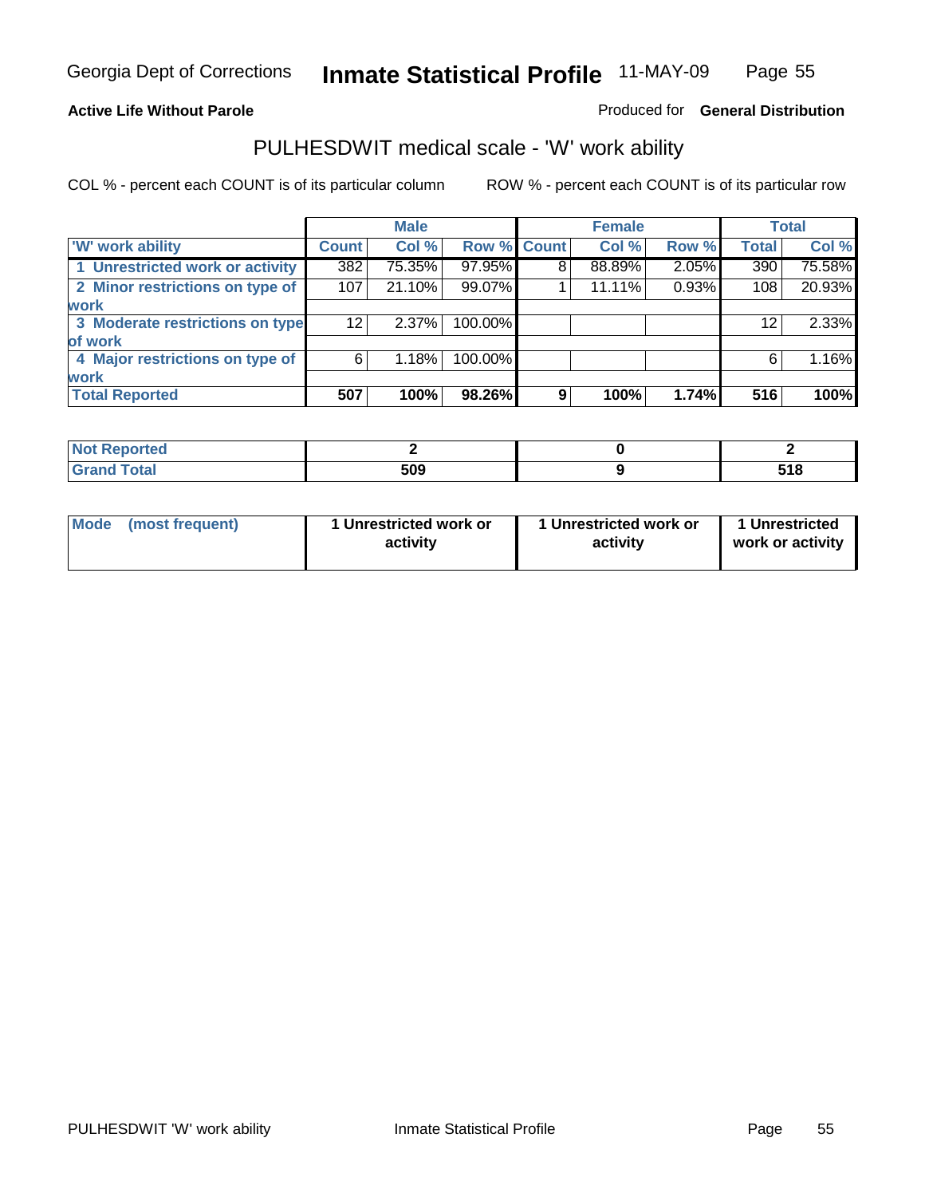Georgia Dept of Corrections **Inmate Statistical Profile** 11-MAY-09

**Active Life Without Parole**

Produced for **General Distribution**

## PULHESDWIT medical scale - 'W' work ability

COL % - percent each COUNT is of its particular column ROW % - percent each COUNT is of its particular row

| | Male | | | Female | | | Total | |
|---|---|---|---|---|---|---|---|---|
| 'W' work ability | Count | Col % | Row % | Count | Col % | Row % | Total | Col % |
| 1 Unrestricted work or activity | 382 | 75.35% | 97.95% | 8 | 88.89% | 2.05% | 390 | 75.58% |
| 2 Minor restrictions on type of work | 107 | 21.10% | 99.07% | 1 | 11.11% | 0.93% | 108 | 20.93% |
| 3 Moderate restrictions on type of work | 12 | 2.37% | 100.00% | | | | 12 | 2.33% |
| 4 Major restrictions on type of work | 6 | 1.18% | 100.00% | | | | 6 | 1.16% |
| **Total Reported** | **507** | **100%** | **98.26%** | **9** | **100%** | **1.74%** | **516** | **100%** |

| | Male | Female | Total |
|---|---|---|---|
| Not Reported | 2 | 0 | 2 |
| Grand Total | 509 | 9 | 518 |

| | Male | Female | Total |
|---|---|---|---|
| Mode (most frequent) | 1 Unrestricted work or activity | 1 Unrestricted work or activity | 1 Unrestricted work or activity |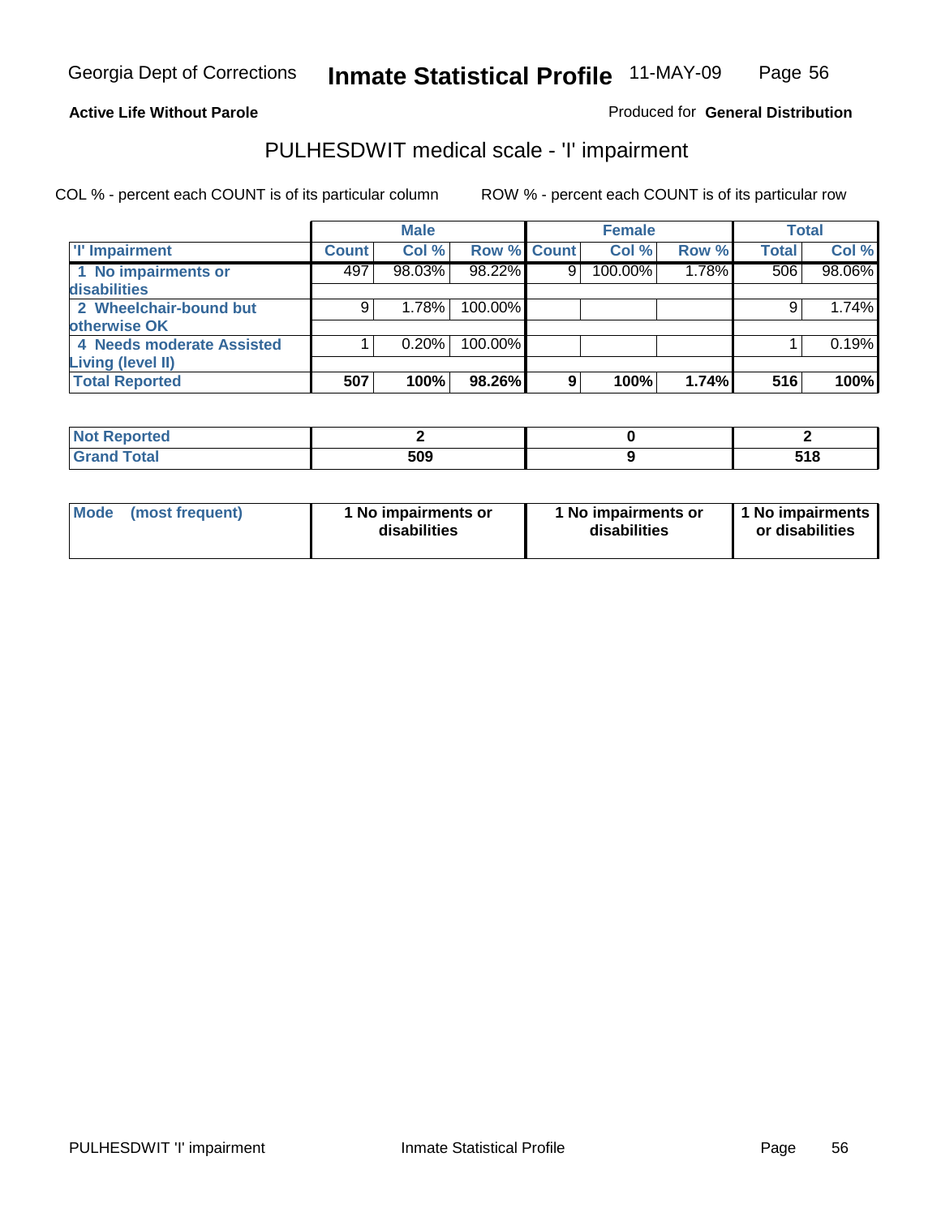Georgia Dept of Corrections **Inmate Statistical Profile** 11-MAY-09

**Active Life Without Parole**

Produced for **General Distribution**

## PULHESDWIT medical scale - 'I' impairment

COL % - percent each COUNT is of its particular column

ROW % - percent each COUNT is of its particular row

| | Male | | | Female | | | Total | |
|---|---|---|---|---|---|---|---|---|
| 'I' Impairment | Count | Col % | Row % | Count | Col % | Row % | Total | Col % |
| 1 No impairments or disabilities | 497 | 98.03% | 98.22% | 9 | 100.00% | 1.78% | 506 | 98.06% |
| 2 Wheelchair-bound but otherwise OK | 9 | 1.78% | 100.00% | | | | 9 | 1.74% |
| 4 Needs moderate Assisted Living (level II) | 1 | 0.20% | 100.00% | | | | 1 | 0.19% |
| **Total Reported** | **507** | **100%** | **98.26%** | **9** | **100%** | **1.74%** | **516** | **100%** |

| | Male | Female | Total |
|---|---|---|---|
| Not Reported | 2 | 0 | 2 |
| Grand Total | 509 | 9 | 518 |

| | Male | Female | Total |
|---|---|---|---|
| Mode (most frequent) | 1 No impairments or disabilities | 1 No impairments or disabilities | 1 No impairments or disabilities |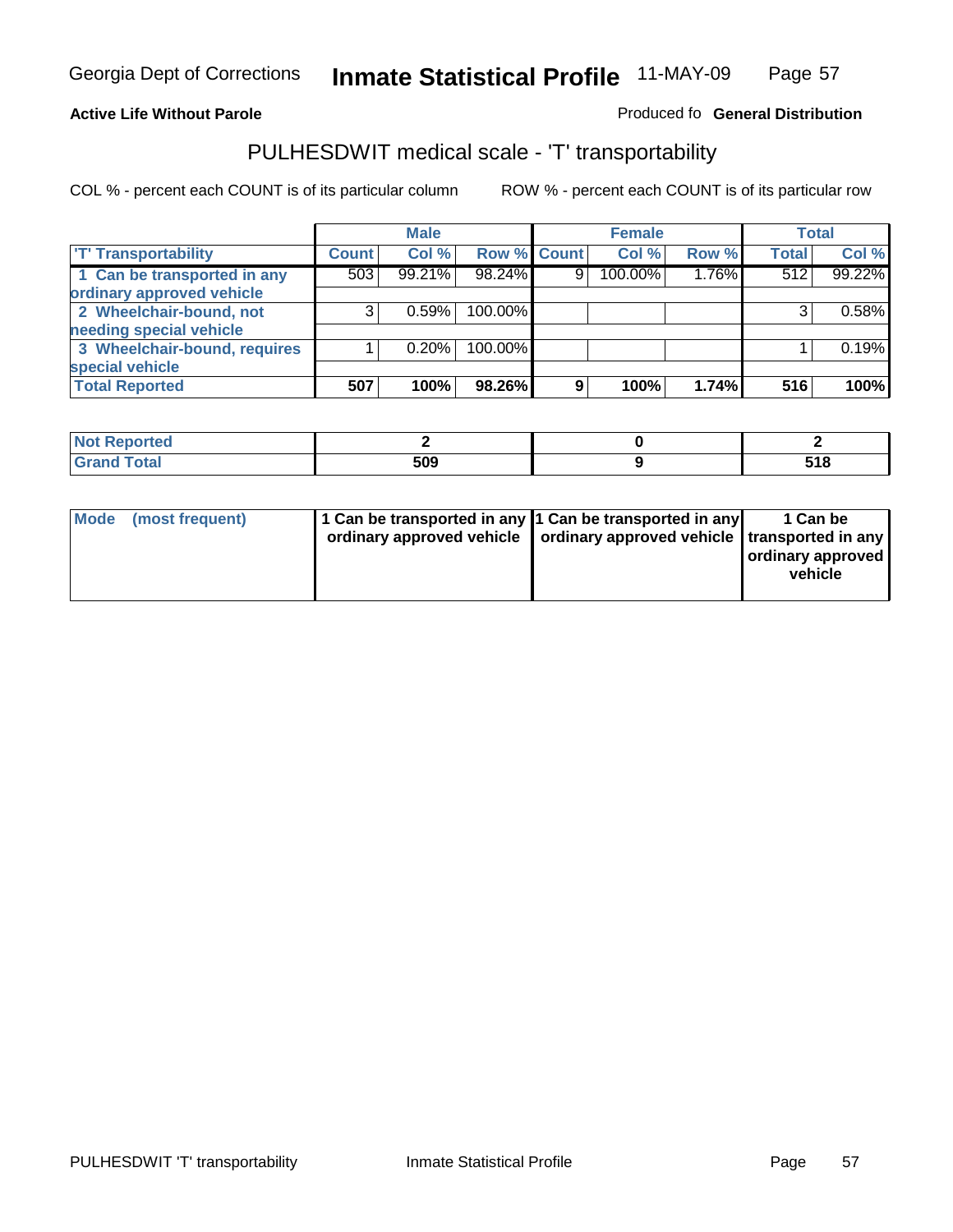Georgia Dept of Corrections **Inmate Statistical Profile** 11-MAY-09

**Active Life Without Parole**

Produced fo **General Distribution**

## PULHESDWIT medical scale - 'T' transportability

COL % - percent each COUNT is of its particular column    ROW % - percent each COUNT is of its particular row

| | Male | | | Female | | | Total | |
|---|---|---|---|---|---|---|---|---|
| 'T' Transportability | Count | Col % | Row % | Count | Col % | Row % | Total | Col % |
| 1 Can be transported in any ordinary approved vehicle | 503 | 99.21% | 98.24% | 9 | 100.00% | 1.76% | 512 | 99.22% |
| 2 Wheelchair-bound, not needing special vehicle | 3 | 0.59% | 100.00% | | | | 3 | 0.58% |
| 3 Wheelchair-bound, requires special vehicle | 1 | 0.20% | 100.00% | | | | 1 | 0.19% |
| **Total Reported** | **507** | **100%** | **98.26%** | **9** | **100%** | **1.74%** | **516** | **100%** |

| | Male | Female | Total |
|---|---|---|---|
| Not Reported | 2 | 0 | 2 |
| Grand Total | 509 | 9 | 518 |

| | Male | Female | Total |
|---|---|---|---|
| Mode (most frequent) | 1 Can be transported in any ordinary approved vehicle | 1 Can be transported in any ordinary approved vehicle | 1 Can be transported in any ordinary approved vehicle |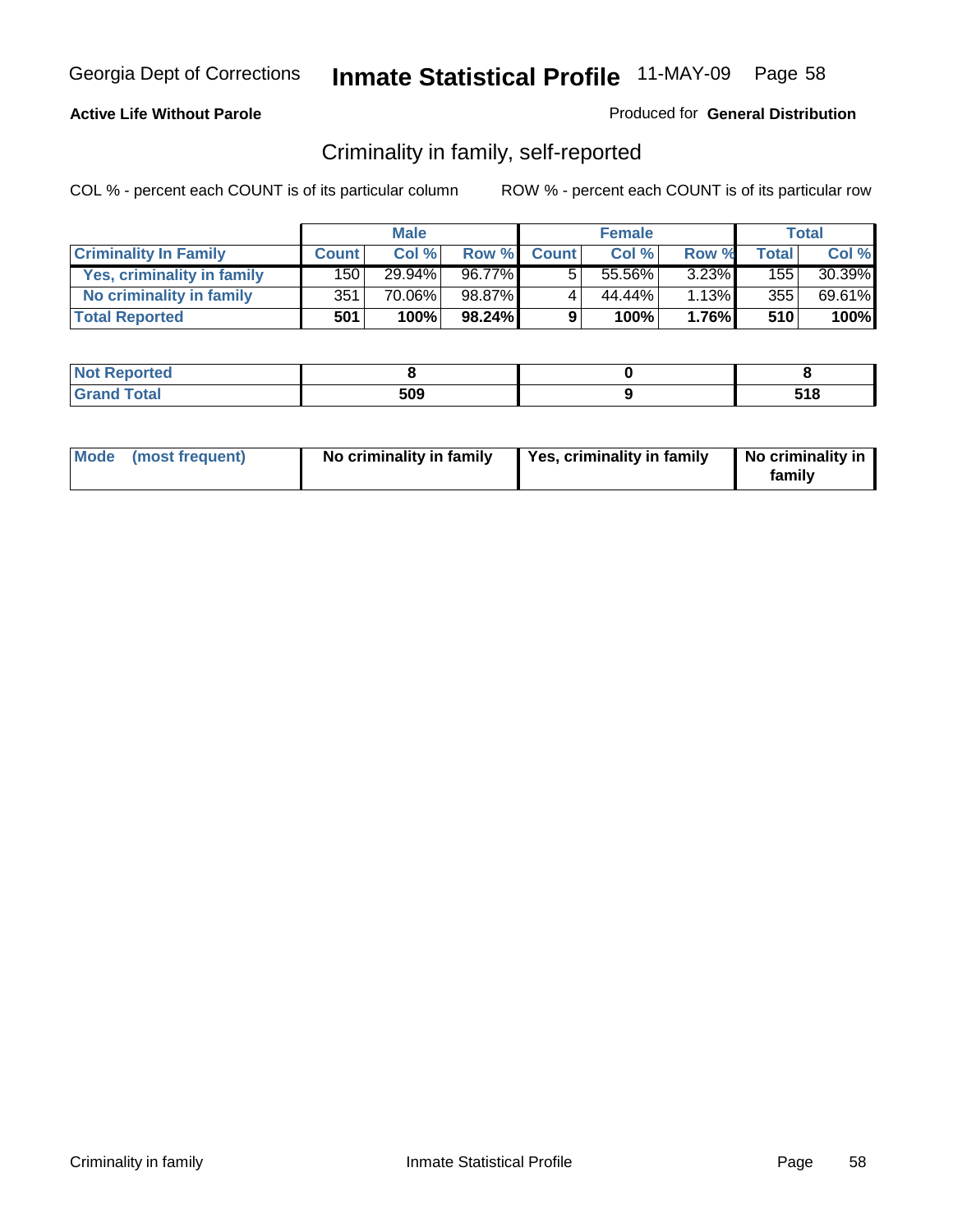**Active Life Without Parole**

Produced for **General Distribution**

## Criminality in family, self-reported

COL % - percent each COUNT is of its particular column    ROW % - percent each COUNT is of its particular row

| | Male | | | Female | | | Total | |
|---|---|---|---|---|---|---|---|---|
| **Criminality In Family** | **Count** | **Col %** | **Row %** | **Count** | **Col %** | **Row %** | **Total** | **Col %** |
| Yes, criminality in family | 150 | 29.94% | 96.77% | 5 | 55.56% | 3.23% | 155 | 30.39% |
| No criminality in family | 351 | 70.06% | 98.87% | 4 | 44.44% | 1.13% | 355 | 69.61% |
| **Total Reported** | **501** | **100%** | **98.24%** | **9** | **100%** | **1.76%** | **510** | **100%** |

| | Male | Female | Total |
|---|---|---|---|
| Not Reported | **8** | **0** | **8** |
| Grand Total | **509** | **9** | **518** |

| | Male | Female | Total |
|---|---|---|---|
| Mode (most frequent) | **No criminality in family** | **Yes, criminality in family** | **No criminality in family** |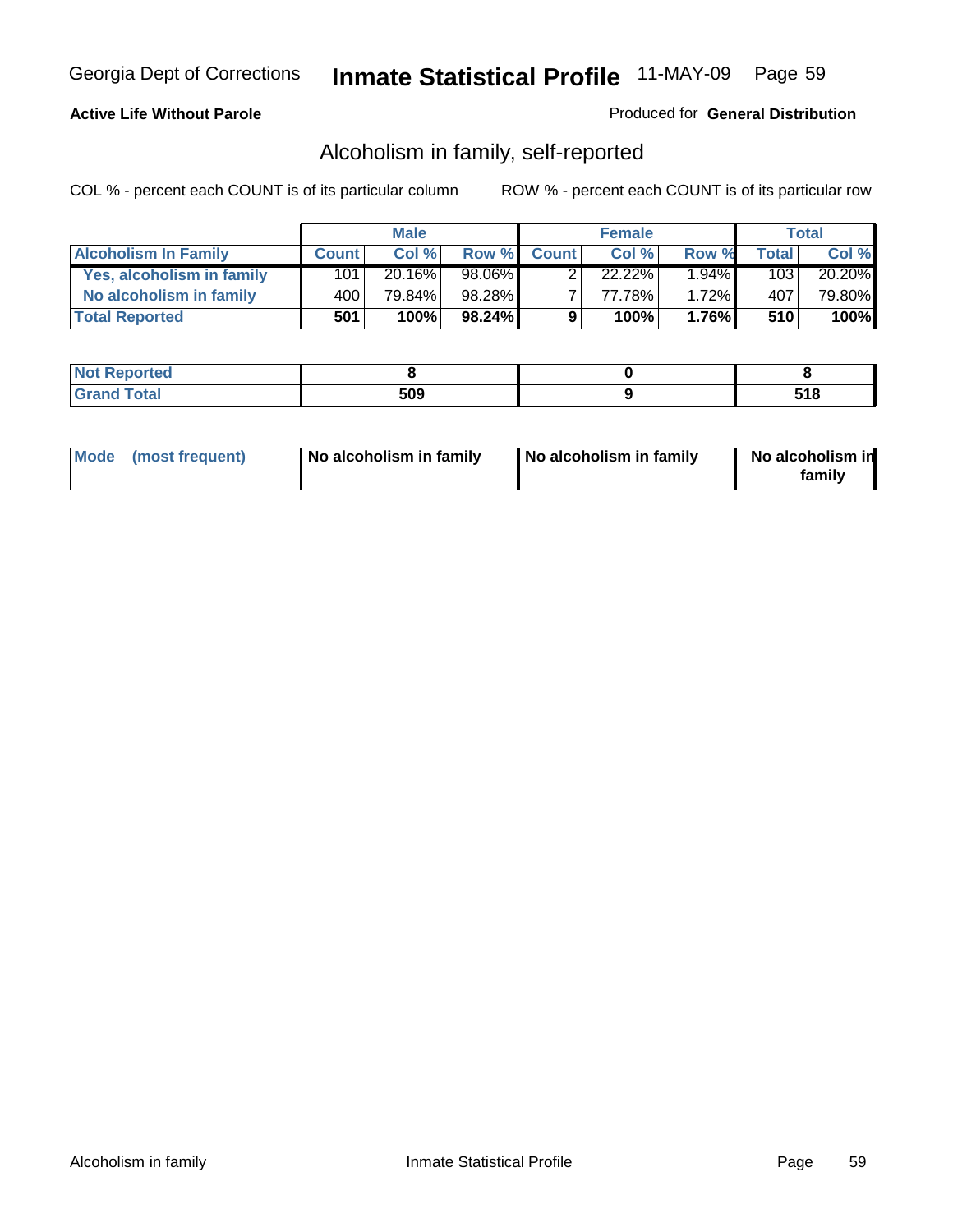Georgia Dept of Corrections **Inmate Statistical Profile** 11-MAY-09

**Active Life Without Parole**

Produced for **General Distribution**

## Alcoholism in family, self-reported

COL % - percent each COUNT is of its particular column

ROW % - percent each COUNT is of its particular row

| | Male | | | Female | | | Total | |
|---|---|---|---|---|---|---|---|---|
| **Alcoholism In Family** | **Count** | **Col %** | **Row %** | **Count** | **Col %** | **Row %** | **Total** | **Col %** |
| **Yes, alcoholism in family** | 101 | 20.16% | 98.06% | 2 | 22.22% | 1.94% | 103 | 20.20% |
| **No alcoholism in family** | 400 | 79.84% | 98.28% | 7 | 77.78% | 1.72% | 407 | 79.80% |
| **Total Reported** | **501** | **100%** | **98.24%** | **9** | **100%** | **1.76%** | **510** | **100%** |

| | Male | Female | Total |
|---|---|---|---|
| **Not Reported** | **8** | **0** | **8** |
| **Grand Total** | **509** | **9** | **518** |

| | Male | Female | Total |
|---|---|---|---|
| **Mode (most frequent)** | **No alcoholism in family** | **No alcoholism in family** | **No alcoholism in family** |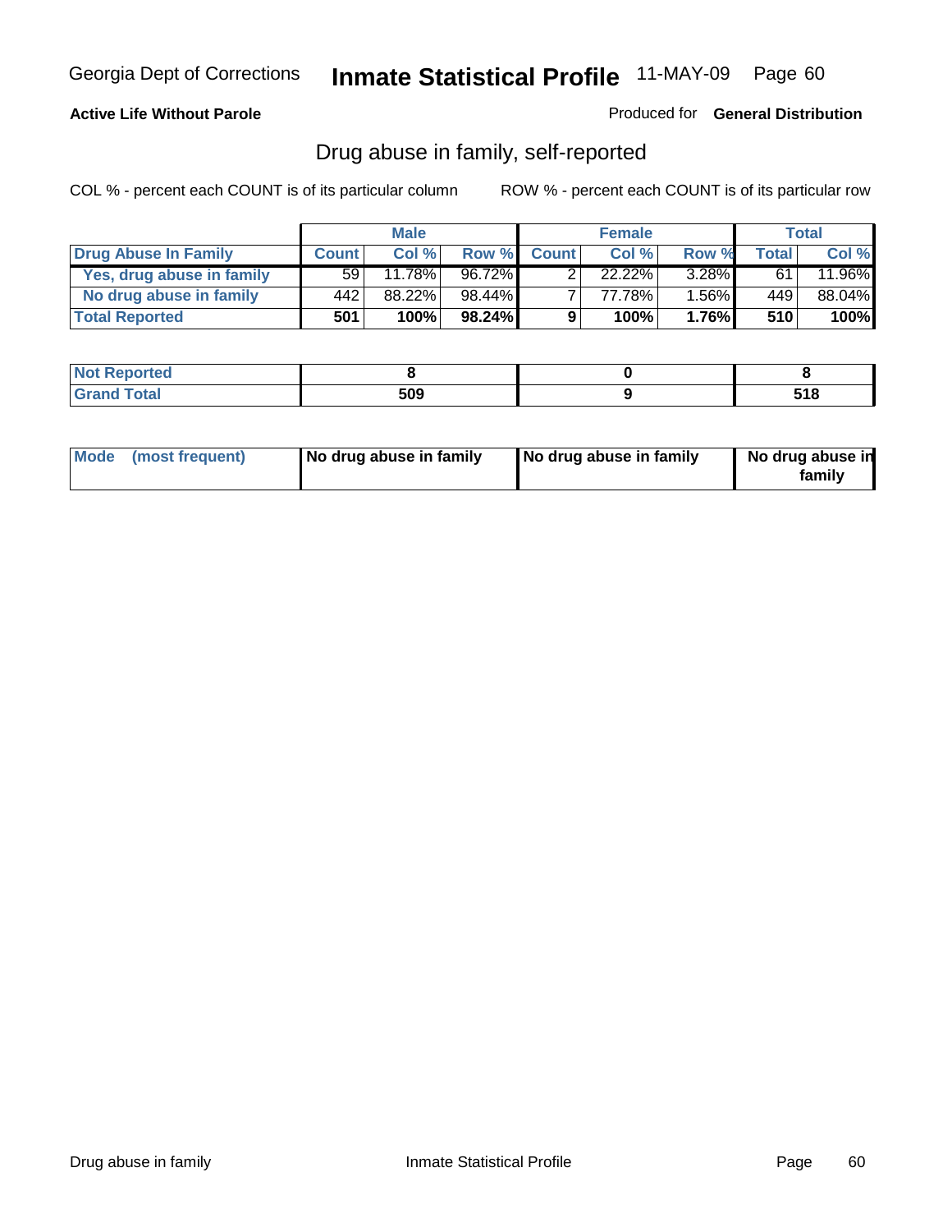**Active Life Without Parole**

Produced for **General Distribution**

## Drug abuse in family, self-reported

COL % - percent each COUNT is of its particular column

ROW % - percent each COUNT is of its particular row

| | Male | | | Female | | | Total | |
|---|---|---|---|---|---|---|---|---|
| **Drug Abuse In Family** | **Count** | **Col %** | **Row %** | **Count** | **Col %** | **Row %** | **Total** | **Col %** |
| Yes, drug abuse in family | 59 | 11.78% | 96.72% | 2 | 22.22% | 3.28% | 61 | 11.96% |
| No drug abuse in family | 442 | 88.22% | 98.44% | 7 | 77.78% | 1.56% | 449 | 88.04% |
| **Total Reported** | **501** | **100%** | **98.24%** | **9** | **100%** | **1.76%** | **510** | **100%** |

| | Male | Female | Total |
|---|---|---|---|
| Not Reported | **8** | **0** | **8** |
| Grand Total | **509** | **9** | **518** |

| | Male | Female | Total |
|---|---|---|---|
| Mode (most frequent) | **No drug abuse in family** | **No drug abuse in family** | **No drug abuse in family** |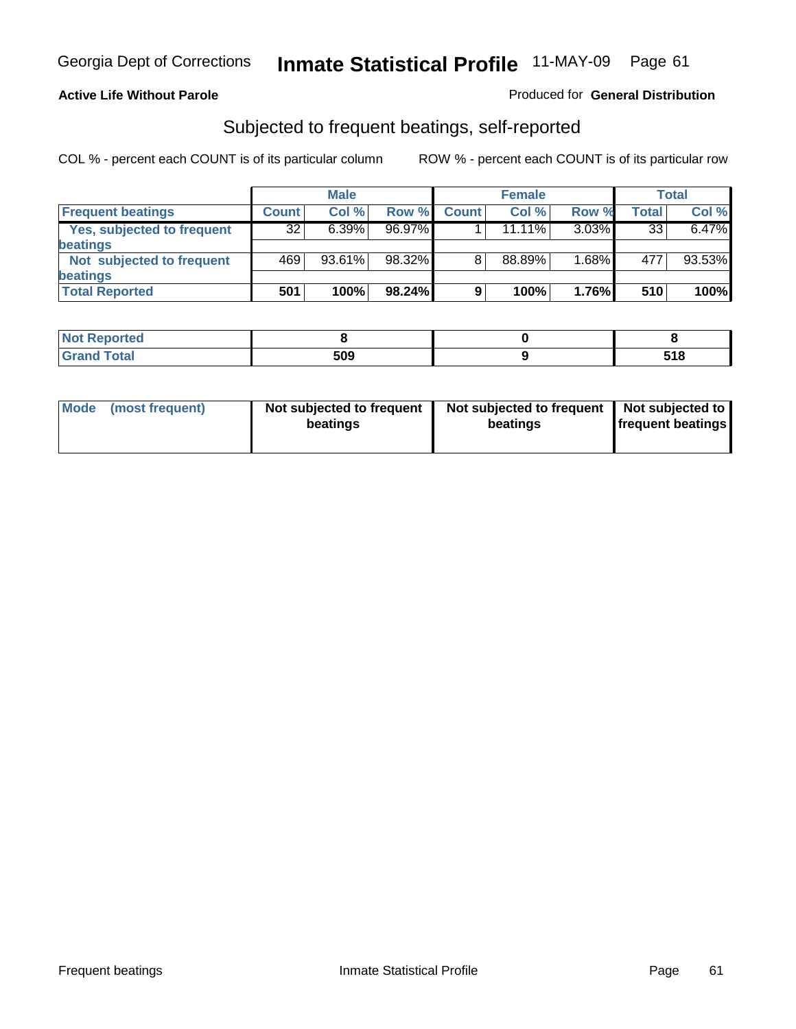Georgia Dept of Corrections **Inmate Statistical Profile** 11-MAY-09

**Active Life Without Parole**

Produced for **General Distribution**

## Subjected to frequent beatings, self-reported

COL % - percent each COUNT is of its particular column

ROW % - percent each COUNT is of its particular row

| | Male | | | Female | | | Total | |
|---|---|---|---|---|---|---|---|---|
| Frequent beatings | Count | Col % | Row % | Count | Col % | Row % | Total | Col % |
| Yes, subjected to frequent beatings | 32 | 6.39% | 96.97% | 1 | 11.11% | 3.03% | 33 | 6.47% |
| Not subjected to frequent beatings | 469 | 93.61% | 98.32% | 8 | 88.89% | 1.68% | 477 | 93.53% |
| **Total Reported** | **501** | **100%** | **98.24%** | **9** | **100%** | **1.76%** | **510** | **100%** |

| | Male | Female | Total |
|---|---|---|---|
| Not Reported | 8 | 0 | 8 |
| Grand Total | 509 | 9 | 518 |

| | Male | Female | Total |
|---|---|---|---|
| Mode (most frequent) | Not subjected to frequent beatings | Not subjected to frequent beatings | Not subjected to frequent beatings |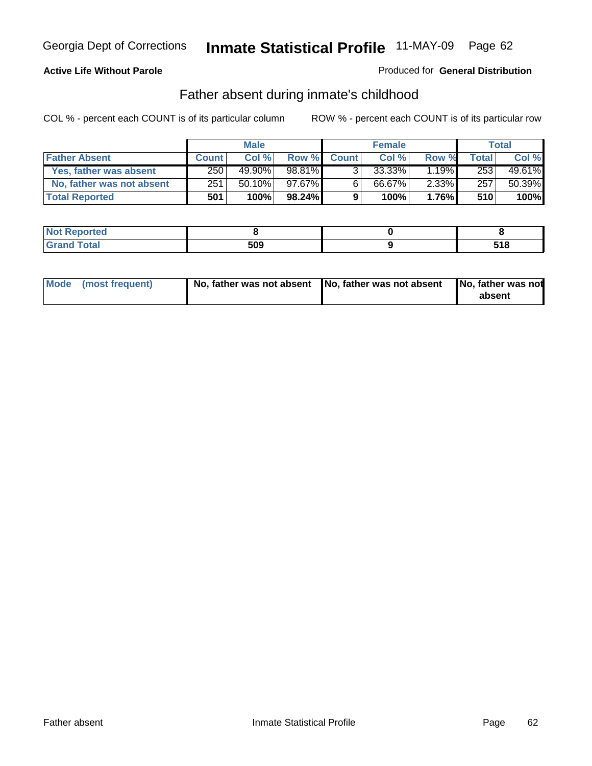Georgia Dept of Corrections **Inmate Statistical Profile** 11-MAY-09

**Active Life Without Parole**

Produced for **General Distribution**

## Father absent during inmate's childhood

COL % - percent each COUNT is of its particular column ROW % - percent each COUNT is of its particular row

| | Male | | | Female | | | Total | |
|---|---|---|---|---|---|---|---|---|
| **Father Absent** | **Count** | **Col %** | **Row %** | **Count** | **Col %** | **Row %** | **Total** | **Col %** |
| **Yes, father was absent** | 250 | 49.90% | 98.81% | 3 | 33.33% | 1.19% | 253 | 49.61% |
| **No, father was not absent** | 251 | 50.10% | 97.67% | 6 | 66.67% | 2.33% | 257 | 50.39% |
| **Total Reported** | **501** | **100%** | **98.24%** | **9** | **100%** | **1.76%** | **510** | **100%** |

| | Male | Female | Total |
|---|---|---|---|
| **Not Reported** | **8** | **0** | **8** |
| **Grand Total** | **509** | **9** | **518** |

| | Male | Female | Total |
|---|---|---|---|
| **Mode (most frequent)** | **No, father was not absent** | **No, father was not absent** | **No, father was not absent** |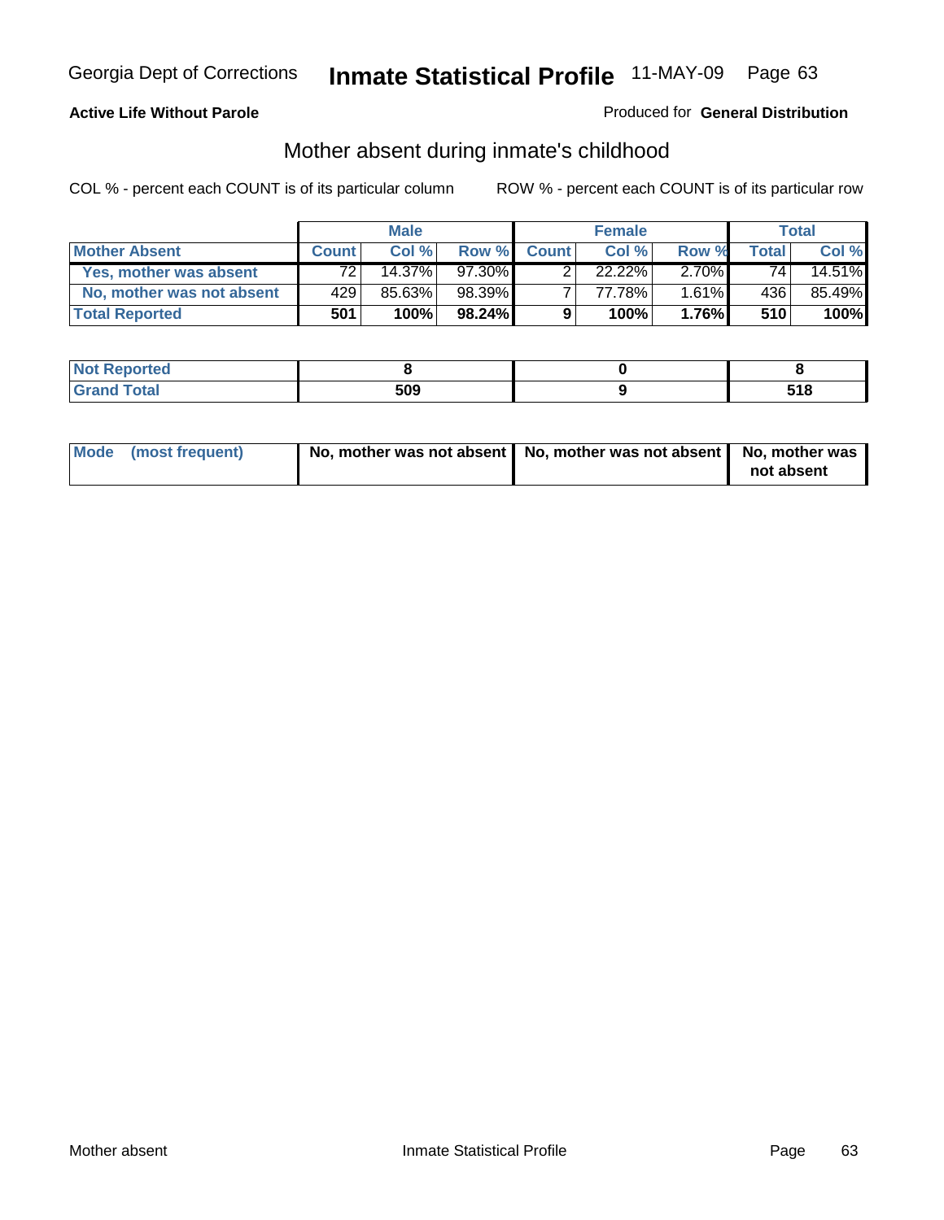Georgia Dept of Corrections **Inmate Statistical Profile** 11-MAY-09

**Active Life Without Parole**

Produced for **General Distribution**

## Mother absent during inmate's childhood

COL % - percent each COUNT is of its particular column    ROW % - percent each COUNT is of its particular row

| | Male | | | Female | | | Total | |
|---|---|---|---|---|---|---|---|---|
| **Mother Absent** | **Count** | **Col %** | **Row %** | **Count** | **Col %** | **Row %** | **Total** | **Col %** |
| Yes, mother was absent | 72 | 14.37% | 97.30% | 2 | 22.22% | 2.70% | 74 | 14.51% |
| No, mother was not absent | 429 | 85.63% | 98.39% | 7 | 77.78% | 1.61% | 436 | 85.49% |
| **Total Reported** | **501** | **100%** | **98.24%** | **9** | **100%** | **1.76%** | **510** | **100%** |

| | Male | Female | Total |
|---|---|---|---|
| Not Reported | 8 | 0 | 8 |
| Grand Total | 509 | 9 | 518 |

| | Male | Female | Total |
|---|---|---|---|
| Mode (most frequent) | No, mother was not absent | No, mother was not absent | No, mother was not absent |

Mother absent    Inmate Statistical Profile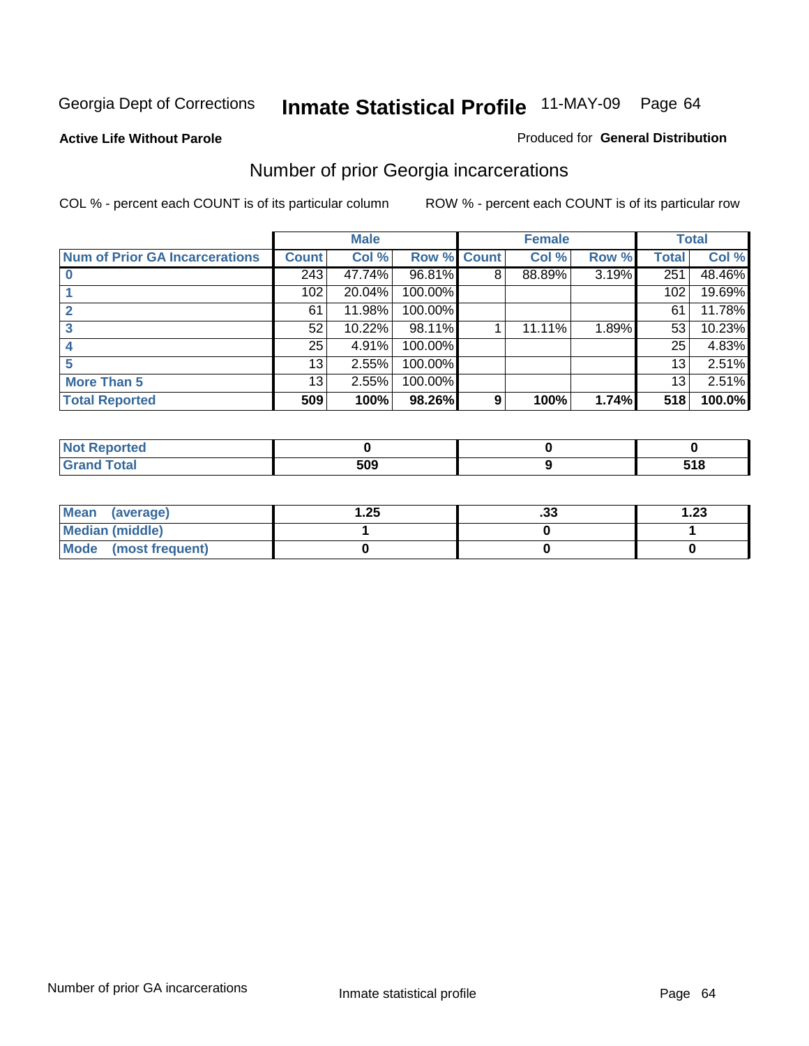Georgia Dept of Corrections **Inmate Statistical Profile** 11-MAY-09

**Active Life Without Parole**

Produced for **General Distribution**

## Number of prior Georgia incarcerations

COL % - percent each COUNT is of its particular column

ROW % - percent each COUNT is of its particular row

| | Male | | | Female | | | Total | |
|---|---|---|---|---|---|---|---|---|
| **Num of Prior GA Incarcerations** | **Count** | **Col %** | **Row %** | **Count** | **Col %** | **Row %** | **Total** | **Col %** |
| **0** | 243 | 47.74% | 96.81% | 8 | 88.89% | 3.19% | 251 | 48.46% |
| **1** | 102 | 20.04% | 100.00% | | | | 102 | 19.69% |
| **2** | 61 | 11.98% | 100.00% | | | | 61 | 11.78% |
| **3** | 52 | 10.22% | 98.11% | 1 | 11.11% | 1.89% | 53 | 10.23% |
| **4** | 25 | 4.91% | 100.00% | | | | 25 | 4.83% |
| **5** | 13 | 2.55% | 100.00% | | | | 13 | 2.51% |
| **More Than 5** | 13 | 2.55% | 100.00% | | | | 13 | 2.51% |
| **Total Reported** | **509** | **100%** | **98.26%** | **9** | **100%** | **1.74%** | **518** | **100.0%** |

| | Male | Female | Total |
|---|---|---|---|
| **Not Reported** | **0** | **0** | **0** |
| **Grand Total** | **509** | **9** | **518** |

| | Male | Female | Total |
|---|---|---|---|
| **Mean (average)** | **1.25** | **.33** | **1.23** |
| **Median (middle)** | **1** | **0** | **1** |
| **Mode (most frequent)** | **0** | **0** | **0** |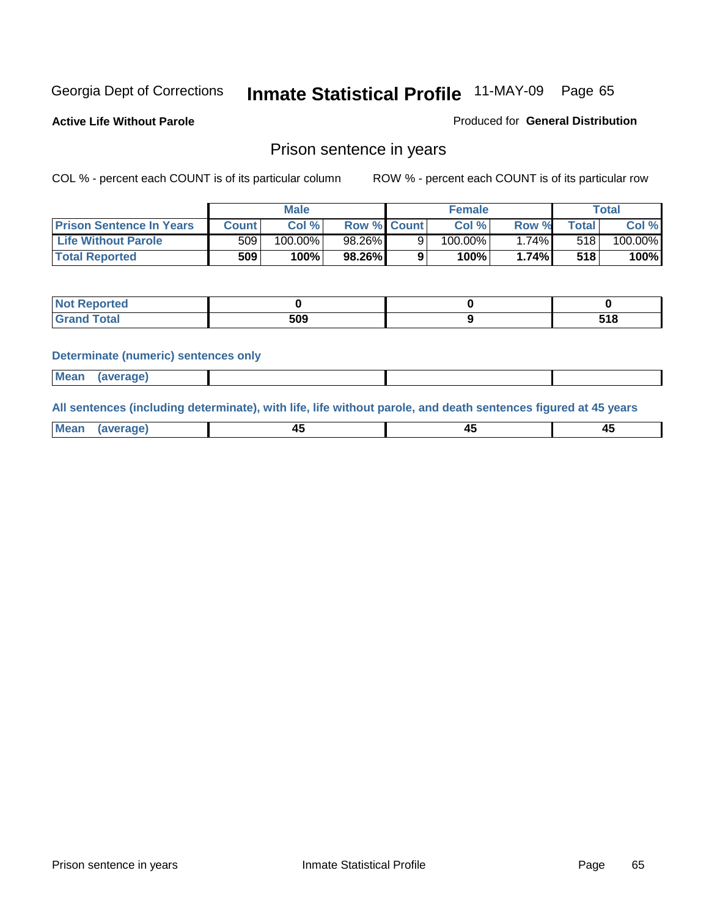Georgia Dept of Corrections **Inmate Statistical Profile** 11-MAY-09

**Active Life Without Parole**

Produced for **General Distribution**

## Prison sentence in years

COL % - percent each COUNT is of its particular column

ROW % - percent each COUNT is of its particular row

| | Male | | | Female | | | Total | |
|---|---|---|---|---|---|---|---|---|
| **Prison Sentence In Years** | **Count** | **Col %** | **Row %** | **Count** | **Col %** | **Row %** | **Total** | **Col %** |
| **Life Without Parole** | 509 | 100.00% | 98.26% | 9 | 100.00% | 1.74% | 518 | 100.00% |
| **Total Reported** | **509** | **100%** | **98.26%** | **9** | **100%** | **1.74%** | **518** | **100%** |

| | Male | Female | Total |
|---|---|---|---|
| **Not Reported** | **0** | **0** | **0** |
| **Grand Total** | **509** | **9** | **518** |

**Determinate (numeric) sentences only**

| | Male | Female | Total |
|---|---|---|---|
| **Mean (average)** | | | |

**All sentences (including determinate), with life, life without parole, and death sentences figured at 45 years**

| | Male | Female | Total |
|---|---|---|---|
| **Mean (average)** | **45** | **45** | **45** |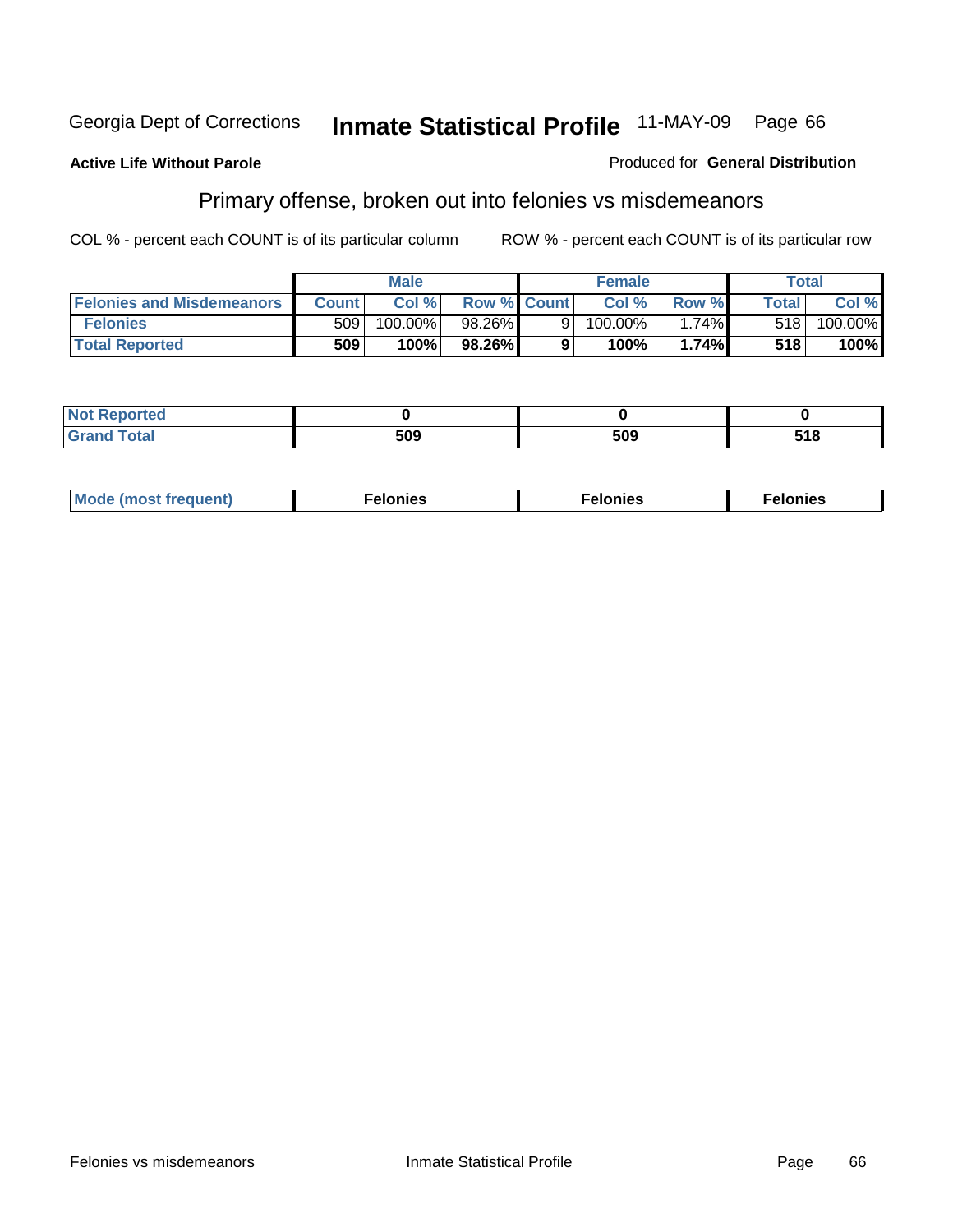Georgia Dept of Corrections **Inmate Statistical Profile** 11-MAY-09 Page 66

**Active Life Without Parole**

Produced for **General Distribution**

## Primary offense, broken out into felonies vs misdemeanors

COL % - percent each COUNT is of its particular column

ROW % - percent each COUNT is of its particular row

| | Male | | | Female | | | Total | |
|---|---|---|---|---|---|---|---|---|
| **Felonies and Misdemeanors** | **Count** | **Col %** | **Row %** | **Count** | **Col %** | **Row %** | **Total** | **Col %** |
| **Felonies** | 509 | 100.00% | 98.26% | 9 | 100.00% | 1.74% | 518 | 100.00% |
| **Total Reported** | **509** | **100%** | **98.26%** | **9** | **100%** | **1.74%** | **518** | **100%** |

| | Male | Female | Total |
|---|---|---|---|
| **Not Reported** | **0** | **0** | **0** |
| **Grand Total** | **509** | **509** | **518** |

| | Male | Female | Total |
|---|---|---|---|
| **Mode (most frequent)** | **Felonies** | **Felonies** | **Felonies** |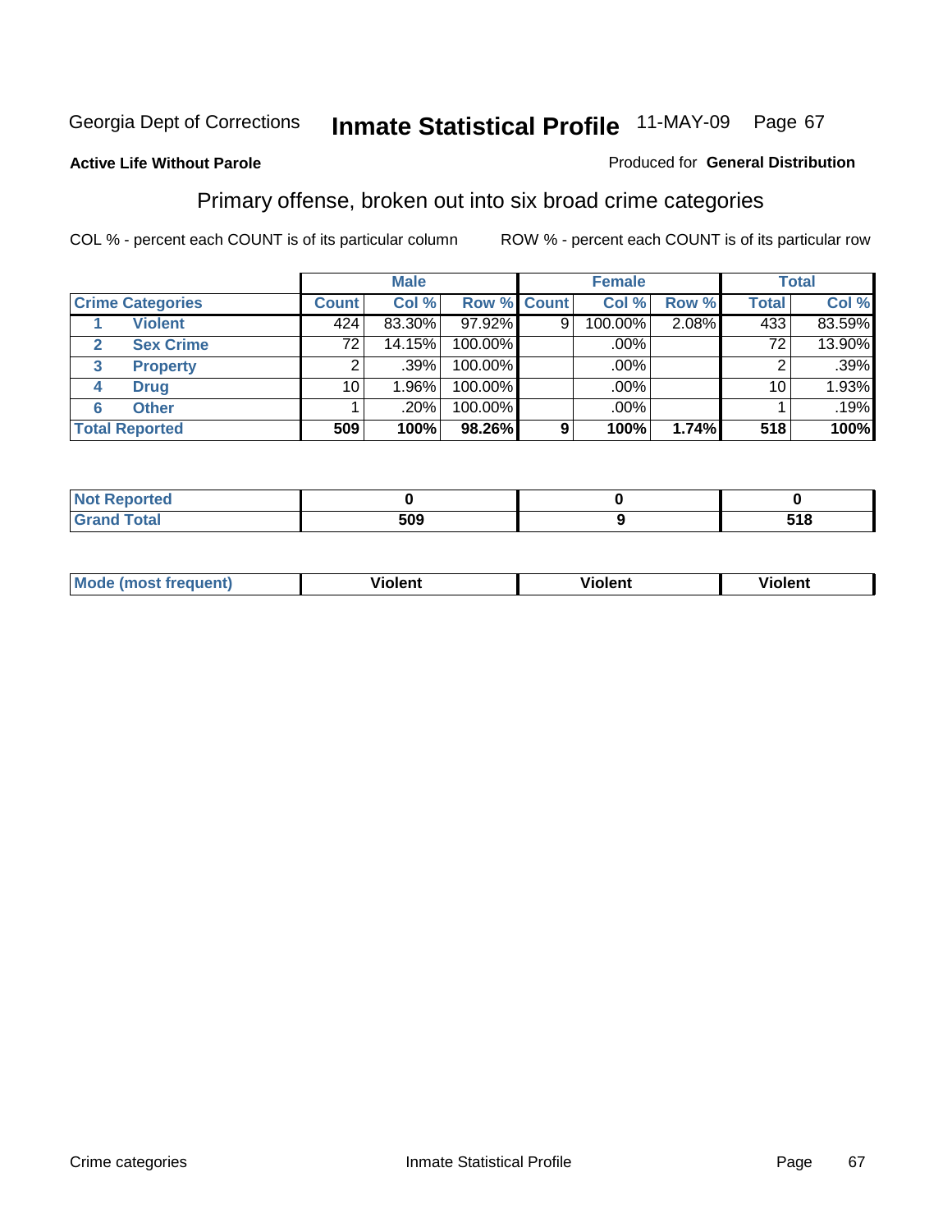Georgia Dept of Corrections **Inmate Statistical Profile** 11-MAY-09

**Active Life Without Parole**

Produced for **General Distribution**

## Primary offense, broken out into six broad crime categories

COL % - percent each COUNT is of its particular column

ROW % - percent each COUNT is of its particular row

| Crime Categories | | Male | | | Female | | | Total | |
|---|---|---|---|---|---|---|---|---|---|
| | | Count | Col % | Row % | Count | Col % | Row % | Total | Col % |
| 1 | Violent | 424 | 83.30% | 97.92% | 9 | 100.00% | 2.08% | 433 | 83.59% |
| 2 | Sex Crime | 72 | 14.15% | 100.00% | | .00% | | 72 | 13.90% |
| 3 | Property | 2 | .39% | 100.00% | | .00% | | 2 | .39% |
| 4 | Drug | 10 | 1.96% | 100.00% | | .00% | | 10 | 1.93% |
| 6 | Other | 1 | .20% | 100.00% | | .00% | | 1 | .19% |
| **Total Reported** | | **509** | **100%** | **98.26%** | **9** | **100%** | **1.74%** | **518** | **100%** |

| | Male | Female | Total |
|---|---|---|---|
| Not Reported | 0 | 0 | 0 |
| Grand Total | 509 | 9 | 518 |

| | Male | Female | Total |
|---|---|---|---|
| Mode (most frequent) | Violent | Violent | Violent |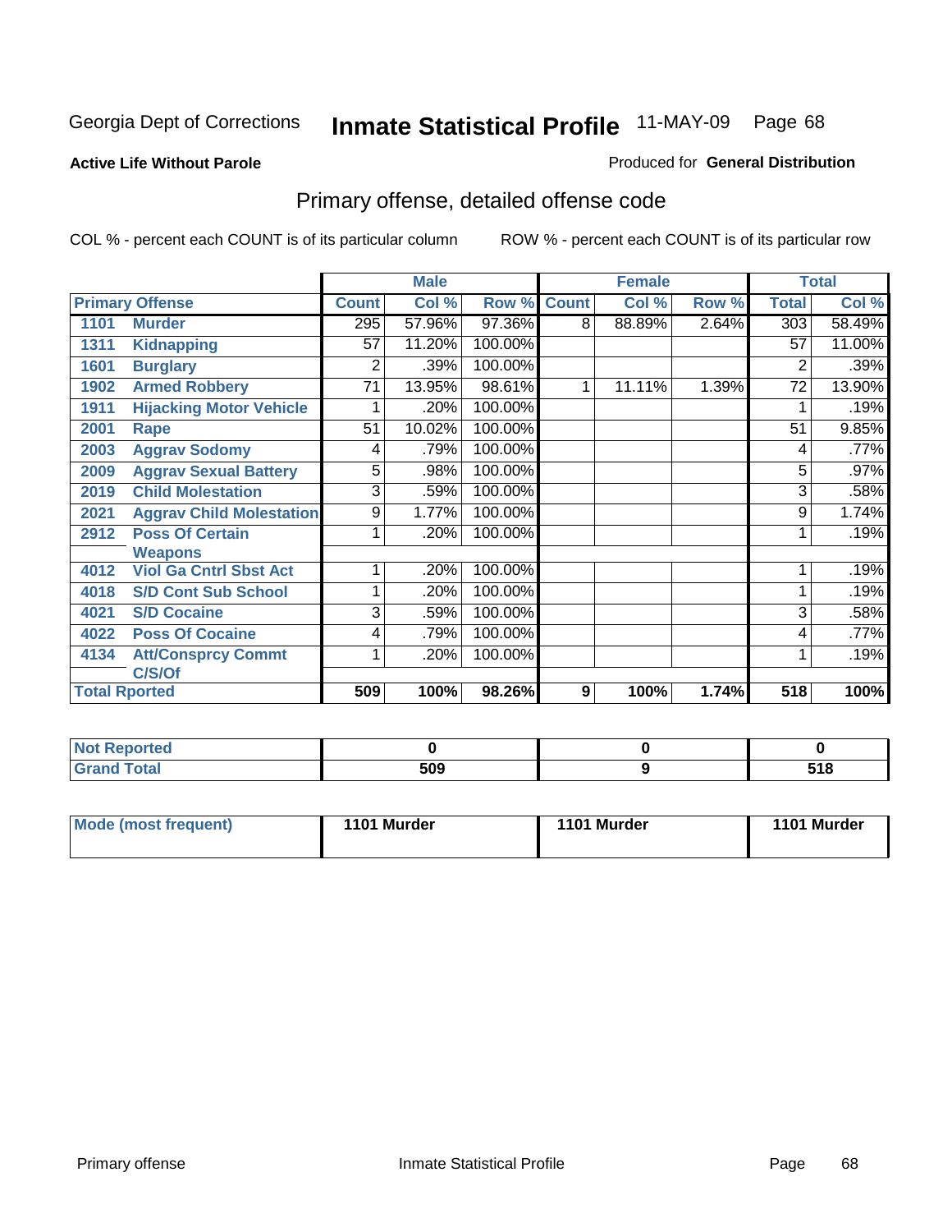Georgia Dept of Corrections

# Inmate Statistical Profile

11-MAY-09

**Active Life Without Parole**

Produced for **General Distribution**

## Primary offense, detailed offense code

COL % - percent each COUNT is of its particular column

ROW % - percent each COUNT is of its particular row

| Primary Offense | | Male | | | Female | | | Total | |
|---|---|---|---|---|---|---|---|---|---|
| | | Count | Col % | Row % | Count | Col % | Row % | Total | Col % |
| 1101 | Murder | 295 | 57.96% | 97.36% | 8 | 88.89% | 2.64% | 303 | 58.49% |
| 1311 | Kidnapping | 57 | 11.20% | 100.00% | | | | 57 | 11.00% |
| 1601 | Burglary | 2 | .39% | 100.00% | | | | 2 | .39% |
| 1902 | Armed Robbery | 71 | 13.95% | 98.61% | 1 | 11.11% | 1.39% | 72 | 13.90% |
| 1911 | Hijacking Motor Vehicle | 1 | .20% | 100.00% | | | | 1 | .19% |
| 2001 | Rape | 51 | 10.02% | 100.00% | | | | 51 | 9.85% |
| 2003 | Aggrav Sodomy | 4 | .79% | 100.00% | | | | 4 | .77% |
| 2009 | Aggrav Sexual Battery | 5 | .98% | 100.00% | | | | 5 | .97% |
| 2019 | Child Molestation | 3 | .59% | 100.00% | | | | 3 | .58% |
| 2021 | Aggrav Child Molestation | 9 | 1.77% | 100.00% | | | | 9 | 1.74% |
| 2912 | Poss Of Certain Weapons | 1 | .20% | 100.00% | | | | 1 | .19% |
| 4012 | Viol Ga Cntrl Sbst Act | 1 | .20% | 100.00% | | | | 1 | .19% |
| 4018 | S/D Cont Sub School | 1 | .20% | 100.00% | | | | 1 | .19% |
| 4021 | S/D Cocaine | 3 | .59% | 100.00% | | | | 3 | .58% |
| 4022 | Poss Of Cocaine | 4 | .79% | 100.00% | | | | 4 | .77% |
| 4134 | Att/Consprcy Commt C/S/Of | 1 | .20% | 100.00% | | | | 1 | .19% |
| **Total Rported** | | **509** | **100%** | **98.26%** | **9** | **100%** | **1.74%** | **518** | **100%** |

| | Male | Female | Total |
|---|---|---|---|
| Not Reported | 0 | 0 | 0 |
| Grand Total | 509 | 9 | 518 |

| | Male | Female | Total |
|---|---|---|---|
| Mode (most frequent) | 1101 Murder | 1101 Murder | 1101 Murder |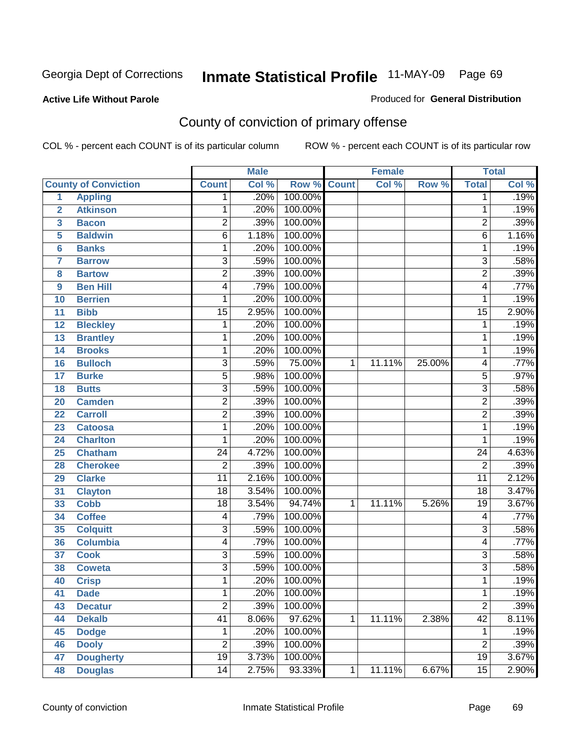Georgia Dept of Corrections **Inmate Statistical Profile** 11-MAY-09

**Active Life Without Parole**

Produced for **General Distribution**

## County of conviction of primary offense

COL % - percent each COUNT is of its particular column    ROW % - percent each COUNT is of its particular row

| County of Conviction | | Male | | | Female | | | Total | |
|---|---|---|---|---|---|---|---|---|---|
| | | Count | Col % | Row % | Count | Col % | Row % | Total | Col % |
| 1 | Appling | 1 | .20% | 100.00% | | | | 1 | .19% |
| 2 | Atkinson | 1 | .20% | 100.00% | | | | 1 | .19% |
| 3 | Bacon | 2 | .39% | 100.00% | | | | 2 | .39% |
| 5 | Baldwin | 6 | 1.18% | 100.00% | | | | 6 | 1.16% |
| 6 | Banks | 1 | .20% | 100.00% | | | | 1 | .19% |
| 7 | Barrow | 3 | .59% | 100.00% | | | | 3 | .58% |
| 8 | Bartow | 2 | .39% | 100.00% | | | | 2 | .39% |
| 9 | Ben Hill | 4 | .79% | 100.00% | | | | 4 | .77% |
| 10 | Berrien | 1 | .20% | 100.00% | | | | 1 | .19% |
| 11 | Bibb | 15 | 2.95% | 100.00% | | | | 15 | 2.90% |
| 12 | Bleckley | 1 | .20% | 100.00% | | | | 1 | .19% |
| 13 | Brantley | 1 | .20% | 100.00% | | | | 1 | .19% |
| 14 | Brooks | 1 | .20% | 100.00% | | | | 1 | .19% |
| 16 | Bulloch | 3 | .59% | 75.00% | 1 | 11.11% | 25.00% | 4 | .77% |
| 17 | Burke | 5 | .98% | 100.00% | | | | 5 | .97% |
| 18 | Butts | 3 | .59% | 100.00% | | | | 3 | .58% |
| 20 | Camden | 2 | .39% | 100.00% | | | | 2 | .39% |
| 22 | Carroll | 2 | .39% | 100.00% | | | | 2 | .39% |
| 23 | Catoosa | 1 | .20% | 100.00% | | | | 1 | .19% |
| 24 | Charlton | 1 | .20% | 100.00% | | | | 1 | .19% |
| 25 | Chatham | 24 | 4.72% | 100.00% | | | | 24 | 4.63% |
| 28 | Cherokee | 2 | .39% | 100.00% | | | | 2 | .39% |
| 29 | Clarke | 11 | 2.16% | 100.00% | | | | 11 | 2.12% |
| 31 | Clayton | 18 | 3.54% | 100.00% | | | | 18 | 3.47% |
| 33 | Cobb | 18 | 3.54% | 94.74% | 1 | 11.11% | 5.26% | 19 | 3.67% |
| 34 | Coffee | 4 | .79% | 100.00% | | | | 4 | .77% |
| 35 | Colquitt | 3 | .59% | 100.00% | | | | 3 | .58% |
| 36 | Columbia | 4 | .79% | 100.00% | | | | 4 | .77% |
| 37 | Cook | 3 | .59% | 100.00% | | | | 3 | .58% |
| 38 | Coweta | 3 | .59% | 100.00% | | | | 3 | .58% |
| 40 | Crisp | 1 | .20% | 100.00% | | | | 1 | .19% |
| 41 | Dade | 1 | .20% | 100.00% | | | | 1 | .19% |
| 43 | Decatur | 2 | .39% | 100.00% | | | | 2 | .39% |
| 44 | Dekalb | 41 | 8.06% | 97.62% | 1 | 11.11% | 2.38% | 42 | 8.11% |
| 45 | Dodge | 1 | .20% | 100.00% | | | | 1 | .19% |
| 46 | Dooly | 2 | .39% | 100.00% | | | | 2 | .39% |
| 47 | Dougherty | 19 | 3.73% | 100.00% | | | | 19 | 3.67% |
| 48 | Douglas | 14 | 2.75% | 93.33% | 1 | 11.11% | 6.67% | 15 | 2.90% |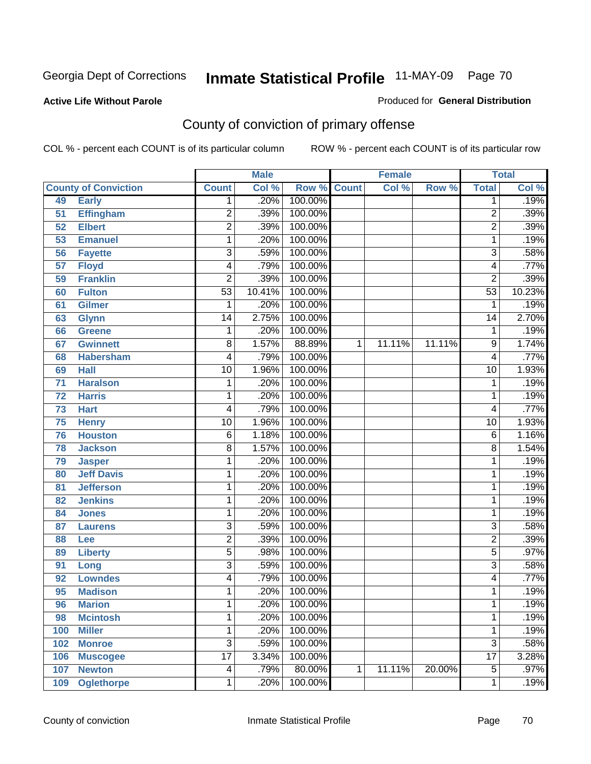Georgia Dept of Corrections **Inmate Statistical Profile** 11-MAY-09

**Active Life Without Parole**

Produced for **General Distribution**

## County of conviction of primary offense

COL % - percent each COUNT is of its particular column ROW % - percent each COUNT is of its particular row

| County of Conviction | | Male | | | Female | | | Total | |
|---|---|---|---|---|---|---|---|---|---|
| | | Count | Col % | Row % | Count | Col % | Row % | Total | Col % |
| 49 | Early | 1 | .20% | 100.00% | | | | 1 | .19% |
| 51 | Effingham | 2 | .39% | 100.00% | | | | 2 | .39% |
| 52 | Elbert | 2 | .39% | 100.00% | | | | 2 | .39% |
| 53 | Emanuel | 1 | .20% | 100.00% | | | | 1 | .19% |
| 56 | Fayette | 3 | .59% | 100.00% | | | | 3 | .58% |
| 57 | Floyd | 4 | .79% | 100.00% | | | | 4 | .77% |
| 59 | Franklin | 2 | .39% | 100.00% | | | | 2 | .39% |
| 60 | Fulton | 53 | 10.41% | 100.00% | | | | 53 | 10.23% |
| 61 | Gilmer | 1 | .20% | 100.00% | | | | 1 | .19% |
| 63 | Glynn | 14 | 2.75% | 100.00% | | | | 14 | 2.70% |
| 66 | Greene | 1 | .20% | 100.00% | | | | 1 | .19% |
| 67 | Gwinnett | 8 | 1.57% | 88.89% | 1 | 11.11% | 11.11% | 9 | 1.74% |
| 68 | Habersham | 4 | .79% | 100.00% | | | | 4 | .77% |
| 69 | Hall | 10 | 1.96% | 100.00% | | | | 10 | 1.93% |
| 71 | Haralson | 1 | .20% | 100.00% | | | | 1 | .19% |
| 72 | Harris | 1 | .20% | 100.00% | | | | 1 | .19% |
| 73 | Hart | 4 | .79% | 100.00% | | | | 4 | .77% |
| 75 | Henry | 10 | 1.96% | 100.00% | | | | 10 | 1.93% |
| 76 | Houston | 6 | 1.18% | 100.00% | | | | 6 | 1.16% |
| 78 | Jackson | 8 | 1.57% | 100.00% | | | | 8 | 1.54% |
| 79 | Jasper | 1 | .20% | 100.00% | | | | 1 | .19% |
| 80 | Jeff Davis | 1 | .20% | 100.00% | | | | 1 | .19% |
| 81 | Jefferson | 1 | .20% | 100.00% | | | | 1 | .19% |
| 82 | Jenkins | 1 | .20% | 100.00% | | | | 1 | .19% |
| 84 | Jones | 1 | .20% | 100.00% | | | | 1 | .19% |
| 87 | Laurens | 3 | .59% | 100.00% | | | | 3 | .58% |
| 88 | Lee | 2 | .39% | 100.00% | | | | 2 | .39% |
| 89 | Liberty | 5 | .98% | 100.00% | | | | 5 | .97% |
| 91 | Long | 3 | .59% | 100.00% | | | | 3 | .58% |
| 92 | Lowndes | 4 | .79% | 100.00% | | | | 4 | .77% |
| 95 | Madison | 1 | .20% | 100.00% | | | | 1 | .19% |
| 96 | Marion | 1 | .20% | 100.00% | | | | 1 | .19% |
| 98 | Mcintosh | 1 | .20% | 100.00% | | | | 1 | .19% |
| 100 | Miller | 1 | .20% | 100.00% | | | | 1 | .19% |
| 102 | Monroe | 3 | .59% | 100.00% | | | | 3 | .58% |
| 106 | Muscogee | 17 | 3.34% | 100.00% | | | | 17 | 3.28% |
| 107 | Newton | 4 | .79% | 80.00% | 1 | 11.11% | 20.00% | 5 | .97% |
| 109 | Oglethorpe | 1 | .20% | 100.00% | | | | 1 | .19% |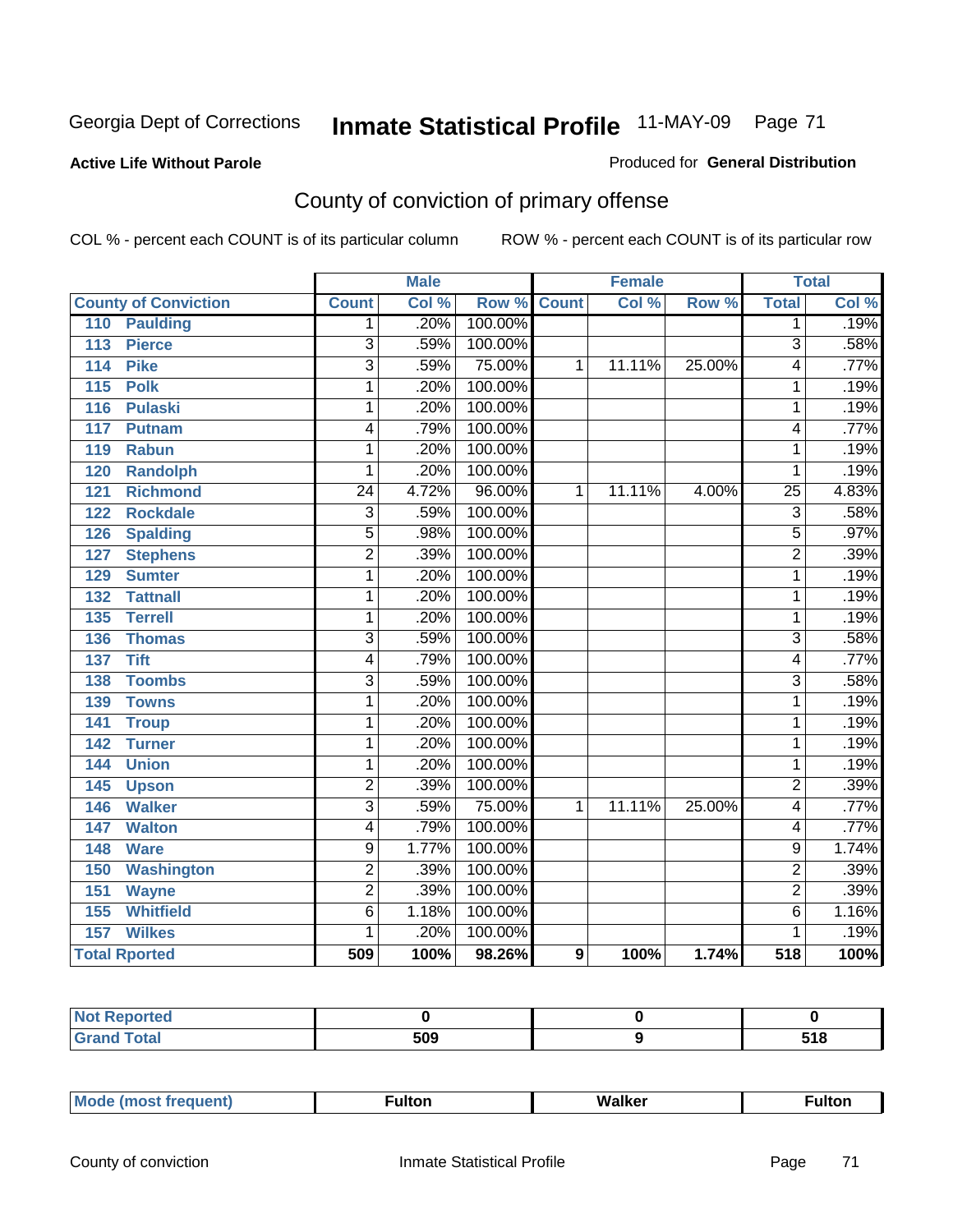Georgia Dept of Corrections **Inmate Statistical Profile** 11-MAY-09

**Active Life Without Parole**

Produced for **General Distribution**

## County of conviction of primary offense

COL % - percent each COUNT is of its particular column ROW % - percent each COUNT is of its particular row

| County of Conviction | Male Count | Male Col % | Male Row % | Female Count | Female Col % | Female Row % | Total | Total Col % |
|---|---|---|---|---|---|---|---|---|
| 110 Paulding | 1 | .20% | 100.00% | | | | 1 | .19% |
| 113 Pierce | 3 | .59% | 100.00% | | | | 3 | .58% |
| 114 Pike | 3 | .59% | 75.00% | 1 | 11.11% | 25.00% | 4 | .77% |
| 115 Polk | 1 | .20% | 100.00% | | | | 1 | .19% |
| 116 Pulaski | 1 | .20% | 100.00% | | | | 1 | .19% |
| 117 Putnam | 4 | .79% | 100.00% | | | | 4 | .77% |
| 119 Rabun | 1 | .20% | 100.00% | | | | 1 | .19% |
| 120 Randolph | 1 | .20% | 100.00% | | | | 1 | .19% |
| 121 Richmond | 24 | 4.72% | 96.00% | 1 | 11.11% | 4.00% | 25 | 4.83% |
| 122 Rockdale | 3 | .59% | 100.00% | | | | 3 | .58% |
| 126 Spalding | 5 | .98% | 100.00% | | | | 5 | .97% |
| 127 Stephens | 2 | .39% | 100.00% | | | | 2 | .39% |
| 129 Sumter | 1 | .20% | 100.00% | | | | 1 | .19% |
| 132 Tattnall | 1 | .20% | 100.00% | | | | 1 | .19% |
| 135 Terrell | 1 | .20% | 100.00% | | | | 1 | .19% |
| 136 Thomas | 3 | .59% | 100.00% | | | | 3 | .58% |
| 137 Tift | 4 | .79% | 100.00% | | | | 4 | .77% |
| 138 Toombs | 3 | .59% | 100.00% | | | | 3 | .58% |
| 139 Towns | 1 | .20% | 100.00% | | | | 1 | .19% |
| 141 Troup | 1 | .20% | 100.00% | | | | 1 | .19% |
| 142 Turner | 1 | .20% | 100.00% | | | | 1 | .19% |
| 144 Union | 1 | .20% | 100.00% | | | | 1 | .19% |
| 145 Upson | 2 | .39% | 100.00% | | | | 2 | .39% |
| 146 Walker | 3 | .59% | 75.00% | 1 | 11.11% | 25.00% | 4 | .77% |
| 147 Walton | 4 | .79% | 100.00% | | | | 4 | .77% |
| 148 Ware | 9 | 1.77% | 100.00% | | | | 9 | 1.74% |
| 150 Washington | 2 | .39% | 100.00% | | | | 2 | .39% |
| 151 Wayne | 2 | .39% | 100.00% | | | | 2 | .39% |
| 155 Whitfield | 6 | 1.18% | 100.00% | | | | 6 | 1.16% |
| 157 Wilkes | 1 | .20% | 100.00% | | | | 1 | .19% |
| **Total Rported** | **509** | **100%** | **98.26%** | **9** | **100%** | **1.74%** | **518** | **100%** |

| | Male | Female | Total |
|---|---|---|---|
| Not Reported | 0 | 0 | 0 |
| Grand Total | 509 | 9 | 518 |

| | Male | Female | Total |
|---|---|---|---|
| Mode (most frequent) | Fulton | Walker | Fulton |

County of conviction Inmate Statistical Profile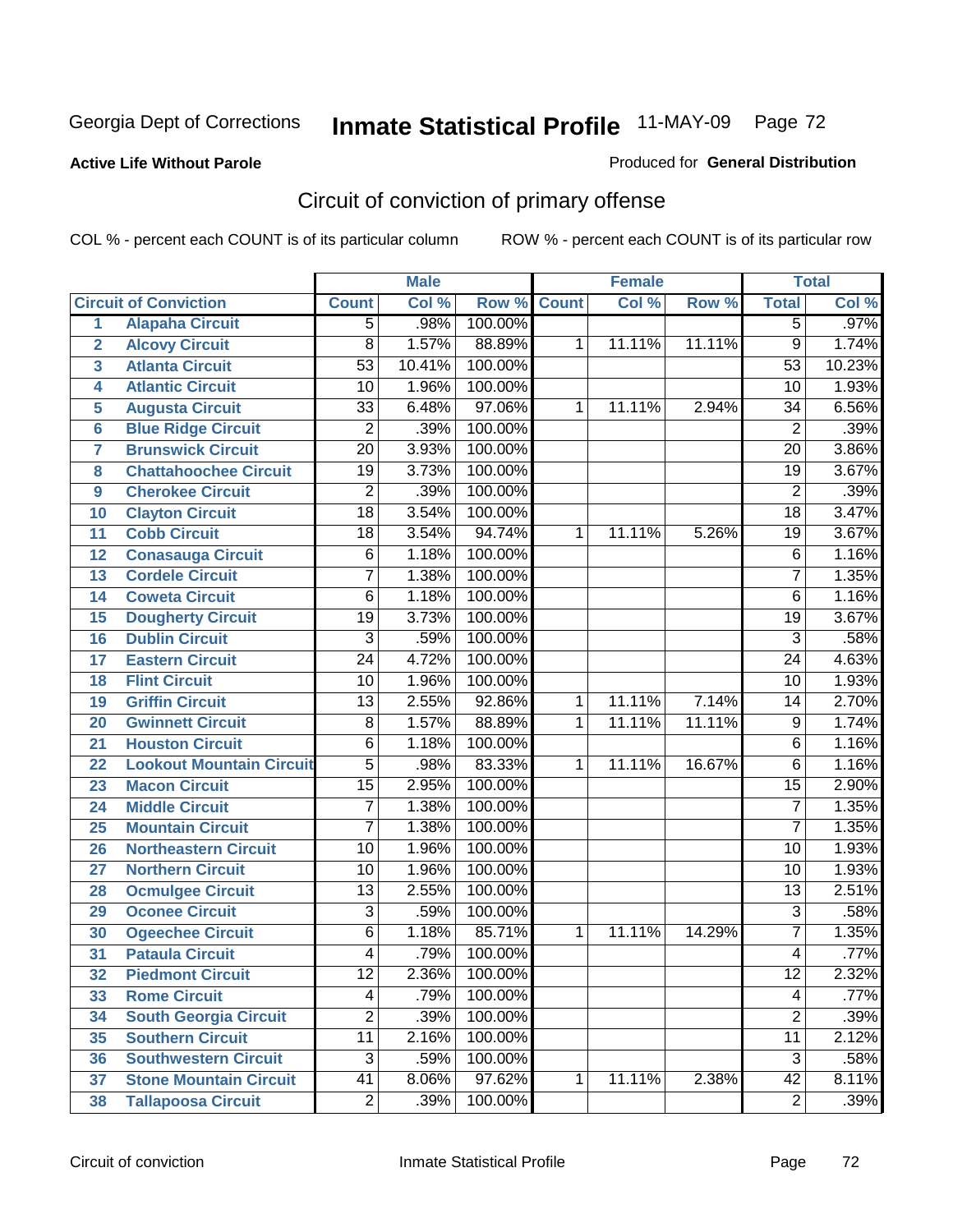Georgia Dept of Corrections **Inmate Statistical Profile** 11-MAY-09

**Active Life Without Parole**

Produced for **General Distribution**

## Circuit of conviction of primary offense

COL % - percent each COUNT is of its particular column

ROW % - percent each COUNT is of its particular row

| | | Male | | | Female | | | Total | |
|---|---|---|---|---|---|---|---|---|---|
| **Circuit of Conviction** | | **Count** | **Col %** | **Row %** | **Count** | **Col %** | **Row %** | **Total** | **Col %** |
| 1 | Alapaha Circuit | 5 | .98% | 100.00% | | | | 5 | .97% |
| 2 | Alcovy Circuit | 8 | 1.57% | 88.89% | 1 | 11.11% | 11.11% | 9 | 1.74% |
| 3 | Atlanta Circuit | 53 | 10.41% | 100.00% | | | | 53 | 10.23% |
| 4 | Atlantic Circuit | 10 | 1.96% | 100.00% | | | | 10 | 1.93% |
| 5 | Augusta Circuit | 33 | 6.48% | 97.06% | 1 | 11.11% | 2.94% | 34 | 6.56% |
| 6 | Blue Ridge Circuit | 2 | .39% | 100.00% | | | | 2 | .39% |
| 7 | Brunswick Circuit | 20 | 3.93% | 100.00% | | | | 20 | 3.86% |
| 8 | Chattahoochee Circuit | 19 | 3.73% | 100.00% | | | | 19 | 3.67% |
| 9 | Cherokee Circuit | 2 | .39% | 100.00% | | | | 2 | .39% |
| 10 | Clayton Circuit | 18 | 3.54% | 100.00% | | | | 18 | 3.47% |
| 11 | Cobb Circuit | 18 | 3.54% | 94.74% | 1 | 11.11% | 5.26% | 19 | 3.67% |
| 12 | Conasauga Circuit | 6 | 1.18% | 100.00% | | | | 6 | 1.16% |
| 13 | Cordele Circuit | 7 | 1.38% | 100.00% | | | | 7 | 1.35% |
| 14 | Coweta Circuit | 6 | 1.18% | 100.00% | | | | 6 | 1.16% |
| 15 | Dougherty Circuit | 19 | 3.73% | 100.00% | | | | 19 | 3.67% |
| 16 | Dublin Circuit | 3 | .59% | 100.00% | | | | 3 | .58% |
| 17 | Eastern Circuit | 24 | 4.72% | 100.00% | | | | 24 | 4.63% |
| 18 | Flint Circuit | 10 | 1.96% | 100.00% | | | | 10 | 1.93% |
| 19 | Griffin Circuit | 13 | 2.55% | 92.86% | 1 | 11.11% | 7.14% | 14 | 2.70% |
| 20 | Gwinnett Circuit | 8 | 1.57% | 88.89% | 1 | 11.11% | 11.11% | 9 | 1.74% |
| 21 | Houston Circuit | 6 | 1.18% | 100.00% | | | | 6 | 1.16% |
| 22 | Lookout Mountain Circuit | 5 | .98% | 83.33% | 1 | 11.11% | 16.67% | 6 | 1.16% |
| 23 | Macon Circuit | 15 | 2.95% | 100.00% | | | | 15 | 2.90% |
| 24 | Middle Circuit | 7 | 1.38% | 100.00% | | | | 7 | 1.35% |
| 25 | Mountain Circuit | 7 | 1.38% | 100.00% | | | | 7 | 1.35% |
| 26 | Northeastern Circuit | 10 | 1.96% | 100.00% | | | | 10 | 1.93% |
| 27 | Northern Circuit | 10 | 1.96% | 100.00% | | | | 10 | 1.93% |
| 28 | Ocmulgee Circuit | 13 | 2.55% | 100.00% | | | | 13 | 2.51% |
| 29 | Oconee Circuit | 3 | .59% | 100.00% | | | | 3 | .58% |
| 30 | Ogeechee Circuit | 6 | 1.18% | 85.71% | 1 | 11.11% | 14.29% | 7 | 1.35% |
| 31 | Pataula Circuit | 4 | .79% | 100.00% | | | | 4 | .77% |
| 32 | Piedmont Circuit | 12 | 2.36% | 100.00% | | | | 12 | 2.32% |
| 33 | Rome Circuit | 4 | .79% | 100.00% | | | | 4 | .77% |
| 34 | South Georgia Circuit | 2 | .39% | 100.00% | | | | 2 | .39% |
| 35 | Southern Circuit | 11 | 2.16% | 100.00% | | | | 11 | 2.12% |
| 36 | Southwestern Circuit | 3 | .59% | 100.00% | | | | 3 | .58% |
| 37 | Stone Mountain Circuit | 41 | 8.06% | 97.62% | 1 | 11.11% | 2.38% | 42 | 8.11% |
| 38 | Tallapoosa Circuit | 2 | .39% | 100.00% | | | | 2 | .39% |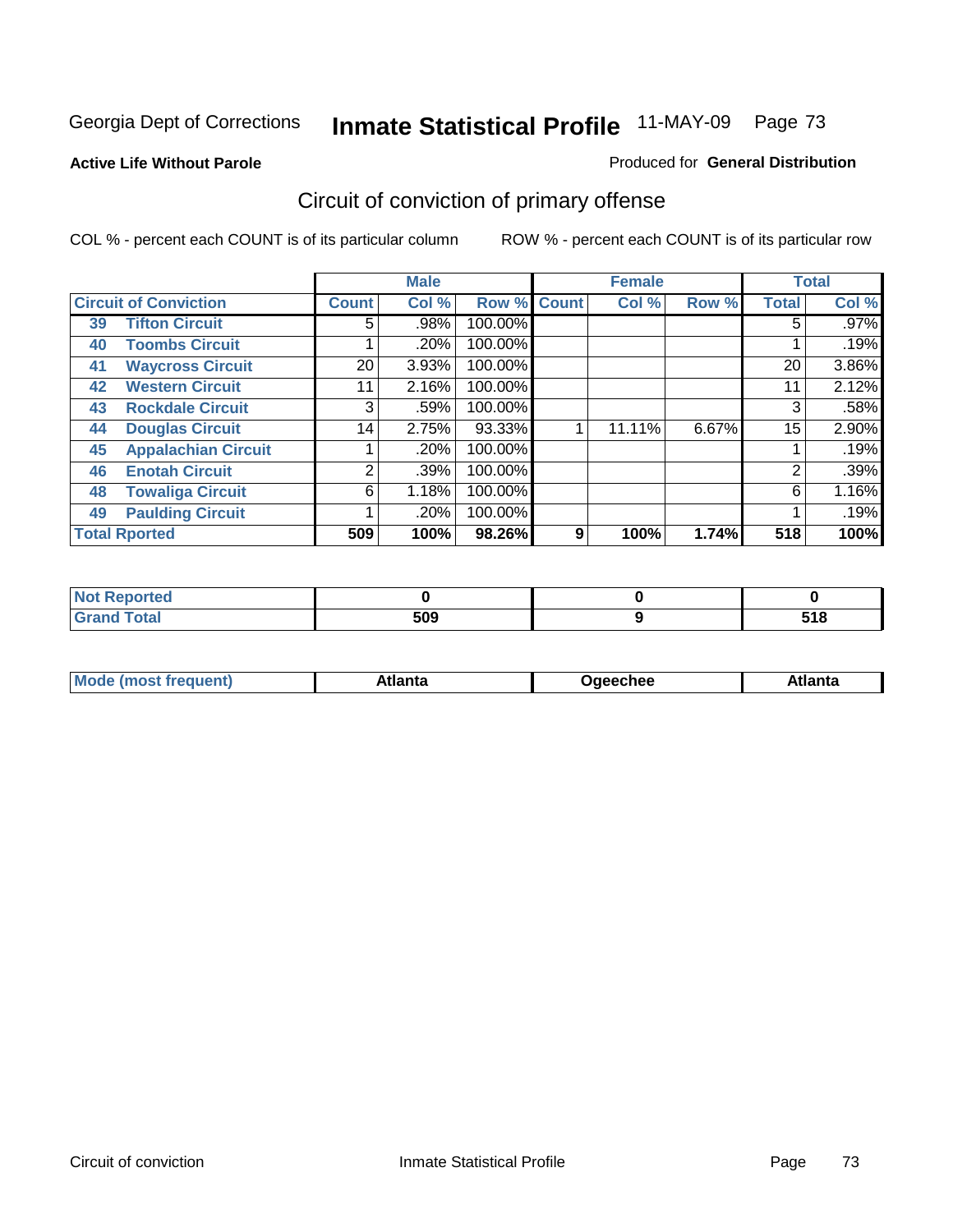Georgia Dept of Corrections **Inmate Statistical Profile** 11-MAY-09

**Active Life Without Parole**

Produced for **General Distribution**

## Circuit of conviction of primary offense

COL % - percent each COUNT is of its particular column

ROW % - percent each COUNT is of its particular row

| Circuit of Conviction | | Male | | | Female | | | Total | |
|---|---|---|---|---|---|---|---|---|---|
| | | Count | Col % | Row % | Count | Col % | Row % | Total | Col % |
| 39 | Tifton Circuit | 5 | .98% | 100.00% | | | | 5 | .97% |
| 40 | Toombs Circuit | 1 | .20% | 100.00% | | | | 1 | .19% |
| 41 | Waycross Circuit | 20 | 3.93% | 100.00% | | | | 20 | 3.86% |
| 42 | Western Circuit | 11 | 2.16% | 100.00% | | | | 11 | 2.12% |
| 43 | Rockdale Circuit | 3 | .59% | 100.00% | | | | 3 | .58% |
| 44 | Douglas Circuit | 14 | 2.75% | 93.33% | 1 | 11.11% | 6.67% | 15 | 2.90% |
| 45 | Appalachian Circuit | 1 | .20% | 100.00% | | | | 1 | .19% |
| 46 | Enotah Circuit | 2 | .39% | 100.00% | | | | 2 | .39% |
| 48 | Towaliga Circuit | 6 | 1.18% | 100.00% | | | | 6 | 1.16% |
| 49 | Paulding Circuit | 1 | .20% | 100.00% | | | | 1 | .19% |
| **Total Rported** | | **509** | **100%** | **98.26%** | **9** | **100%** | **1.74%** | **518** | **100%** |

| | Male | Female | Total |
|---|---|---|---|
| Not Reported | **0** | **0** | **0** |
| Grand Total | **509** | **9** | **518** |

| | Male | Female | Total |
|---|---|---|---|
| Mode (most frequent) | **Atlanta** | **Ogeechee** | **Atlanta** |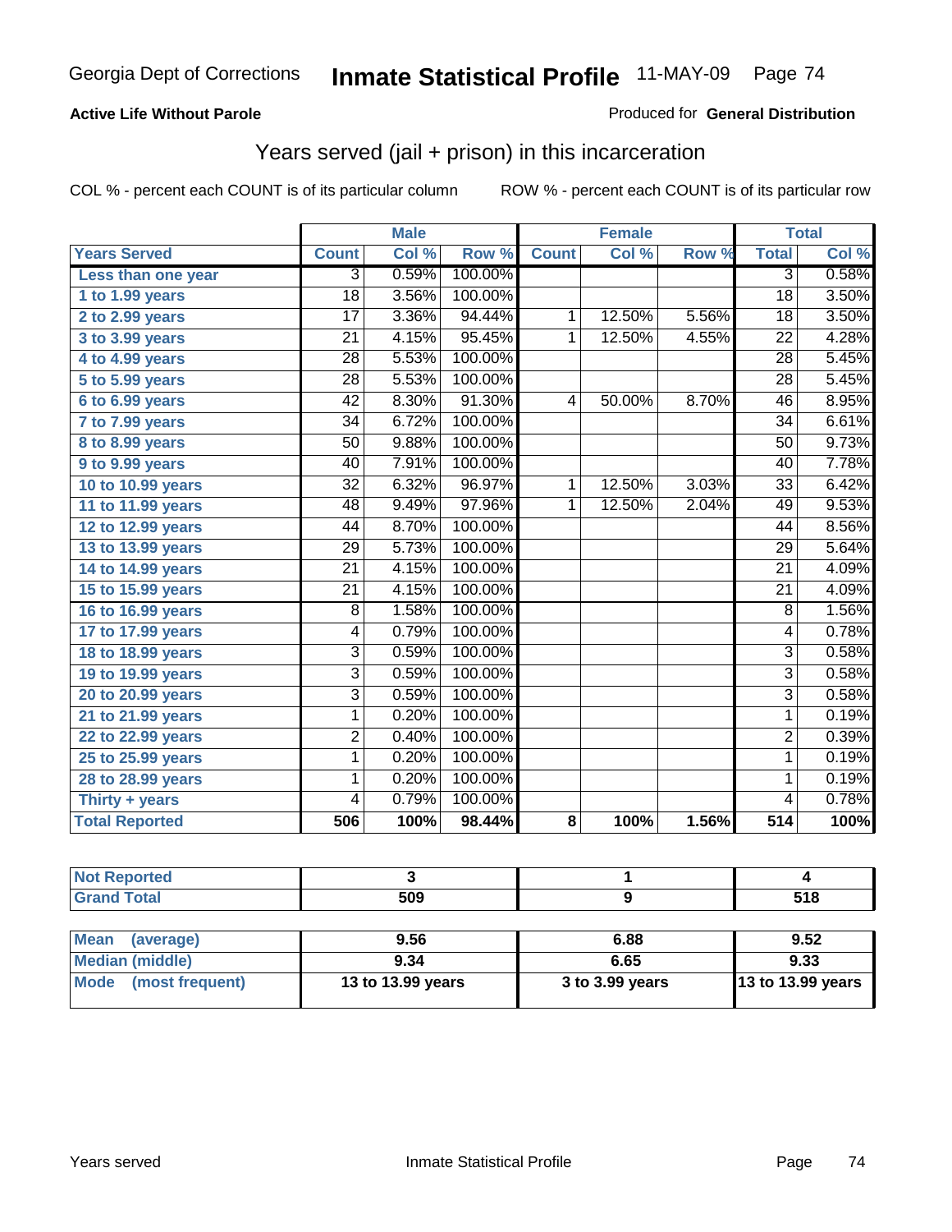Georgia Dept of Corrections **Inmate Statistical Profile** 11-MAY-09 Page 74

**Active Life Without Parole**

Produced for **General Distribution**

## Years served (jail + prison) in this incarceration

COL % - percent each COUNT is of its particular column

ROW % - percent each COUNT is of its particular row

| | Male | | | Female | | | Total | |
|---|---|---|---|---|---|---|---|---|
| **Years Served** | **Count** | **Col %** | **Row %** | **Count** | **Col %** | **Row %** | **Total** | **Col %** |
| Less than one year | 3 | 0.59% | 100.00% | | | | 3 | 0.58% |
| 1 to 1.99 years | 18 | 3.56% | 100.00% | | | | 18 | 3.50% |
| 2 to 2.99 years | 17 | 3.36% | 94.44% | 1 | 12.50% | 5.56% | 18 | 3.50% |
| 3 to 3.99 years | 21 | 4.15% | 95.45% | 1 | 12.50% | 4.55% | 22 | 4.28% |
| 4 to 4.99 years | 28 | 5.53% | 100.00% | | | | 28 | 5.45% |
| 5 to 5.99 years | 28 | 5.53% | 100.00% | | | | 28 | 5.45% |
| 6 to 6.99 years | 42 | 8.30% | 91.30% | 4 | 50.00% | 8.70% | 46 | 8.95% |
| 7 to 7.99 years | 34 | 6.72% | 100.00% | | | | 34 | 6.61% |
| 8 to 8.99 years | 50 | 9.88% | 100.00% | | | | 50 | 9.73% |
| 9 to 9.99 years | 40 | 7.91% | 100.00% | | | | 40 | 7.78% |
| 10 to 10.99 years | 32 | 6.32% | 96.97% | 1 | 12.50% | 3.03% | 33 | 6.42% |
| 11 to 11.99 years | 48 | 9.49% | 97.96% | 1 | 12.50% | 2.04% | 49 | 9.53% |
| 12 to 12.99 years | 44 | 8.70% | 100.00% | | | | 44 | 8.56% |
| 13 to 13.99 years | 29 | 5.73% | 100.00% | | | | 29 | 5.64% |
| 14 to 14.99 years | 21 | 4.15% | 100.00% | | | | 21 | 4.09% |
| 15 to 15.99 years | 21 | 4.15% | 100.00% | | | | 21 | 4.09% |
| 16 to 16.99 years | 8 | 1.58% | 100.00% | | | | 8 | 1.56% |
| 17 to 17.99 years | 4 | 0.79% | 100.00% | | | | 4 | 0.78% |
| 18 to 18.99 years | 3 | 0.59% | 100.00% | | | | 3 | 0.58% |
| 19 to 19.99 years | 3 | 0.59% | 100.00% | | | | 3 | 0.58% |
| 20 to 20.99 years | 3 | 0.59% | 100.00% | | | | 3 | 0.58% |
| 21 to 21.99 years | 1 | 0.20% | 100.00% | | | | 1 | 0.19% |
| 22 to 22.99 years | 2 | 0.40% | 100.00% | | | | 2 | 0.39% |
| 25 to 25.99 years | 1 | 0.20% | 100.00% | | | | 1 | 0.19% |
| 28 to 28.99 years | 1 | 0.20% | 100.00% | | | | 1 | 0.19% |
| Thirty + years | 4 | 0.79% | 100.00% | | | | 4 | 0.78% |
| **Total Reported** | **506** | **100%** | **98.44%** | **8** | **100%** | **1.56%** | **514** | **100%** |

| | Male | Female | Total |
|---|---|---|---|
| Not Reported | **3** | **1** | **4** |
| Grand Total | **509** | **9** | **518** |

| | Male | Female | Total |
|---|---|---|---|
| Mean (average) | **9.56** | **6.88** | **9.52** |
| Median (middle) | **9.34** | **6.65** | **9.33** |
| Mode (most frequent) | **13 to 13.99 years** | **3 to 3.99 years** | **13 to 13.99 years** |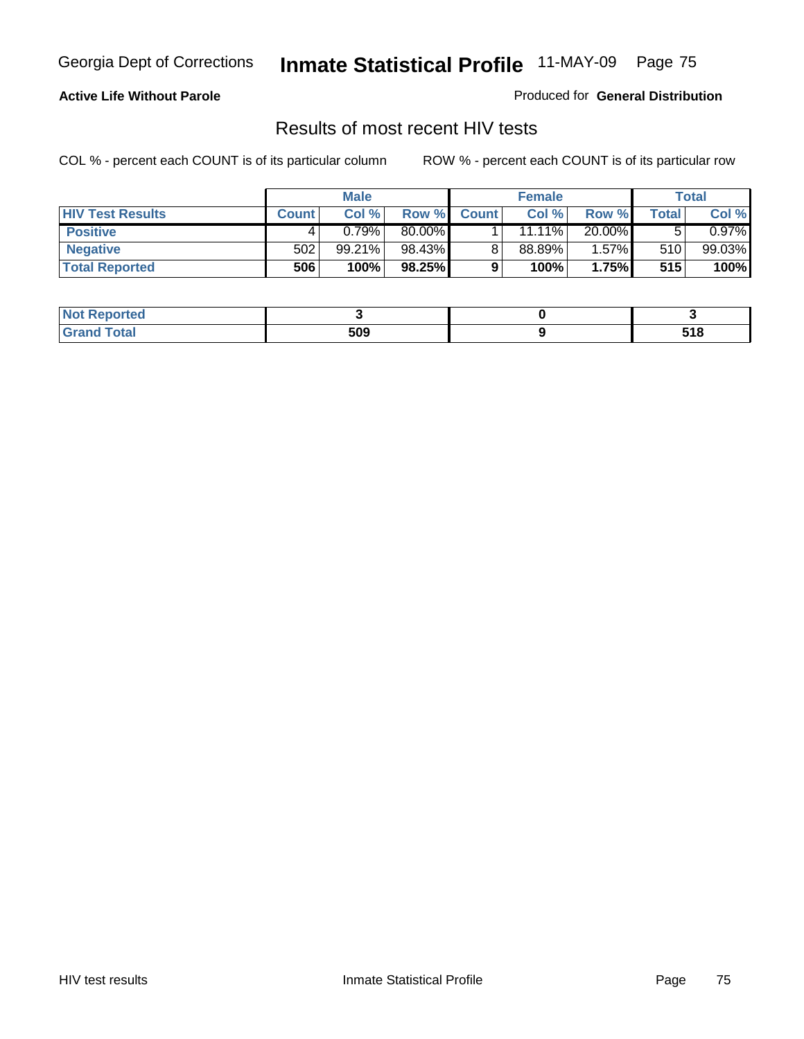**Active Life Without Parole**

Produced for **General Distribution**

## Results of most recent HIV tests

COL % - percent each COUNT is of its particular column

ROW % - percent each COUNT is of its particular row

| | Male | | | Female | | | Total | |
|---|---|---|---|---|---|---|---|---|
| **HIV Test Results** | **Count** | **Col %** | **Row %** | **Count** | **Col %** | **Row %** | **Total** | **Col %** |
| **Positive** | 4 | 0.79% | 80.00% | 1 | 11.11% | 20.00% | 5 | 0.97% |
| **Negative** | 502 | 99.21% | 98.43% | 8 | 88.89% | 1.57% | 510 | 99.03% |
| **Total Reported** | **506** | **100%** | **98.25%** | **9** | **100%** | **1.75%** | **515** | **100%** |

| | Male | Female | Total |
|---|---|---|---|
| **Not Reported** | **3** | **0** | **3** |
| **Grand Total** | **509** | **9** | **518** |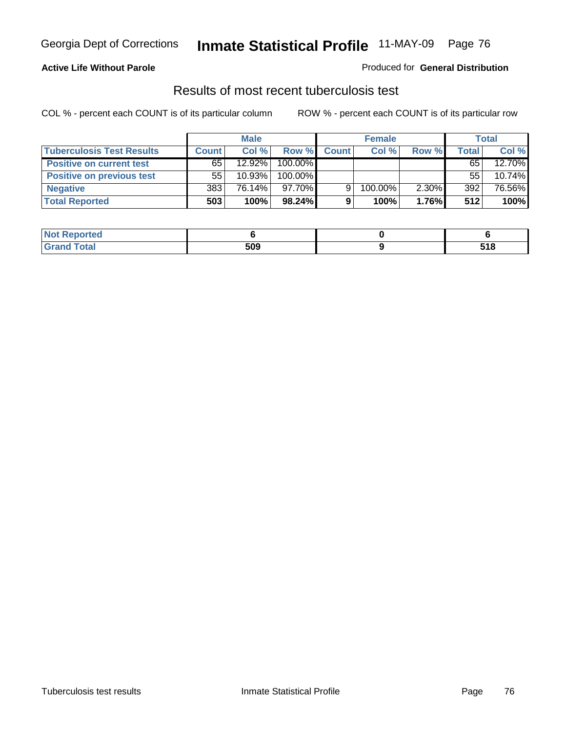**Active Life Without Parole**

Produced for **General Distribution**

## Results of most recent tuberculosis test

COL % - percent each COUNT is of its particular column

ROW % - percent each COUNT is of its particular row

| | Male | | | Female | | | Total | |
|---|---|---|---|---|---|---|---|---|
| **Tuberculosis Test Results** | **Count** | **Col %** | **Row %** | **Count** | **Col %** | **Row %** | **Total** | **Col %** |
| **Positive on current test** | 65 | 12.92% | 100.00% | | | | 65 | 12.70% |
| **Positive on previous test** | 55 | 10.93% | 100.00% | | | | 55 | 10.74% |
| **Negative** | 383 | 76.14% | 97.70% | 9 | 100.00% | 2.30% | 392 | 76.56% |
| **Total Reported** | **503** | **100%** | **98.24%** | **9** | **100%** | **1.76%** | **512** | **100%** |

| | Male | Female | Total |
|---|---|---|---|
| **Not Reported** | **6** | **0** | **6** |
| **Grand Total** | **509** | **9** | **518** |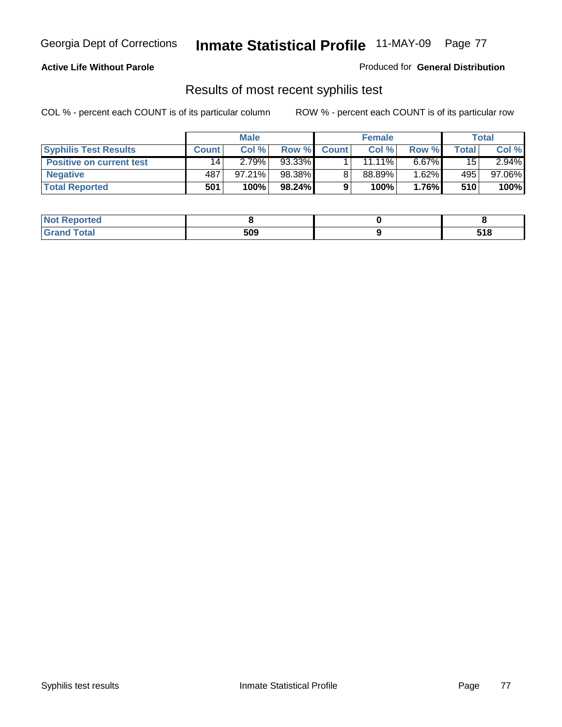**Active Life Without Parole**

Produced for **General Distribution**

## Results of most recent syphilis test

COL % - percent each COUNT is of its particular column

ROW % - percent each COUNT is of its particular row

| | Male | | | Female | | | Total | |
|---|---|---|---|---|---|---|---|---|
| **Syphilis Test Results** | **Count** | **Col %** | **Row %** | **Count** | **Col %** | **Row %** | **Total** | **Col %** |
| **Positive on current test** | 14 | 2.79% | 93.33% | 1 | 11.11% | 6.67% | 15 | 2.94% |
| **Negative** | 487 | 97.21% | 98.38% | 8 | 88.89% | 1.62% | 495 | 97.06% |
| **Total Reported** | **501** | **100%** | **98.24%** | **9** | **100%** | **1.76%** | **510** | **100%** |

| | Male | Female | Total |
|---|---|---|---|
| **Not Reported** | **8** | **0** | **8** |
| **Grand Total** | **509** | **9** | **518** |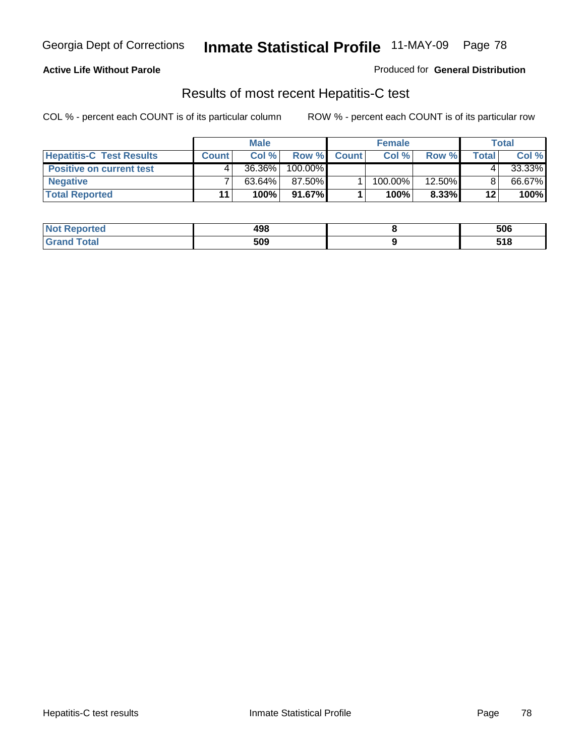Georgia Dept of Corrections **Inmate Statistical Profile** 11-MAY-09

**Active Life Without Parole**

Produced for **General Distribution**

## Results of most recent Hepatitis-C test

COL % - percent each COUNT is of its particular column ROW % - percent each COUNT is of its particular row

| | Male | | | Female | | | Total | |
|---|---|---|---|---|---|---|---|---|
| **Hepatitis-C Test Results** | **Count** | **Col %** | **Row %** | **Count** | **Col %** | **Row %** | **Total** | **Col %** |
| **Positive on current test** | 4 | 36.36% | 100.00% | | | | 4 | 33.33% |
| **Negative** | 7 | 63.64% | 87.50% | 1 | 100.00% | 12.50% | 8 | 66.67% |
| **Total Reported** | **11** | **100%** | **91.67%** | **1** | **100%** | **8.33%** | **12** | **100%** |

| | Male | Female | Total |
|---|---|---|---|
| **Not Reported** | **498** | **8** | **506** |
| **Grand Total** | **509** | **9** | **518** |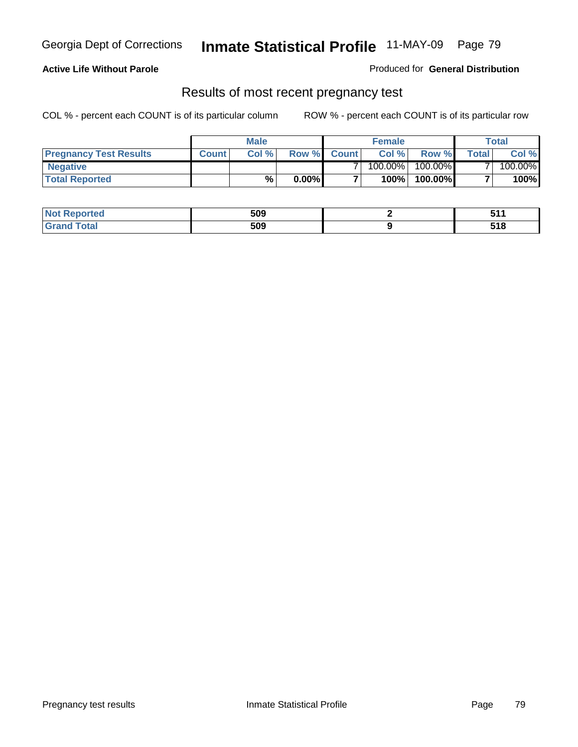Georgia Dept of Corrections **Inmate Statistical Profile** 11-MAY-09

**Active Life Without Parole**

Produced for **General Distribution**

## Results of most recent pregnancy test

COL % - percent each COUNT is of its particular column

ROW % - percent each COUNT is of its particular row

| | Male | | | Female | | | Total | |
|---|---|---|---|---|---|---|---|---|
| **Pregnancy Test Results** | **Count** | **Col %** | **Row %** | **Count** | **Col %** | **Row %** | **Total** | **Col %** |
| **Negative** | | | | 7 | 100.00% | 100.00% | 7 | 100.00% |
| **Total Reported** | | **%** | **0.00%** | **7** | **100%** | **100.00%** | **7** | **100%** |

| | Male | Female | Total |
|---|---|---|---|
| **Not Reported** | **509** | **2** | **511** |
| **Grand Total** | **509** | **9** | **518** |

Pregnancy test results — Inmate Statistical Profile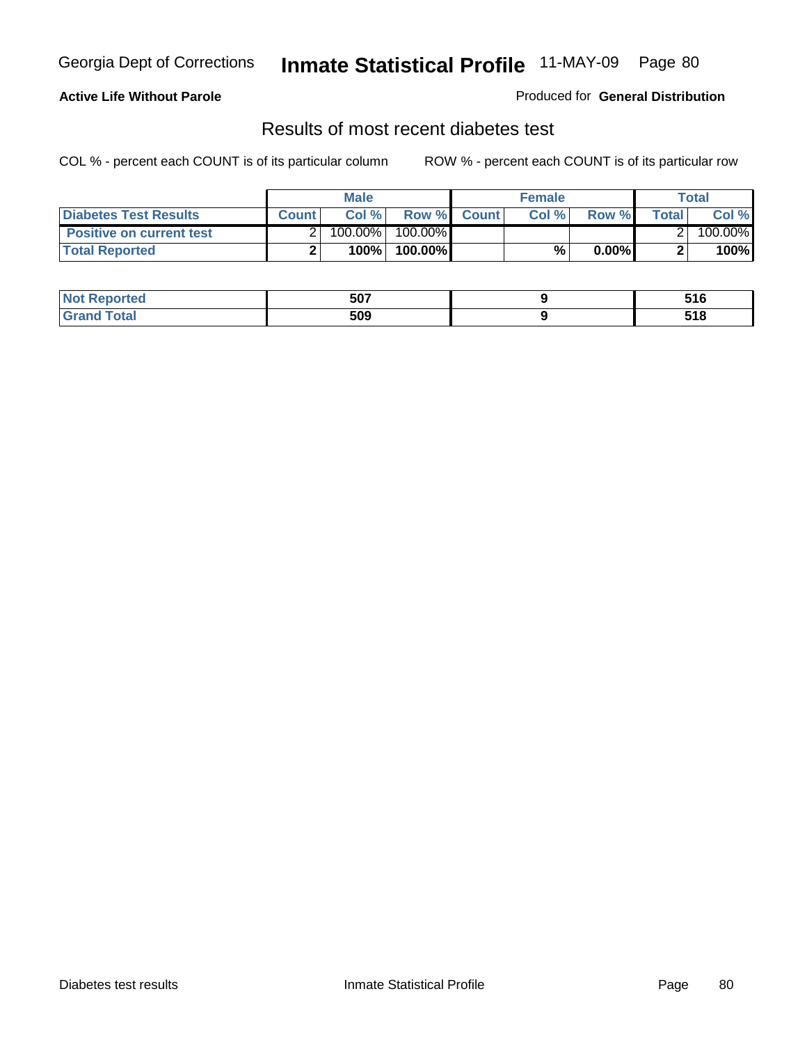Georgia Dept of Corrections **Inmate Statistical Profile** 11-MAY-09

**Active Life Without Parole**

Produced for **General Distribution**

## Results of most recent diabetes test

COL % - percent each COUNT is of its particular column ROW % - percent each COUNT is of its particular row

| | Male | | | Female | | | Total | |
|---|---|---|---|---|---|---|---|---|
| **Diabetes Test Results** | **Count** | **Col %** | **Row %** | **Count** | **Col %** | **Row %** | **Total** | **Col %** |
| **Positive on current test** | 2 | 100.00% | 100.00% | | | | 2 | 100.00% |
| **Total Reported** | **2** | **100%** | **100.00%** | | **%** | **0.00%** | **2** | **100%** |

| | Male | Female | Total |
|---|---|---|---|
| **Not Reported** | **507** | **9** | **516** |
| **Grand Total** | **509** | **9** | **518** |

Diabetes test results Inmate Statistical Profile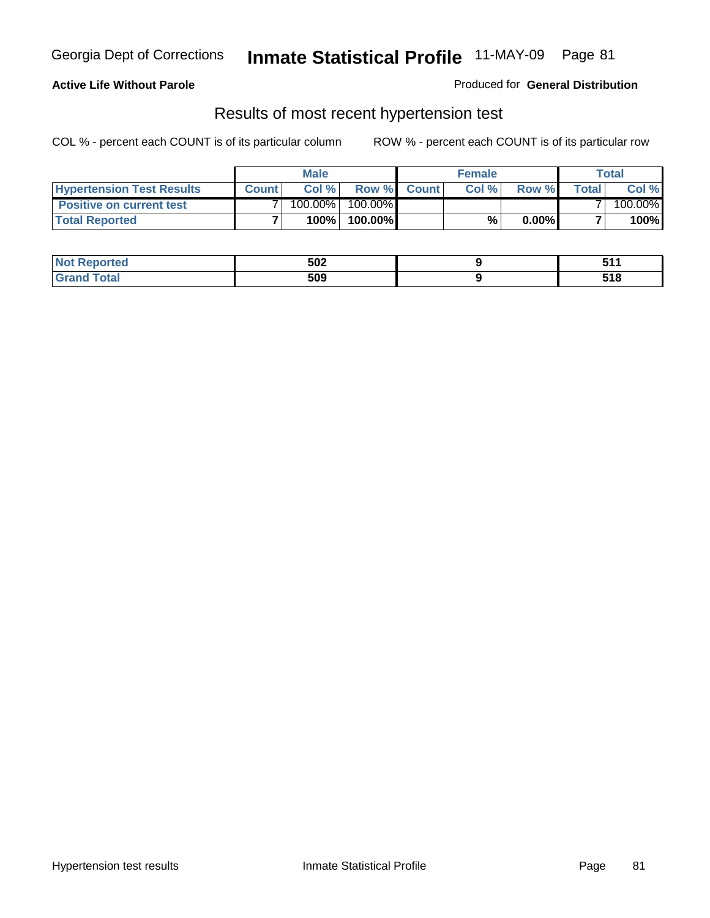Georgia Dept of Corrections **Inmate Statistical Profile** 11-MAY-09

**Active Life Without Parole**

Produced for **General Distribution**

## Results of most recent hypertension test

COL % - percent each COUNT is of its particular column    ROW % - percent each COUNT is of its particular row

| | Male | | | Female | | | Total | |
|---|---|---|---|---|---|---|---|---|
| **Hypertension Test Results** | **Count** | **Col %** | **Row %** | **Count** | **Col %** | **Row %** | **Total** | **Col %** |
| **Positive on current test** | 7 | 100.00% | 100.00% | | | | 7 | 100.00% |
| **Total Reported** | **7** | **100%** | **100.00%** | | **%** | **0.00%** | **7** | **100%** |

| | Male | Female | Total |
|---|---|---|---|
| **Not Reported** | **502** | **9** | **511** |
| **Grand Total** | **509** | **9** | **518** |

Hypertension test results    Inmate Statistical Profile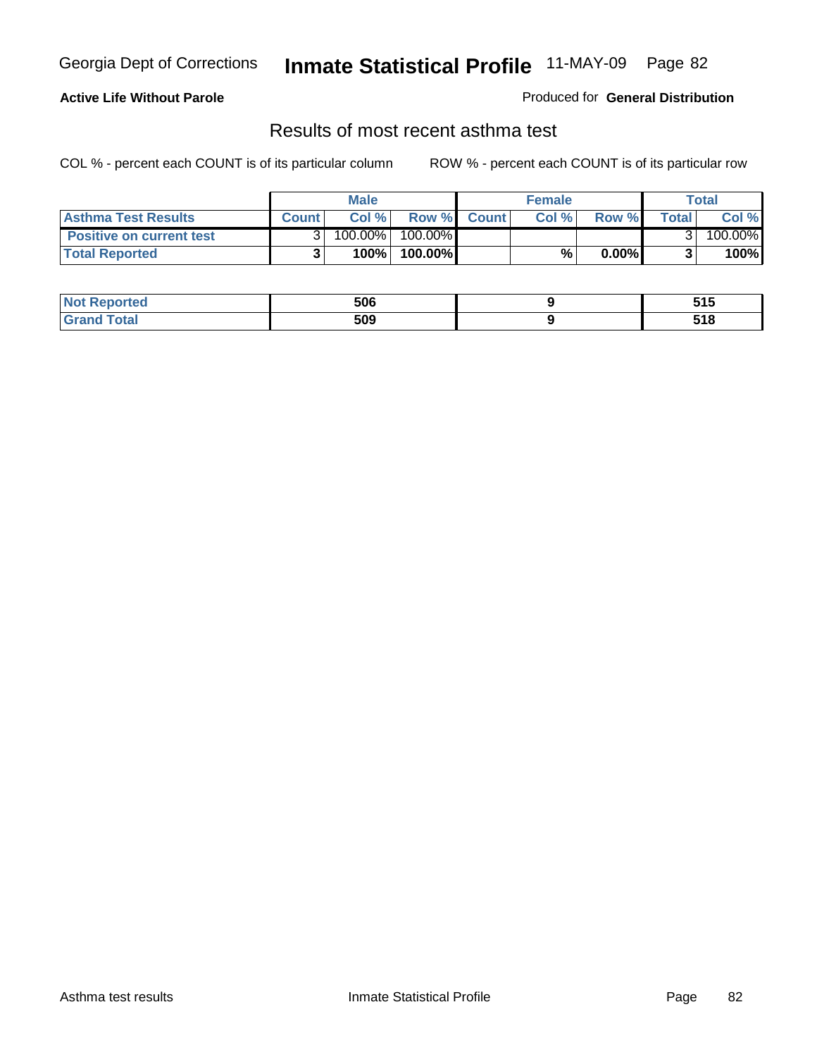Georgia Dept of Corrections **Inmate Statistical Profile** 11-MAY-09

**Active Life Without Parole**

Produced for **General Distribution**

## Results of most recent asthma test

COL % - percent each COUNT is of its particular column        ROW % - percent each COUNT is of its particular row

| | Male | | | Female | | | Total | |
|---|---|---|---|---|---|---|---|---|
| **Asthma Test Results** | **Count** | **Col %** | **Row %** | **Count** | **Col %** | **Row %** | **Total** | **Col %** |
| **Positive on current test** | 3 | 100.00% | 100.00% | | | | 3 | 100.00% |
| **Total Reported** | **3** | **100%** | **100.00%** | | **%** | **0.00%** | **3** | **100%** |

| | Male | Female | Total |
|---|---|---|---|
| **Not Reported** | **506** | **9** | **515** |
| **Grand Total** | **509** | **9** | **518** |